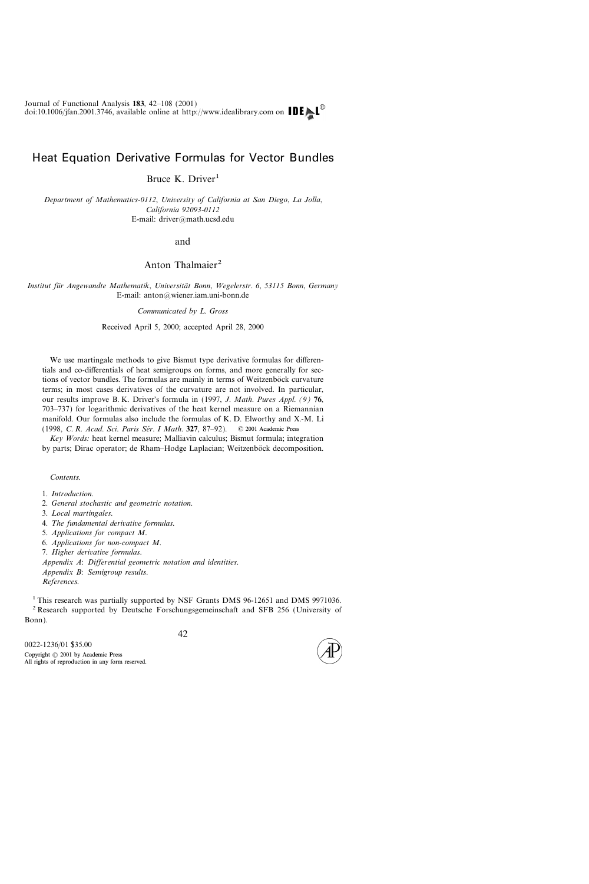Journal of Functional Analysis **183**, 42–108 (2001)
doi:10.1006/jfan.2001.3746, available online at http://www.idealibrary.com on IDEAL®

# Heat Equation Derivative Formulas for Vector Bundles

Bruce K. Driver[1]

*Department of Mathematics-0112, University of California at San Diego, La Jolla, California 92093-0112*
E-mail: driver@math.ucsd.edu

and

Anton Thalmaier[2]

*Institut für Angewandte Mathematik, Universität Bonn, Wegelerstr. 6, 53115 Bonn, Germany*
E-mail: anton@wiener.iam.uni-bonn.de

*Communicated by L. Gross*

Received April 5, 2000; accepted April 28, 2000

We use martingale methods to give Bismut type derivative formulas for differentials and co-differentials of heat semigroups on forms, and more generally for sections of vector bundles. The formulas are mainly in terms of Weitzenböck curvature terms; in most cases derivatives of the curvature are not involved. In particular, our results improve B. K. Driver's formula in (1997, *J. Math. Pures Appl. (9)* **76**, 703–737) for logarithmic derivatives of the heat kernel measure on a Riemannian manifold. Our formulas also include the formulas of K. D. Elworthy and X.-M. Li (1998, *C. R. Acad. Sci. Paris Sér. I Math.* **327**, 87–92). © 2001 Academic Press

*Key Words:* heat kernel measure; Malliavin calculus; Bismut formula; integration by parts; Dirac operator; de Rham–Hodge Laplacian; Weitzenböck decomposition.

*Contents.*

1. *Introduction.*
2. *General stochastic and geometric notation.*
3. *Local martingales.*
4. *The fundamental derivative formulas.*
5. *Applications for compact M.*
6. *Applications for non-compact M.*
7. *Higher derivative formulas.*

*Appendix A: Differential geometric notation and identities.*
*Appendix B: Semigroup results.*
*References.*

[1] This research was partially supported by NSF Grants DMS 96-12651 and DMS 9971036.

[2] Research supported by Deutsche Forschungsgemeinschaft and SFB 256 (University of Bonn).

0022-1236/01 $35.00
Copyright © 2001 by Academic Press
All rights of reproduction in any form reserved.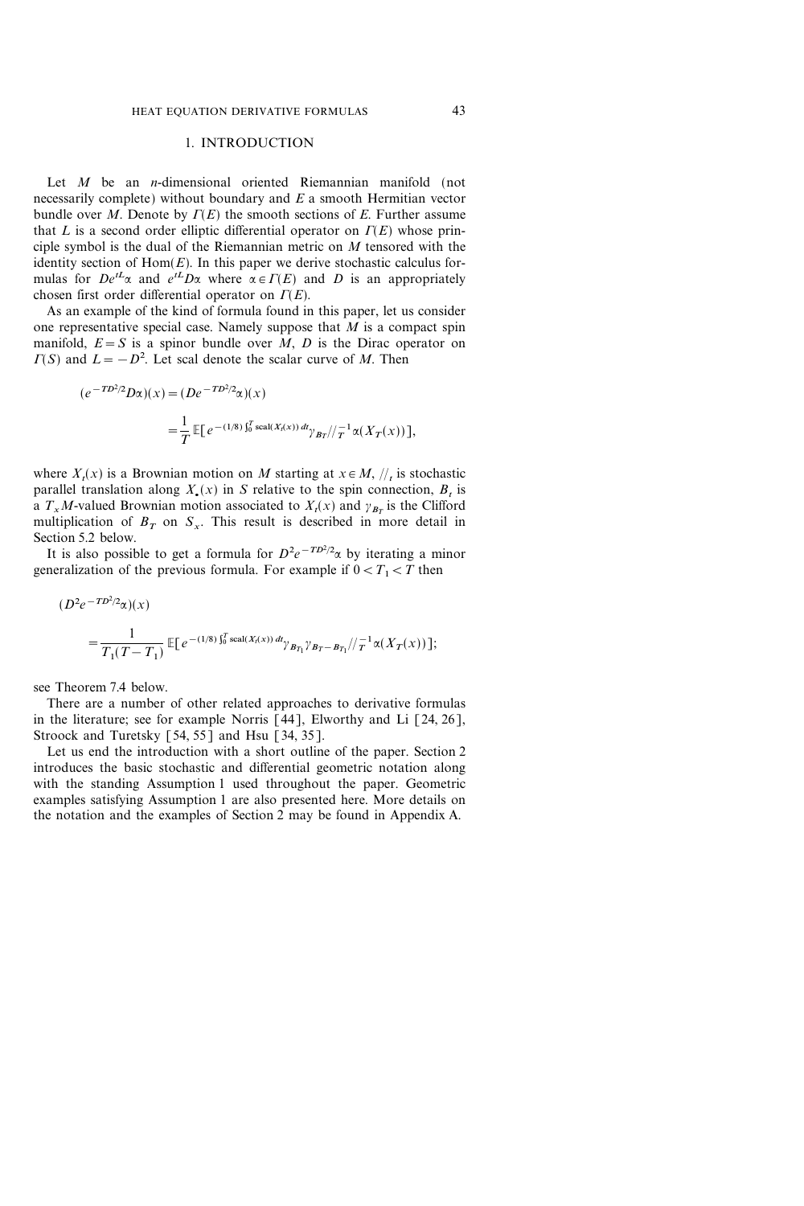## 1. INTRODUCTION

Let $M$ be an $n$-dimensional oriented Riemannian manifold (not necessarily complete) without boundary and $E$ a smooth Hermitian vector bundle over $M$. Denote by $\Gamma(E)$ the smooth sections of $E$. Further assume that $L$ is a second order elliptic differential operator on $\Gamma(E)$ whose principle symbol is the dual of the Riemannian metric on $M$ tensored with the identity section of $\mathrm{Hom}(E)$. In this paper we derive stochastic calculus formulas for $De^{tL}\alpha$ and $e^{tL}D\alpha$ where $\alpha \in \Gamma(E)$ and $D$ is an appropriately chosen first order differential operator on $\Gamma(E)$.

As an example of the kind of formula found in this paper, let us consider one representative special case. Namely suppose that $M$ is a compact spin manifold, $E = S$ is a spinor bundle over $M$, $D$ is the Dirac operator on $\Gamma(S)$ and $L = -D^2$. Let scal denote the scalar curve of $M$. Then

$$
\begin{aligned}
(e^{-TD^2/2}D\alpha)(x) &= (De^{-TD^2/2}\alpha)(x) \\
&= \frac{1}{T}\,\mathbb{E}\big[e^{-(1/8)\int_0^T \mathrm{scal}(X_t(x))\,dt}\gamma_{B_T} //_T^{-1}\alpha(X_T(x))\big],
\end{aligned}
$$

where $X_t(x)$ is a Brownian motion on $M$ starting at $x \in M$, $//_t$ is stochastic parallel translation along $X_\cdot(x)$ in $S$ relative to the spin connection, $B_t$ is a $T_xM$-valued Brownian motion associated to $X_t(x)$ and $\gamma_{B_T}$ is the Clifford multiplication of $B_T$ on $S_x$. This result is described in more detail in Section 5.2 below.

It is also possible to get a formula for $D^2 e^{-TD^2/2}\alpha$ by iterating a minor generalization of the previous formula. For example if $0 < T_1 < T$ then

$$
\begin{aligned}
&(D^2 e^{-TD^2/2}\alpha)(x) \\
&\quad= \frac{1}{T_1(T-T_1)}\,\mathbb{E}\big[e^{-(1/8)\int_0^T \mathrm{scal}(X_t(x))\,dt}\gamma_{B_{T_1}}\gamma_{B_T - B_{T_1}} //_T^{-1}\alpha(X_T(x))\big];
\end{aligned}
$$

see Theorem 7.4 below.

There are a number of other related approaches to derivative formulas in the literature; see for example Norris [44], Elworthy and Li [24, 26], Stroock and Turetsky [54, 55] and Hsu [34, 35].

Let us end the introduction with a short outline of the paper. Section 2 introduces the basic stochastic and differential geometric notation along with the standing Assumption 1 used throughout the paper. Geometric examples satisfying Assumption 1 are also presented here. More details on the notation and the examples of Section 2 may be found in Appendix A.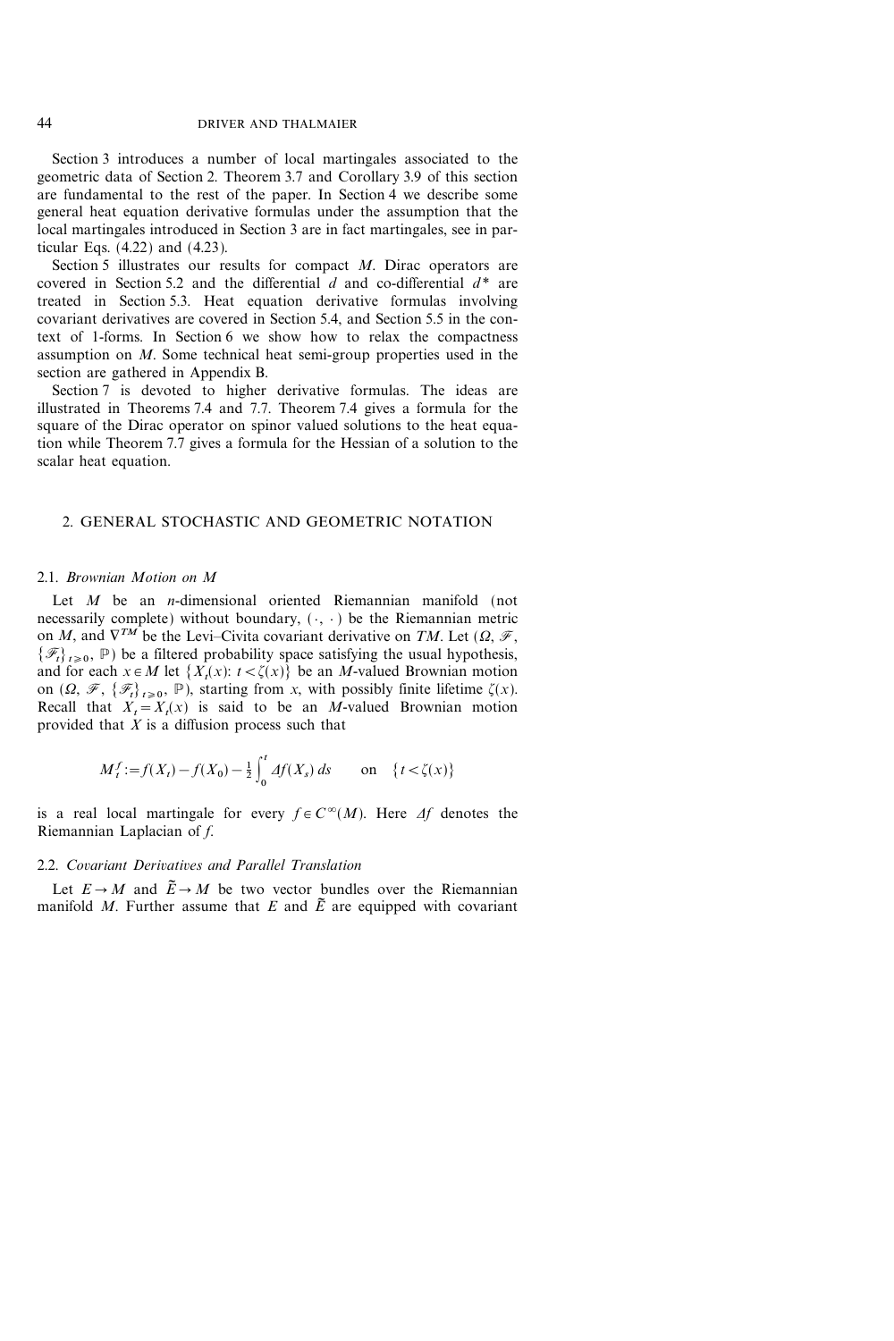Section 3 introduces a number of local martingales associated to the geometric data of Section 2. Theorem 3.7 and Corollary 3.9 of this section are fundamental to the rest of the paper. In Section 4 we describe some general heat equation derivative formulas under the assumption that the local martingales introduced in Section 3 are in fact martingales, see in particular Eqs. (4.22) and (4.23).

Section 5 illustrates our results for compact $M$. Dirac operators are covered in Section 5.2 and the differential $d$ and co-differential $d^*$ are treated in Section 5.3. Heat equation derivative formulas involving covariant derivatives are covered in Section 5.4, and Section 5.5 in the context of 1-forms. In Section 6 we show how to relax the compactness assumption on $M$. Some technical heat semi-group properties used in the section are gathered in Appendix B.

Section 7 is devoted to higher derivative formulas. The ideas are illustrated in Theorems 7.4 and 7.7. Theorem 7.4 gives a formula for the square of the Dirac operator on spinor valued solutions to the heat equation while Theorem 7.7 gives a formula for the Hessian of a solution to the scalar heat equation.

## 2. GENERAL STOCHASTIC AND GEOMETRIC NOTATION

### 2.1. *Brownian Motion on M*

Let $M$ be an $n$-dimensional oriented Riemannian manifold (not necessarily complete) without boundary, $(\cdot, \cdot)$ be the Riemannian metric on $M$, and $\nabla^{TM}$ be the Levi–Civita covariant derivative on $TM$. Let $(\Omega, \mathscr{F}, \{\mathscr{F}_t\}_{t \geqslant 0}, \mathbb{P})$ be a filtered probability space satisfying the usual hypothesis, and for each $x \in M$ let $\{X_t(x) \colon t < \zeta(x)\}$ be an $M$-valued Brownian motion on $(\Omega, \mathscr{F}, \{\mathscr{F}_t\}_{t \geqslant 0}, \mathbb{P})$, starting from $x$, with possibly finite lifetime $\zeta(x)$. Recall that $X_t = X_t(x)$ is said to be an $M$-valued Brownian motion provided that $X$ is a diffusion process such that

$$M_t^f := f(X_t) - f(X_0) - \tfrac{1}{2} \int_0^t \Delta f(X_s)\, ds \qquad \text{on} \quad \{t < \zeta(x)\}$$

is a real local martingale for every $f \in C^\infty(M)$. Here $\Delta f$ denotes the Riemannian Laplacian of $f$.

### 2.2. *Covariant Derivatives and Parallel Translation*

Let $E \to M$ and $\tilde{E} \to M$ be two vector bundles over the Riemannian manifold $M$. Further assume that $E$ and $\tilde{E}$ are equipped with covariant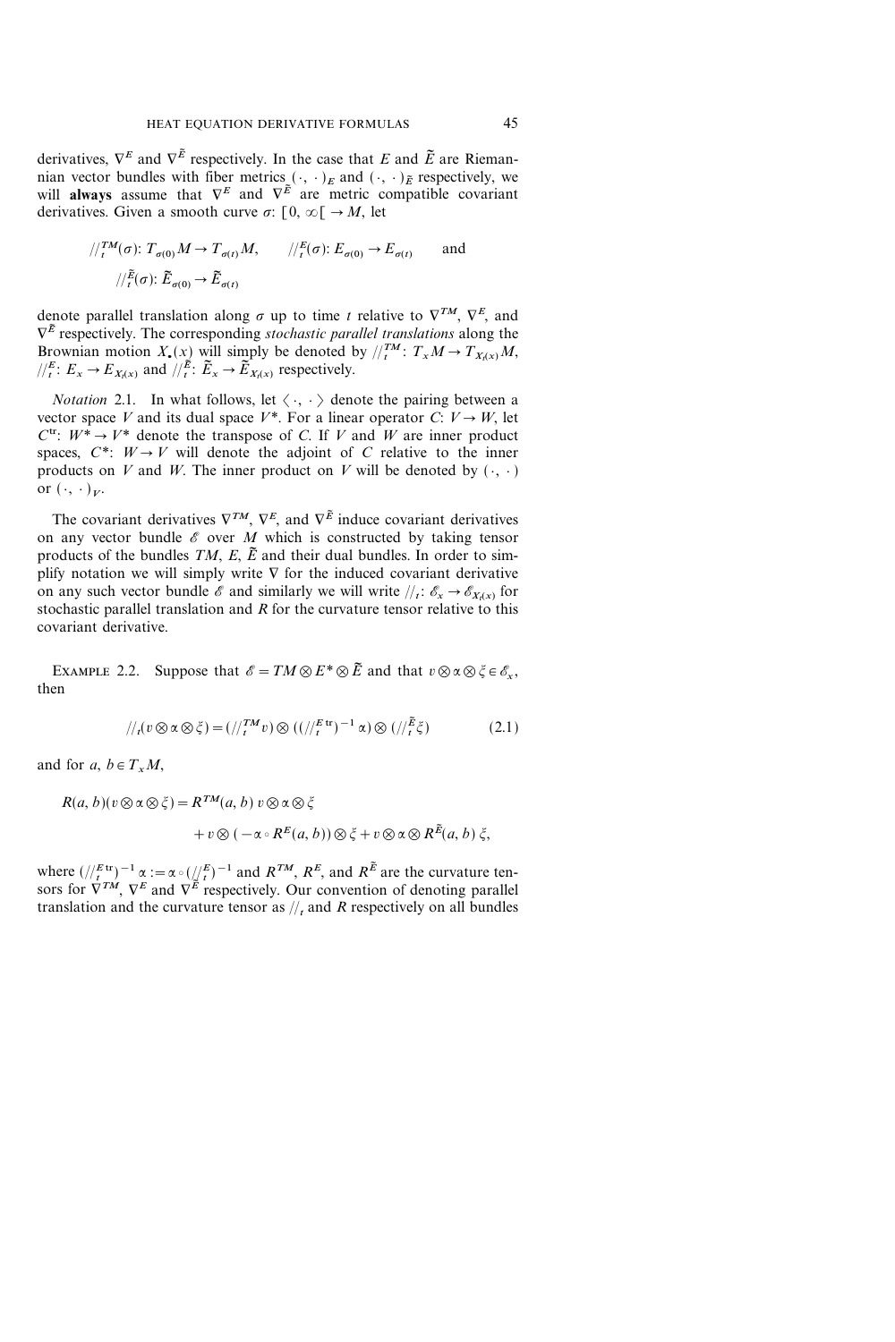derivatives, $\nabla^E$ and $\nabla^{\tilde{E}}$ respectively. In the case that $E$ and $\tilde{E}$ are Riemannian vector bundles with fiber metrics $(\cdot, \cdot)_E$ and $(\cdot, \cdot)_{\tilde{E}}$ respectively, we will **always** assume that $\nabla^E$ and $\nabla^{\tilde{E}}$ are metric compatible covariant derivatives. Given a smooth curve $\sigma\colon [0, \infty[ \to M$, let

$$//_t^{TM}(\sigma)\colon T_{\sigma(0)}M \to T_{\sigma(t)}M, \qquad //_t^{E}(\sigma)\colon E_{\sigma(0)} \to E_{\sigma(t)} \qquad \text{and}$$
$$//_t^{\tilde{E}}(\sigma)\colon \tilde{E}_{\sigma(0)} \to \tilde{E}_{\sigma(t)}$$

denote parallel translation along $\sigma$ up to time $t$ relative to $\nabla^{TM}$, $\nabla^E$, and $\nabla^{\tilde{E}}$ respectively. The corresponding *stochastic parallel translations* along the Brownian motion $X_\cdot(x)$ will simply be denoted by $//_t^{TM}\colon T_xM \to T_{X_t(x)}M$, $//_t^{E}\colon E_x \to E_{X_t(x)}$ and $//_t^{\tilde{E}}\colon \tilde{E}_x \to \tilde{E}_{X_t(x)}$ respectively.

*Notation* 2.1. In what follows, let $\langle \cdot, \cdot \rangle$ denote the pairing between a vector space $V$ and its dual space $V^*$. For a linear operator $C\colon V \to W$, let $C^{\mathrm{tr}}\colon W^* \to V^*$ denote the transpose of $C$. If $V$ and $W$ are inner product spaces, $C^*\colon W \to V$ will denote the adjoint of $C$ relative to the inner products on $V$ and $W$. The inner product on $V$ will be denoted by $(\cdot, \cdot)$ or $(\cdot, \cdot)_V$.

The covariant derivatives $\nabla^{TM}$, $\nabla^E$, and $\nabla^{\tilde{E}}$ induce covariant derivatives on any vector bundle $\mathscr{E}$ over $M$ which is constructed by taking tensor products of the bundles $TM$, $E$, $\tilde{E}$ and their dual bundles. In order to simplify notation we will simply write $\nabla$ for the induced covariant derivative on any such vector bundle $\mathscr{E}$ and similarly we will write $//_t\colon \mathscr{E}_x \to \mathscr{E}_{X_t(x)}$ for stochastic parallel translation and $R$ for the curvature tensor relative to this covariant derivative.

EXAMPLE 2.2. Suppose that $\mathscr{E} = TM \otimes E^* \otimes \tilde{E}$ and that $v \otimes \alpha \otimes \xi \in \mathscr{E}_x$, then

$$//_t(v \otimes \alpha \otimes \xi) = (//_t^{TM} v) \otimes ((//_t^{E\,\mathrm{tr}})^{-1} \alpha) \otimes (//_t^{\tilde{E}} \xi) \tag{2.1}$$

and for $a, b \in T_xM$,

$$\begin{aligned} R(a, b)(v \otimes \alpha \otimes \xi) = {} & R^{TM}(a, b)\, v \otimes \alpha \otimes \xi \\ & + v \otimes (-\alpha \circ R^E(a, b)) \otimes \xi + v \otimes \alpha \otimes R^{\tilde{E}}(a, b)\, \xi, \end{aligned}$$

where $(//_t^{E\,\mathrm{tr}})^{-1} \alpha := \alpha \circ (//_t^E)^{-1}$ and $R^{TM}$, $R^E$, and $R^{\tilde{E}}$ are the curvature tensors for $\nabla^{TM}$, $\nabla^E$ and $\nabla^{\tilde{E}}$ respectively. Our convention of denoting parallel translation and the curvature tensor as $//_t$ and $R$ respectively on all bundles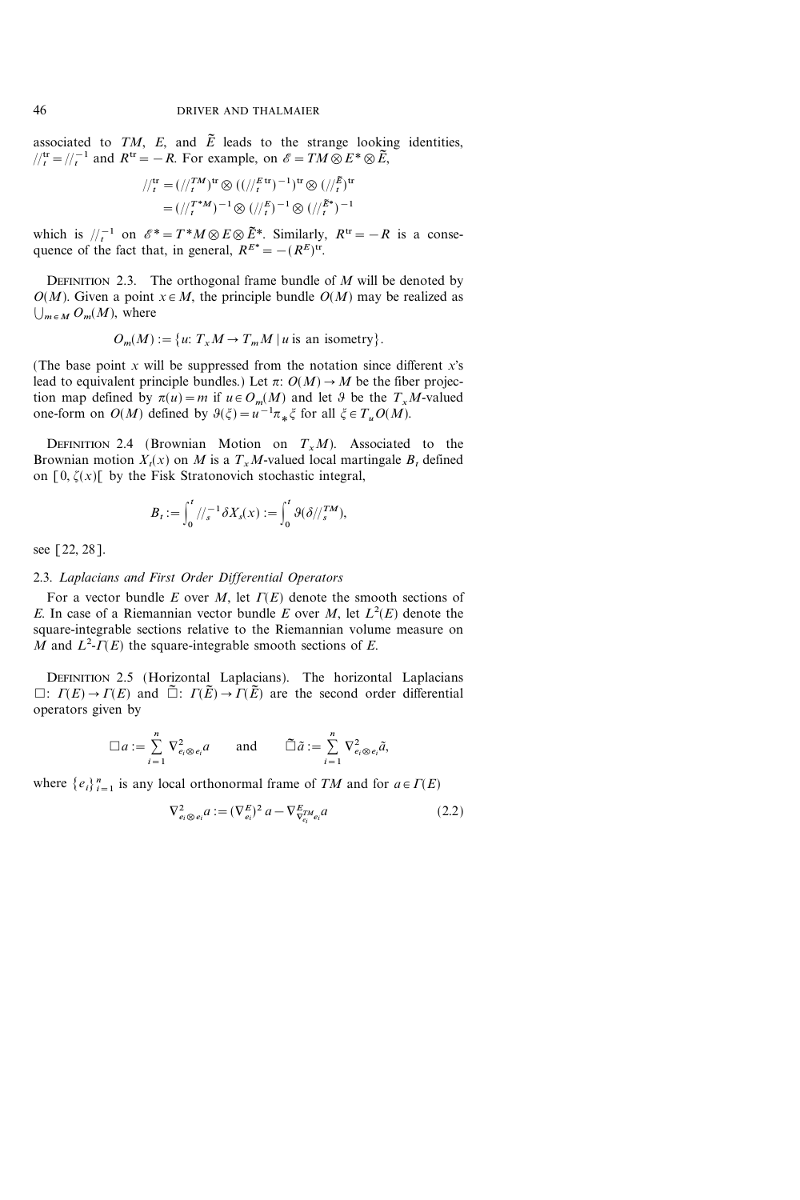associated to $TM$, $E$, and $\tilde{E}$ leads to the strange looking identities, $//_t^{\mathrm{tr}} = //_t^{-1}$ and $R^{\mathrm{tr}} = -R$. For example, on $\mathscr{E} = TM \otimes E^* \otimes \tilde{E}$,

$$\begin{aligned} //_t^{\mathrm{tr}} &= (//_t^{TM})^{\mathrm{tr}} \otimes ((//_t^{E\,\mathrm{tr}})^{-1})^{\mathrm{tr}} \otimes (//_t^{\tilde{E}})^{\mathrm{tr}} \\ &= (//_t^{T^*M})^{-1} \otimes (//_t^{E})^{-1} \otimes (//_t^{\tilde{E}^*})^{-1} \end{aligned}$$

which is $//_t^{-1}$ on $\mathscr{E}^* = T^*M \otimes E \otimes \tilde{E}^*$. Similarly, $R^{\mathrm{tr}} = -R$ is a consequence of the fact that, in general, $R^{E^*} = -(R^E)^{\mathrm{tr}}$.

Definition 2.3. The orthogonal frame bundle of $M$ will be denoted by $O(M)$. Given a point $x \in M$, the principle bundle $O(M)$ may be realized as $\bigcup_{m \in M} O_m(M)$, where

$$O_m(M) := \{u \colon T_x M \to T_m M \mid u \text{ is an isometry}\}.$$

(The base point $x$ will be suppressed from the notation since different $x$'s lead to equivalent principle bundles.) Let $\pi \colon O(M) \to M$ be the fiber projection map defined by $\pi(u) = m$ if $u \in O_m(M)$ and let $\vartheta$ be the $T_x M$-valued one-form on $O(M)$ defined by $\vartheta(\xi) = u^{-1} \pi_* \xi$ for all $\xi \in T_u O(M)$.

Definition 2.4 (Brownian Motion on $T_x M$). Associated to the Brownian motion $X_t(x)$ on $M$ is a $T_x M$-valued local martingale $B_t$ defined on $[0, \zeta(x)[$ by the Fisk Stratonovich stochastic integral,

$$B_t := \int_0^t //_s^{-1} \delta X_s(x) := \int_0^t \vartheta(\delta //_s^{TM}),$$

see [22, 28].

### 2.3. *Laplacians and First Order Differential Operators*

For a vector bundle $E$ over $M$, let $\Gamma(E)$ denote the smooth sections of $E$. In case of a Riemannian vector bundle $E$ over $M$, let $L^2(E)$ denote the square-integrable sections relative to the Riemannian volume measure on $M$ and $L^2$-$\Gamma(E)$ the square-integrable smooth sections of $E$.

Definition 2.5 (Horizontal Laplacians). The horizontal Laplacians $\square \colon \Gamma(E) \to \Gamma(E)$ and $\tilde{\square} \colon \Gamma(\tilde{E}) \to \Gamma(\tilde{E})$ are the second order differential operators given by

$$\square a := \sum_{i=1}^n \nabla^2_{e_i \otimes e_i} a \qquad \text{and} \qquad \tilde{\square} \tilde{a} := \sum_{i=1}^n \nabla^2_{e_i \otimes e_i} \tilde{a},$$

where $\{e_i\}_{i=1}^n$ is any local orthonormal frame of $TM$ and for $a \in \Gamma(E)$

$$\nabla^2_{e_i \otimes e_i} a := (\nabla^E_{e_i})^2 a - \nabla^E_{\nabla^{TM}_{e_i} e_i} a \tag{2.2}$$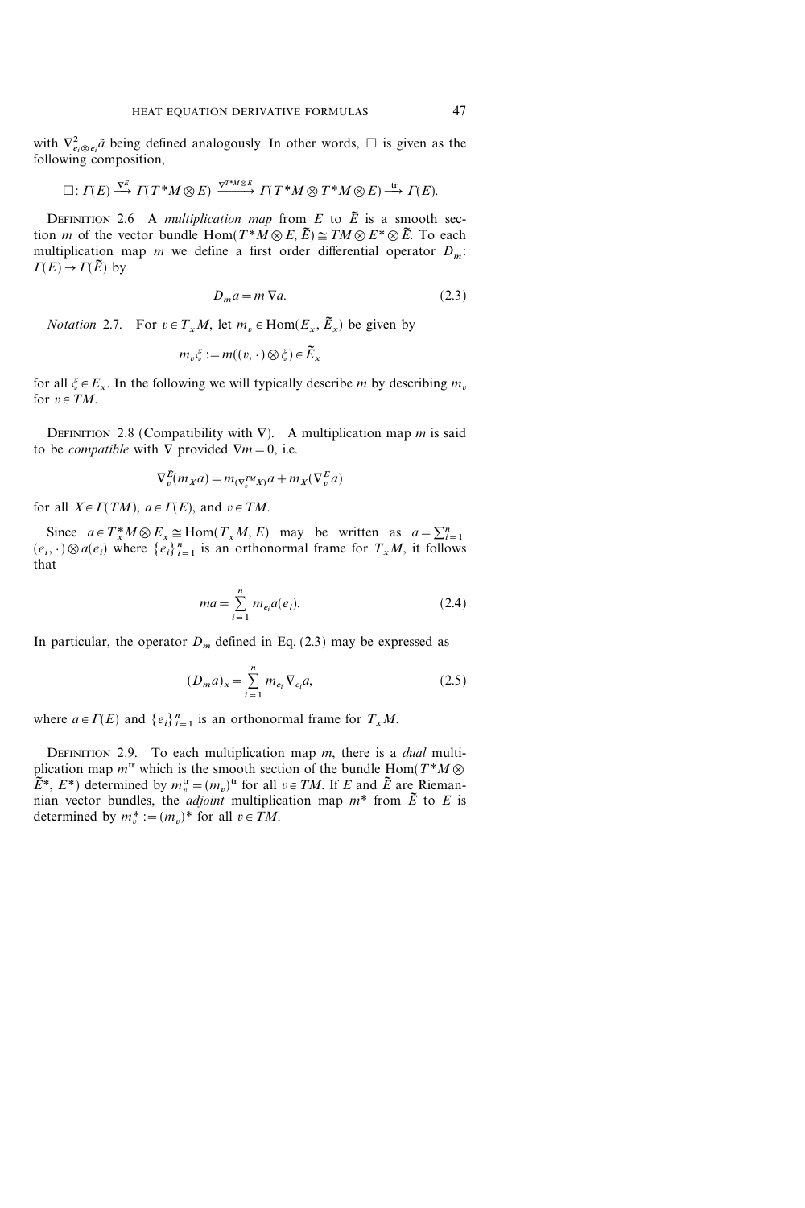with $\nabla^2_{e_i \otimes e_i} \tilde{a}$ being defined analogously. In other words, $\square$ is given as the following composition,

$$\square : \Gamma(E) \xrightarrow{\nabla^E} \Gamma(T^*M \otimes E) \xrightarrow{\nabla^{T^*M \otimes E}} \Gamma(T^*M \otimes T^*M \otimes E) \xrightarrow{\text{tr}} \Gamma(E).$$

DEFINITION 2.6 A *multiplication map* from $E$ to $\tilde{E}$ is a smooth section $m$ of the vector bundle $\text{Hom}(T^*M \otimes E, \tilde{E}) \cong TM \otimes E^* \otimes \tilde{E}$. To each multiplication map $m$ we define a first order differential operator $D_m$: $\Gamma(E) \to \Gamma(\tilde{E})$ by

$$D_m a = m \nabla a. \tag{2.3}$$

*Notation* 2.7. For $v \in T_x M$, let $m_v \in \text{Hom}(E_x, \tilde{E}_x)$ be given by

$$m_v \xi := m((v, \cdot) \otimes \xi) \in \tilde{E}_x$$

for all $\xi \in E_x$. In the following we will typically describe $m$ by describing $m_v$ for $v \in TM$.

DEFINITION 2.8 (Compatibility with $\nabla$). A multiplication map $m$ is said to be *compatible* with $\nabla$ provided $\nabla m = 0$, i.e.

$$\nabla^{\tilde{E}}_v (m_X a) = m_{(\nabla^{TM}_v X)} a + m_X (\nabla^E_v a)$$

for all $X \in \Gamma(TM)$, $a \in \Gamma(E)$, and $v \in TM$.

Since $a \in T^*_x M \otimes E_x \cong \text{Hom}(T_x M, E)$ may be written as $a = \sum_{i=1}^n (e_i, \cdot) \otimes a(e_i)$ where $\{e_i\}_{i=1}^n$ is an orthonormal frame for $T_x M$, it follows that

$$ma = \sum_{i=1}^n m_{e_i} a(e_i). \tag{2.4}$$

In particular, the operator $D_m$ defined in Eq. (2.3) may be expressed as

$$(D_m a)_x = \sum_{i=1}^n m_{e_i} \nabla_{e_i} a, \tag{2.5}$$

where $a \in \Gamma(E)$ and $\{e_i\}_{i=1}^n$ is an orthonormal frame for $T_x M$.

DEFINITION 2.9. To each multiplication map $m$, there is a *dual* multiplication map $m^{\text{tr}}$ which is the smooth section of the bundle $\text{Hom}(T^*M \otimes \tilde{E}^*, E^*)$ determined by $m^{\text{tr}}_v = (m_v)^{\text{tr}}$ for all $v \in TM$. If $E$ and $\tilde{E}$ are Riemannian vector bundles, the *adjoint* multiplication map $m^*$ from $\tilde{E}$ to $E$ is determined by $m^*_v := (m_v)^*$ for all $v \in TM$.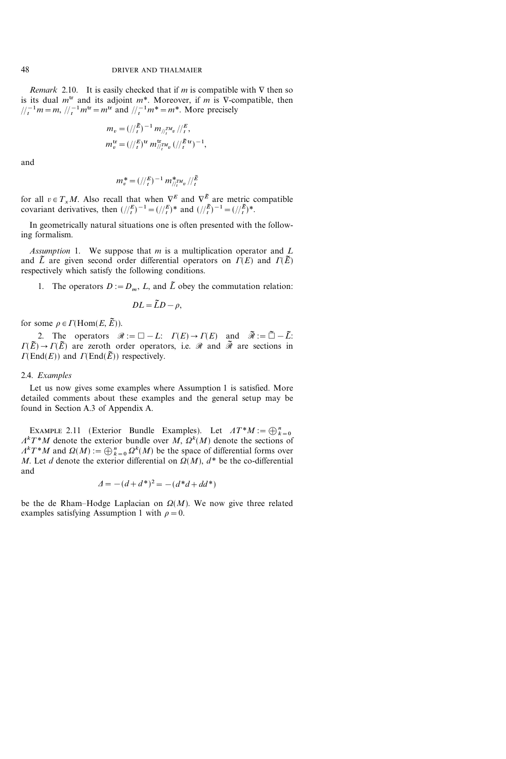*Remark* 2.10. It is easily checked that if $m$ is compatible with $\nabla$ then so is its dual $m^{\mathrm{tr}}$ and its adjoint $m^*$. Moreover, if $m$ is $\nabla$-compatible, then $//_t^{-1} m = m$, $//_t^{-1} m^{\mathrm{tr}} = m^{\mathrm{tr}}$ and $//_t^{-1} m^* = m^*$. More precisely

$$m_v = (//_t^{\tilde{E}})^{-1} \, m_{//_t^{TM} v} \, //_t^E,$$
$$m_v^{\mathrm{tr}} = (//_t^E)^{\mathrm{tr}} \, m_{//_t^{TM} v}^{\mathrm{tr}} \, (//_t^{\tilde{E}\,\mathrm{tr}})^{-1},$$

and

$$m_v^* = (//_t^E)^{-1} \, m_{//_t^{TM} v}^* \, //_t^{\tilde{E}}$$

for all $v \in T_x M$. Also recall that when $\nabla^E$ and $\nabla^{\tilde{E}}$ are metric compatible covariant derivatives, then $(//_t^E)^{-1} = (//_t^E)^*$ and $(//_t^{\tilde{E}})^{-1} = (//_t^{\tilde{E}})^*$.

In geometrically natural situations one is often presented with the following formalism.

*Assumption* 1. We suppose that $m$ is a multiplication operator and $L$ and $\tilde{L}$ are given second order differential operators on $\Gamma(E)$ and $\Gamma(\tilde{E})$ respectively which satisfy the following conditions.

1. The operators $D := D_m$, $L$, and $\tilde{L}$ obey the commutation relation:

$$DL = \tilde{L}D - \rho,$$

for some $\rho \in \Gamma(\mathrm{Hom}(E, \tilde{E}))$.

2. The operators $\mathscr{R} := \square - L \colon \Gamma(E) \to \Gamma(E)$ and $\tilde{\mathscr{R}} := \tilde{\square} - \tilde{L} \colon \Gamma(\tilde{E}) \to \Gamma(\tilde{E})$ are zeroth order operators, i.e. $\mathscr{R}$ and $\tilde{\mathscr{R}}$ are sections in $\Gamma(\mathrm{End}(E))$ and $\Gamma(\mathrm{End}(\tilde{E}))$ respectively.

## 2.4. *Examples*

Let us now gives some examples where Assumption 1 is satisfied. More detailed comments about these examples and the general setup may be found in Section A.3 of Appendix A.

Example 2.11 (Exterior Bundle Examples). Let $\Lambda T^*M := \bigoplus_{k=0}^n \Lambda^k T^*M$ denote the exterior bundle over $M$, $\Omega^k(M)$ denote the sections of $\Lambda^k T^*M$ and $\Omega(M) := \bigoplus_{k=0}^n \Omega^k(M)$ be the space of differential forms over $M$. Let $d$ denote the exterior differential on $\Omega(M)$, $d^*$ be the co-differential and

$$\Delta = -(d + d^*)^2 = -(d^*d + dd^*)$$

be the de Rham–Hodge Laplacian on $\Omega(M)$. We now give three related examples satisfying Assumption 1 with $\rho = 0$.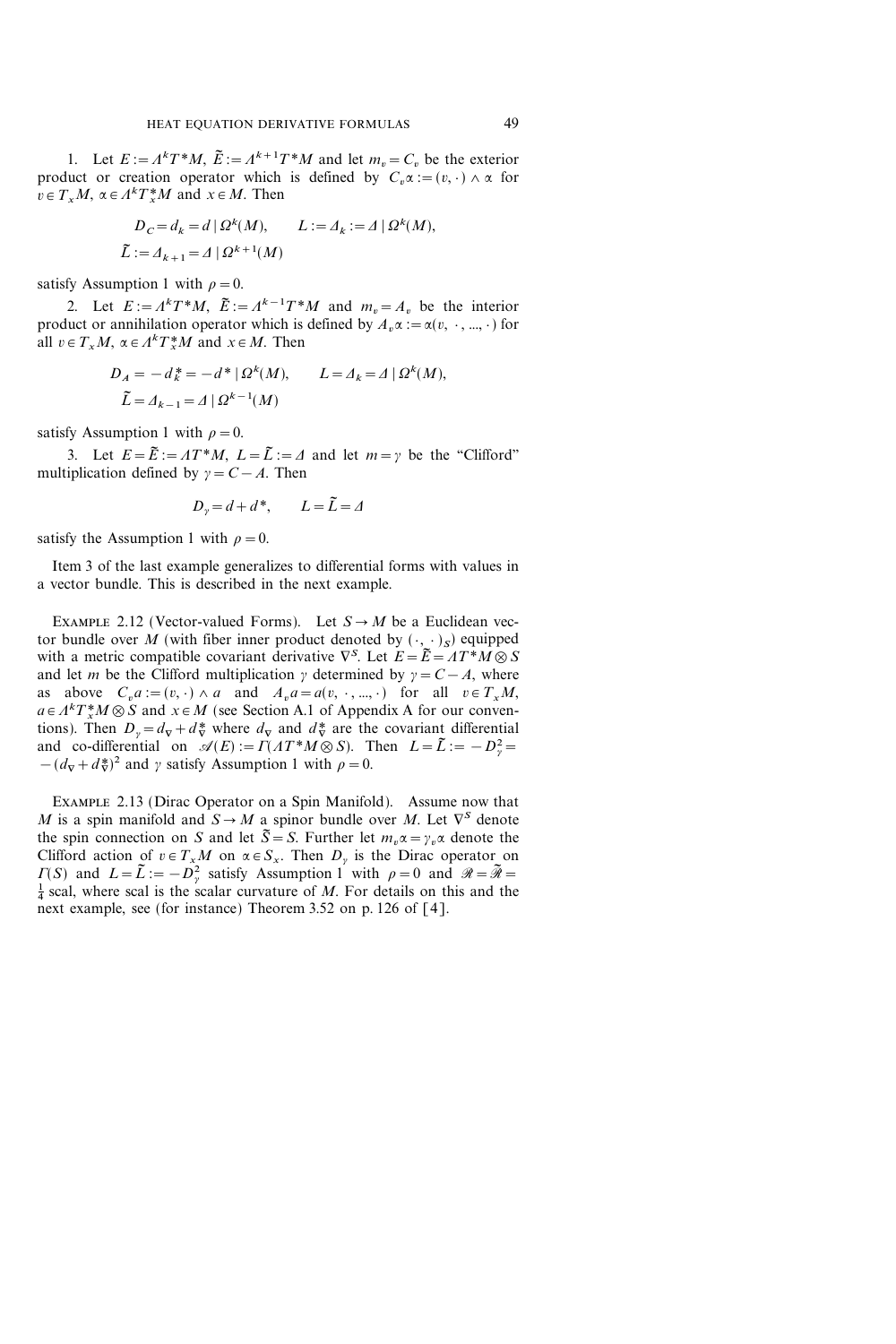1. Let $E := \Lambda^k T^*M$, $\tilde{E} := \Lambda^{k+1} T^*M$ and let $m_v = C_v$ be the exterior product or creation operator which is defined by $C_v \alpha := (v, \cdot) \wedge \alpha$ for $v \in T_x M$, $\alpha \in \Lambda^k T_x^* M$ and $x \in M$. Then

$$D_C = d_k = d \mid \Omega^k(M), \qquad L := \Delta_k := \Delta \mid \Omega^k(M),$$
$$\tilde{L} := \Delta_{k+1} = \Delta \mid \Omega^{k+1}(M)$$

satisfy Assumption 1 with $\rho = 0$.

2. Let $E := \Lambda^k T^*M$, $\tilde{E} := \Lambda^{k-1} T^*M$ and $m_v = A_v$ be the interior product or annihilation operator which is defined by $A_v \alpha := \alpha(v, \cdot, ..., \cdot)$ for all $v \in T_x M$, $\alpha \in \Lambda^k T_x^* M$ and $x \in M$. Then

$$D_A = -d_k^* = -d^* \mid \Omega^k(M), \qquad L = \Delta_k = \Delta \mid \Omega^k(M),$$
$$\tilde{L} = \Delta_{k-1} = \Delta \mid \Omega^{k-1}(M)$$

satisfy Assumption 1 with $\rho = 0$.

3. Let $E = \tilde{E} := \Lambda T^*M$, $L = \tilde{L} := \Delta$ and let $m = \gamma$ be the "Clifford" multiplication defined by $\gamma = C - A$. Then

$$D_\gamma = d + d^*, \qquad L = \tilde{L} = \Delta$$

satisfy the Assumption 1 with $\rho = 0$.

Item 3 of the last example generalizes to differential forms with values in a vector bundle. This is described in the next example.

Example 2.12 (Vector-valued Forms). Let $S \to M$ be a Euclidean vector bundle over $M$ (with fiber inner product denoted by $(\cdot, \cdot)_S$) equipped with a metric compatible covariant derivative $\nabla^S$. Let $E = \tilde{E} = \Lambda T^*M \otimes S$ and let $m$ be the Clifford multiplication $\gamma$ determined by $\gamma = C - A$, where as above $C_v a := (v, \cdot) \wedge a$ and $A_v a = a(v, \cdot, ..., \cdot)$ for all $v \in T_x M$, $a \in \Lambda^k T_x^* M \otimes S$ and $x \in M$ (see Section A.1 of Appendix A for our conventions). Then $D_\gamma = d_\nabla + d_\nabla^*$ where $d_\nabla$ and $d_\nabla^*$ are the covariant differential and co-differential on $\mathscr{A}(E) := \Gamma(\Lambda T^*M \otimes S)$. Then $L = \tilde{L} := -D_\gamma^2 = -(d_\nabla + d_\nabla^*)^2$ and $\gamma$ satisfy Assumption 1 with $\rho = 0$.

Example 2.13 (Dirac Operator on a Spin Manifold). Assume now that $M$ is a spin manifold and $S \to M$ a spinor bundle over $M$. Let $\nabla^S$ denote the spin connection on $S$ and let $\tilde{S} = S$. Further let $m_v \alpha = \gamma_v \alpha$ denote the Clifford action of $v \in T_x M$ on $\alpha \in S_x$. Then $D_\gamma$ is the Dirac operator on $\Gamma(S)$ and $L = \tilde{L} := -D_\gamma^2$ satisfy Assumption 1 with $\rho = 0$ and $\mathscr{R} = \tilde{\mathscr{R}} = \frac{1}{4}$ scal, where scal is the scalar curvature of $M$. For details on this and the next example, see (for instance) Theorem 3.52 on p. 126 of [4].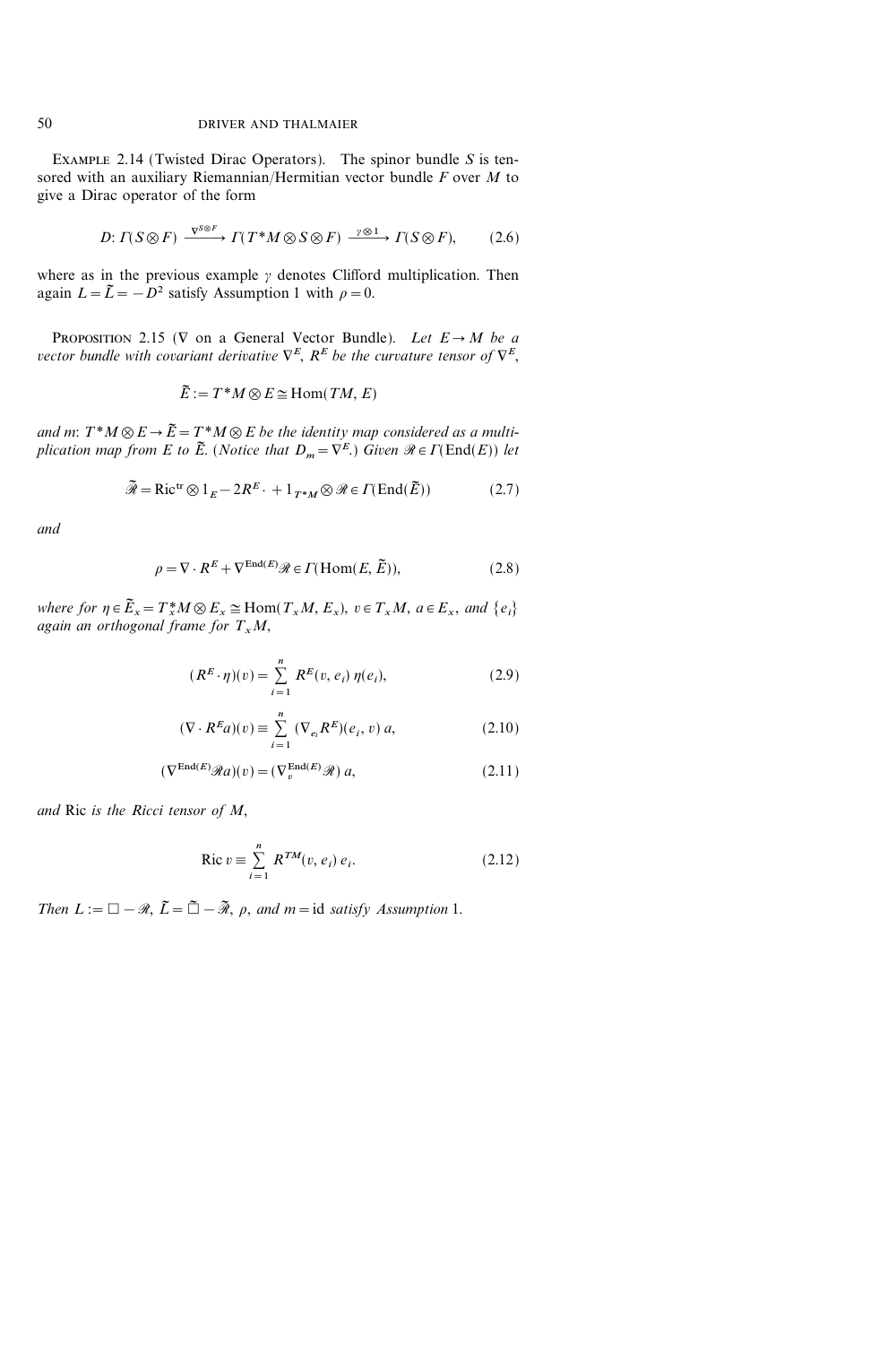EXAMPLE 2.14 (Twisted Dirac Operators). The spinor bundle $S$ is tensored with an auxiliary Riemannian/Hermitian vector bundle $F$ over $M$ to give a Dirac operator of the form

$$D\colon \Gamma(S \otimes F) \xrightarrow{\nabla^{S \otimes F}} \Gamma(T^*M \otimes S \otimes F) \xrightarrow{\gamma \otimes 1} \Gamma(S \otimes F), \tag{2.6}$$

where as in the previous example $\gamma$ denotes Clifford multiplication. Then again $L = \tilde{L} = -D^2$ satisfy Assumption 1 with $\rho = 0$.

PROPOSITION 2.15 ($\nabla$ on a General Vector Bundle). *Let $E \to M$ be a vector bundle with covariant derivative $\nabla^E$, $R^E$ be the curvature tensor of $\nabla^E$,*

$$\tilde{E} := T^*M \otimes E \cong \operatorname{Hom}(TM, E)$$

*and $m$: $T^*M \otimes E \to \tilde{E} = T^*M \otimes E$ be the identity map considered as a multiplication map from $E$ to $\tilde{E}$. (Notice that $D_m = \nabla^E$.) Given $\mathscr{R} \in \Gamma(\operatorname{End}(E))$ let*

$$\tilde{\mathscr{R}} = \operatorname{Ric}^{\mathrm{tr}} \otimes 1_E - 2R^E \cdot + 1_{T^*M} \otimes \mathscr{R} \in \Gamma(\operatorname{End}(\tilde{E})) \tag{2.7}$$

*and*

$$\rho = \nabla \cdot R^E + \nabla^{\operatorname{End}(E)} \mathscr{R} \in \Gamma(\operatorname{Hom}(E, \tilde{E})), \tag{2.8}$$

*where for $\eta \in \tilde{E}_x = T_x^*M \otimes E_x \cong \operatorname{Hom}(T_xM, E_x)$, $v \in T_xM$, $a \in E_x$, and $\{e_i\}$ again an orthogonal frame for $T_xM$,*

$$(R^E \cdot \eta)(v) = \sum_{i=1}^{n} R^E(v, e_i)\, \eta(e_i), \tag{2.9}$$

$$(\nabla \cdot R^E a)(v) \equiv \sum_{i=1}^{n} (\nabla_{e_i} R^E)(e_i, v)\, a, \tag{2.10}$$

$$(\nabla^{\operatorname{End}(E)} \mathscr{R} a)(v) = (\nabla_v^{\operatorname{End}(E)} \mathscr{R})\, a, \tag{2.11}$$

*and* Ric *is the Ricci tensor of $M$,*

$$\operatorname{Ric} v \equiv \sum_{i=1}^{n} R^{TM}(v, e_i)\, e_i. \tag{2.12}$$

*Then $L := \square - \mathscr{R}$, $\tilde{L} = \tilde{\square} - \tilde{\mathscr{R}}$, $\rho$, and $m = \mathrm{id}$ satisfy Assumption* 1.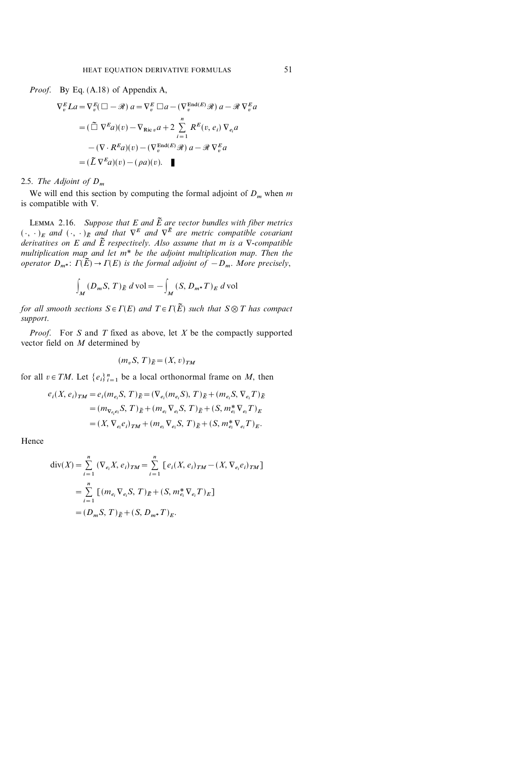*Proof.* By Eq. (A.18) of Appendix A,

$$
\begin{aligned}
\nabla_v^E La &= \nabla_v^E(\square - \mathscr{R})\, a = \nabla_v^E \square a - (\nabla_v^{\operatorname{End}(E)} \mathscr{R})\, a - \mathscr{R}\, \nabla_v^E a \\
&= (\tilde{\square}\, \nabla^E a)(v) - \nabla_{\operatorname{Ric} v} a + 2 \sum_{i=1}^n R^E(v, e_i)\, \nabla_{e_i} a \\
&\quad - (\nabla \cdot R^E a)(v) - (\nabla_v^{\operatorname{End}(E)} \mathscr{R})\, a - \mathscr{R}\, \nabla_v^E a \\
&= (\tilde{L}\, \nabla^E a)(v) - (\rho a)(v). \qquad \blacksquare
\end{aligned}
$$

### 2.5. The Adjoint of $D_m$

We will end this section by computing the formal adjoint of $D_m$ when $m$ is compatible with $\nabla$.

LEMMA 2.16. *Suppose that $E$ and $\tilde{E}$ are vector bundles with fiber metrics $(\cdot, \cdot)_E$ and $(\cdot, \cdot)_{\tilde{E}}$ and that $\nabla^E$ and $\nabla^{\tilde{E}}$ are metric compatible covariant derivatives on $E$ and $\tilde{E}$ respectively. Also assume that $m$ is a $\nabla$-compatible multiplication map and let $m^*$ be the adjoint multiplication map. Then the operator $D_{m^*}\colon \Gamma(\tilde{E}) \to \Gamma(E)$ is the formal adjoint of $-D_m$. More precisely,*

$$
\int_M (D_m S, T)_{\tilde{E}}\, d\operatorname{vol} = -\int_M (S, D_{m^*} T)_E\, d\operatorname{vol}
$$

*for all smooth sections $S \in \Gamma(E)$ and $T \in \Gamma(\tilde{E})$ such that $S \otimes T$ has compact support.*

*Proof.* For $S$ and $T$ fixed as above, let $X$ be the compactly supported vector field on $M$ determined by

$$
(m_v S, T)_{\tilde{E}} = (X, v)_{TM}
$$

for all $v \in TM$. Let $\{e_i\}_{i=1}^n$ be a local orthonormal frame on $M$, then

$$
\begin{aligned}
e_i (X, e_i)_{TM} &= e_i (m_{e_i} S, T)_{\tilde{E}} = (\nabla_{e_i} (m_{e_i} S), T)_{\tilde{E}} + (m_{e_i} S, \nabla_{e_i} T)_{\tilde{E}} \\
&= (m_{\nabla_{e_i} e_i} S, T)_{\tilde{E}} + (m_{e_i} \nabla_{e_i} S, T)_{\tilde{E}} + (S, m_{e_i}^* \nabla_{e_i} T)_E \\
&= (X, \nabla_{e_i} e_i)_{TM} + (m_{e_i} \nabla_{e_i} S, T)_{\tilde{E}} + (S, m_{e_i}^* \nabla_{e_i} T)_E.
\end{aligned}
$$

Hence

$$
\begin{aligned}
\operatorname{div}(X) &= \sum_{i=1}^n (\nabla_{e_i} X, e_i)_{TM} = \sum_{i=1}^n \left[ e_i (X, e_i)_{TM} - (X, \nabla_{e_i} e_i)_{TM} \right] \\
&= \sum_{i=1}^n \left[ (m_{e_i} \nabla_{e_i} S, T)_{\tilde{E}} + (S, m_{e_i}^* \nabla_{e_i} T)_E \right] \\
&= (D_m S, T)_{\tilde{E}} + (S, D_{m^*} T)_E.
\end{aligned}
$$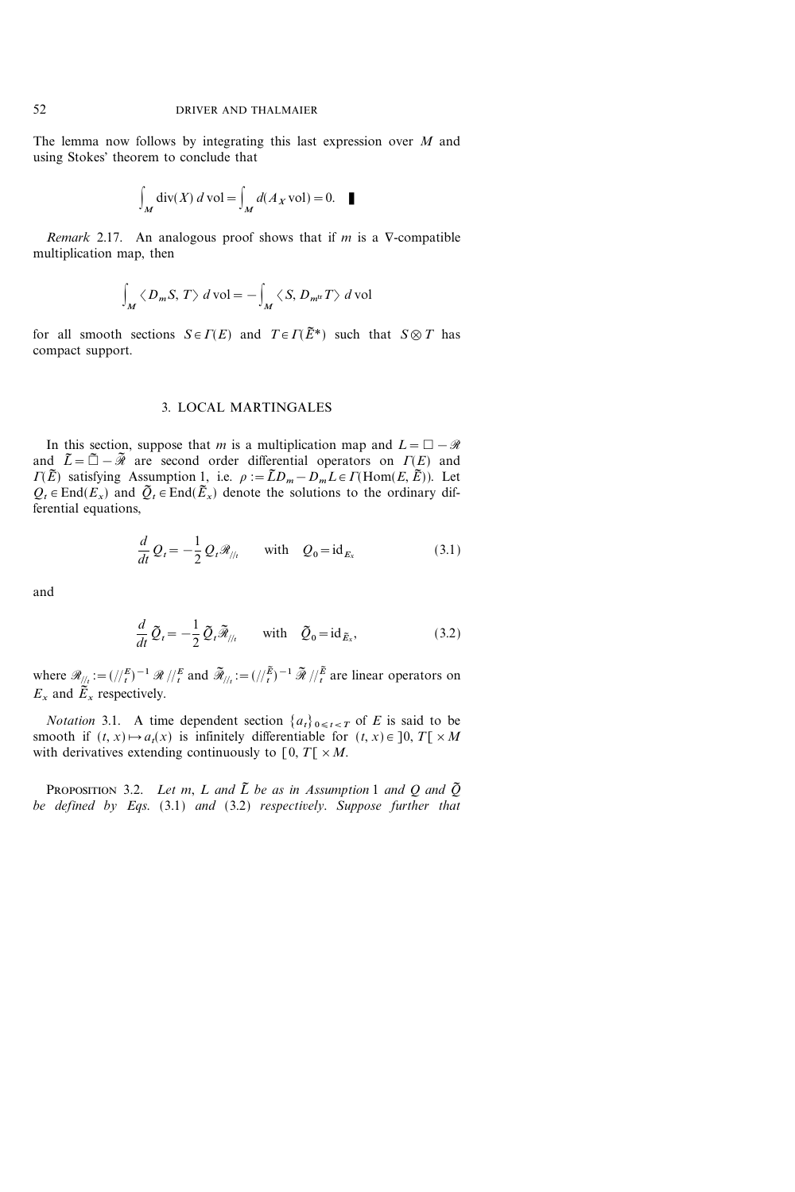The lemma now follows by integrating this last expression over $M$ and using Stokes' theorem to conclude that

$$\int_M \operatorname{div}(X)\, d\,\mathrm{vol} = \int_M d(A_X \mathrm{vol}) = 0. \quad \blacksquare$$

*Remark* 2.17. An analogous proof shows that if $m$ is a $\nabla$-compatible multiplication map, then

$$\int_M \langle D_m S, T\rangle \, d\,\mathrm{vol} = -\int_M \langle S, D_{m^{\mathrm{tr}}} T\rangle \, d\,\mathrm{vol}$$

for all smooth sections $S \in \Gamma(E)$ and $T \in \Gamma(\tilde{E}^*)$ such that $S \otimes T$ has compact support.

## 3. LOCAL MARTINGALES

In this section, suppose that $m$ is a multiplication map and $L = \square - \mathscr{R}$ and $\tilde{L} = \tilde{\square} - \tilde{\mathscr{R}}$ are second order differential operators on $\Gamma(E)$ and $\Gamma(\tilde{E})$ satisfying Assumption 1, i.e. $\rho := \tilde{L} D_m - D_m L \in \Gamma(\mathrm{Hom}(E, \tilde{E}))$. Let $Q_t \in \mathrm{End}(E_x)$ and $\tilde{Q}_t \in \mathrm{End}(\tilde{E}_x)$ denote the solutions to the ordinary differential equations,

$$\frac{d}{dt} Q_t = -\frac{1}{2} Q_t \mathscr{R}_{//_t} \qquad \text{with} \quad Q_0 = \mathrm{id}_{E_x} \tag{3.1}$$

and

$$\frac{d}{dt} \tilde{Q}_t = -\frac{1}{2} \tilde{Q}_t \tilde{\mathscr{R}}_{//_t} \qquad \text{with} \quad \tilde{Q}_0 = \mathrm{id}_{\tilde{E}_x}, \tag{3.2}$$

where $\mathscr{R}_{//_t} := (//_t^E)^{-1}\, \mathscr{R}\, //_t^E$ and $\tilde{\mathscr{R}}_{//_t} := (//_t^{\tilde{E}})^{-1}\, \tilde{\mathscr{R}}\, //_t^{\tilde{E}}$ are linear operators on $E_x$ and $\tilde{E}_x$ respectively.

*Notation* 3.1. A time dependent section $\{a_t\}_{0 \leqslant t < T}$ of $E$ is said to be smooth if $(t, x) \mapsto a_t(x)$ is infinitely differentiable for $(t, x) \in \,]0, T[\, \times M$ with derivatives extending continuously to $[0, T[\, \times M$.

**Proposition** 3.2. *Let $m$, $L$ and $\tilde{L}$ be as in Assumption* 1 *and $Q$ and $\tilde{Q}$ be defined by Eqs.* (3.1) *and* (3.2) *respectively. Suppose further that*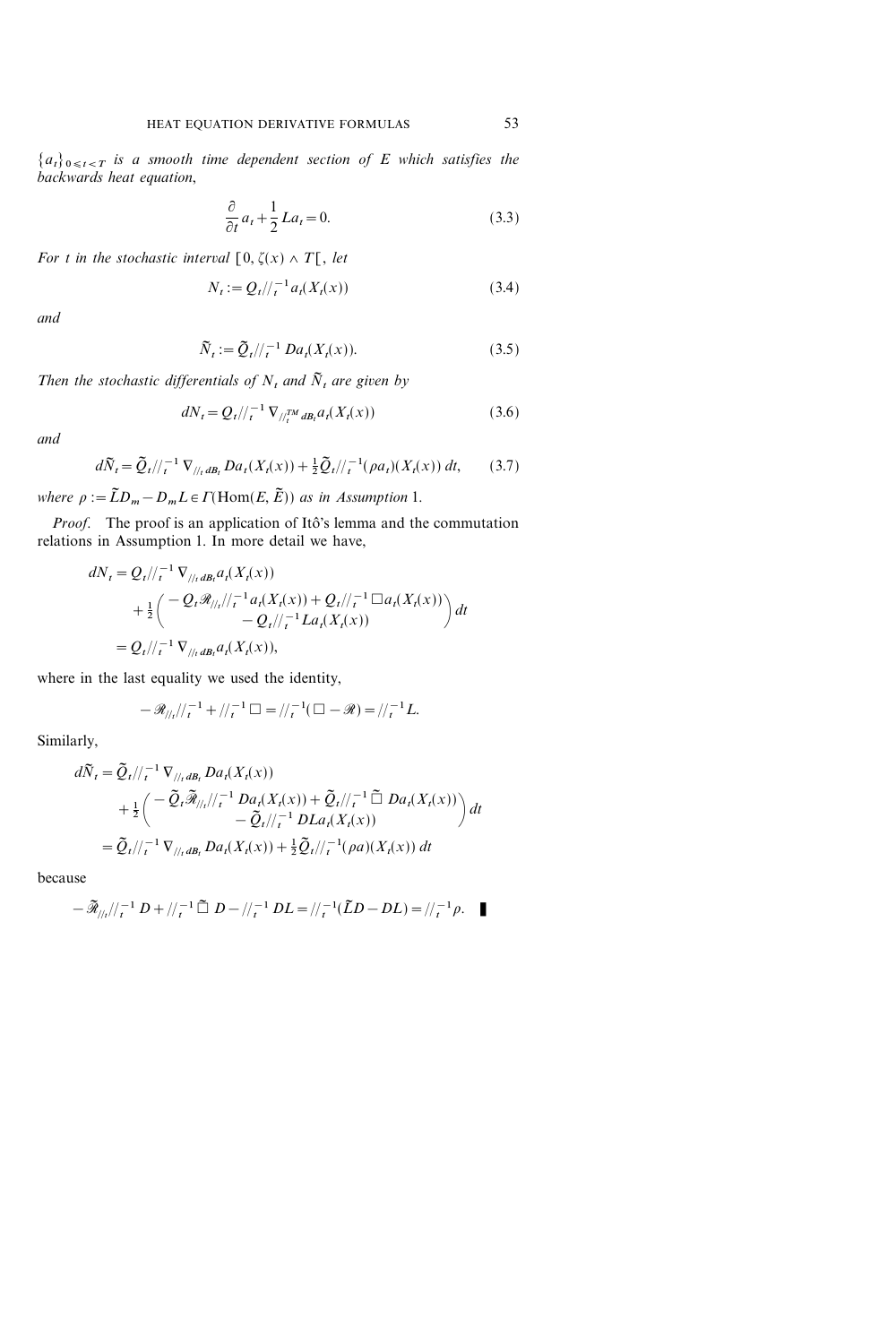$\{a_t\}_{0 \leqslant t < T}$ *is a smooth time dependent section of $E$ which satisfies the backwards heat equation,*

$$\frac{\partial}{\partial t} a_t + \frac{1}{2} L a_t = 0. \tag{3.3}$$

*For $t$ in the stochastic interval $[0, \zeta(x) \wedge T[$, let*

$$N_t := Q_t //_t^{-1} a_t(X_t(x)) \tag{3.4}$$

*and*

$$\tilde{N}_t := \tilde{Q}_t //_t^{-1} D a_t(X_t(x)). \tag{3.5}$$

*Then the stochastic differentials of $N_t$ and $\tilde{N}_t$ are given by*

$$dN_t = Q_t //_t^{-1} \nabla_{//_t^{TM} dB_t} a_t(X_t(x)) \tag{3.6}$$

*and*

$$d\tilde{N}_t = \tilde{Q}_t //_t^{-1} \nabla_{//_t dB_t} D a_t(X_t(x)) + \tfrac{1}{2} \tilde{Q}_t //_t^{-1} (\rho a_t)(X_t(x))\, dt, \tag{3.7}$$

*where $\rho := \tilde{L} D_m - D_m L \in \Gamma(\operatorname{Hom}(E, \tilde{E}))$ as in Assumption 1.*

*Proof.* The proof is an application of Itô's lemma and the commutation relations in Assumption 1. In more detail we have,

$$\begin{aligned}
dN_t &= Q_t //_t^{-1} \nabla_{//_t dB_t} a_t(X_t(x)) \\
&\quad + \tfrac{1}{2} \begin{pmatrix} -Q_t \mathscr{R}_{//_t} //_t^{-1} a_t(X_t(x)) + Q_t //_t^{-1} \square a_t(X_t(x)) \\ - Q_t //_t^{-1} L a_t(X_t(x)) \end{pmatrix} dt \\
&= Q_t //_t^{-1} \nabla_{//_t dB_t} a_t(X_t(x)),
\end{aligned}$$

where in the last equality we used the identity,

$$-\mathscr{R}_{//_t} //_t^{-1} + //_t^{-1} \square = //_t^{-1} (\square - \mathscr{R}) = //_t^{-1} L.$$

Similarly,

$$\begin{aligned}
d\tilde{N}_t &= \tilde{Q}_t //_t^{-1} \nabla_{//_t dB_t} D a_t(X_t(x)) \\
&\quad + \tfrac{1}{2} \begin{pmatrix} -\tilde{Q}_t \tilde{\mathscr{R}}_{//_t} //_t^{-1} D a_t(X_t(x)) + \tilde{Q}_t //_t^{-1} \tilde{\square}\, D a_t(X_t(x)) \\ - \tilde{Q}_t //_t^{-1} D L a_t(X_t(x)) \end{pmatrix} dt \\
&= \tilde{Q}_t //_t^{-1} \nabla_{//_t dB_t} D a_t(X_t(x)) + \tfrac{1}{2} \tilde{Q}_t //_t^{-1} (\rho a)(X_t(x))\, dt
\end{aligned}$$

because

$$-\tilde{\mathscr{R}}_{//_t} //_t^{-1} D + //_t^{-1} \tilde{\square}\, D - //_t^{-1} D L = //_t^{-1} (\tilde{L} D - D L) = //_t^{-1} \rho. \quad \blacksquare$$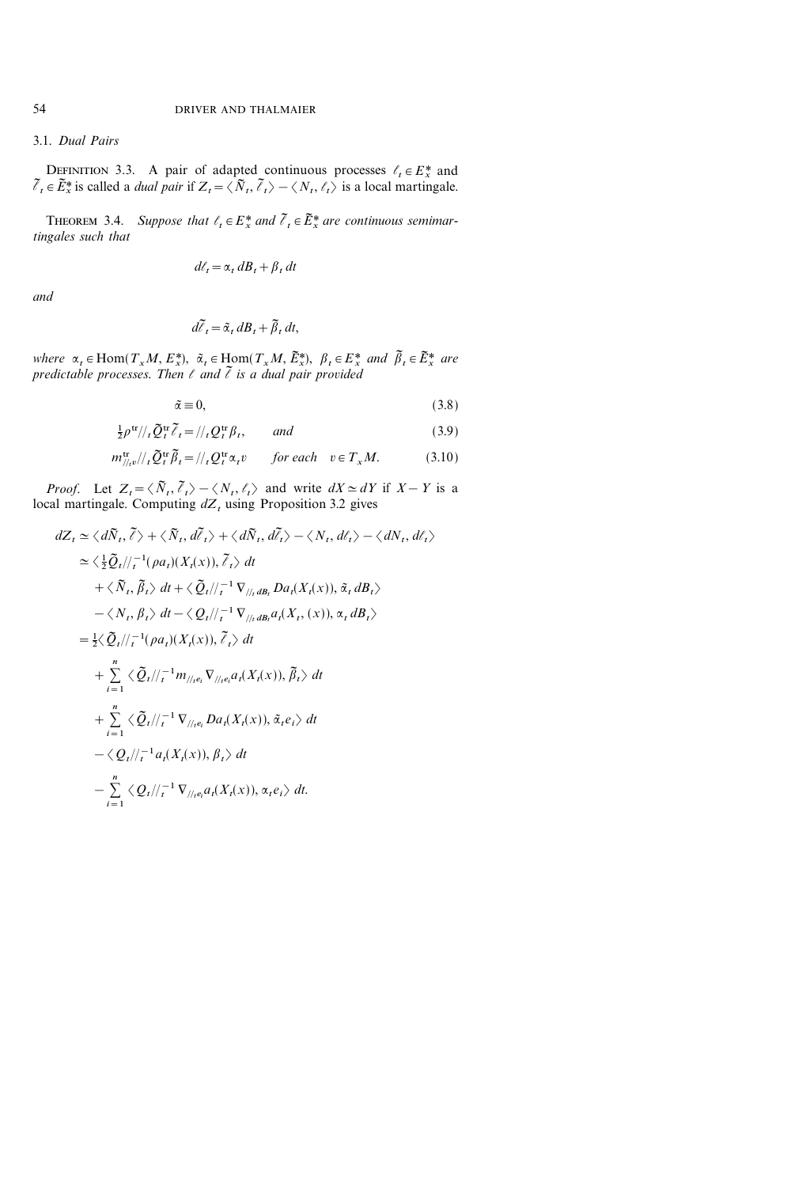### 3.1. *Dual Pairs*

**Definition 3.3.** A pair of adapted continuous processes $\ell_t \in E_x^*$ and $\tilde{\ell}_t \in \tilde{E}_x^*$ is called a *dual pair* if $Z_t = \langle \tilde{N}_t, \tilde{\ell}_t \rangle - \langle N_t, \ell_t \rangle$ is a local martingale.

**Theorem 3.4.** *Suppose that $\ell_t \in E_x^*$ and $\tilde{\ell}_t \in \tilde{E}_x^*$ are continuous semimartingales such that*

$$d\ell_t = \alpha_t \, dB_t + \beta_t \, dt$$

*and*

$$d\tilde{\ell}_t = \tilde{\alpha}_t \, dB_t + \tilde{\beta}_t \, dt,$$

*where $\alpha_t \in \mathrm{Hom}(T_x M, E_x^*)$, $\tilde{\alpha}_t \in \mathrm{Hom}(T_x M, \tilde{E}_x^*)$, $\beta_t \in E_x^*$ and $\tilde{\beta}_t \in \tilde{E}_x^*$ are predictable processes. Then $\ell$ and $\tilde{\ell}$ is a dual pair provided*

$$\tilde{\alpha} \equiv 0, \tag{3.8}$$

$$\tfrac{1}{2} \rho^{\mathrm{tr}} /\!/_t \tilde{Q}_t^{\mathrm{tr}} \tilde{\ell}_t = /\!/_t Q_t^{\mathrm{tr}} \beta_t, \qquad \textit{and} \tag{3.9}$$

$$m_{/\!/_t v}^{\mathrm{tr}} /\!/_t \tilde{Q}_t^{\mathrm{tr}} \tilde{\beta}_t = /\!/_t Q_t^{\mathrm{tr}} \alpha_t v \qquad \textit{for each} \quad v \in T_x M. \tag{3.10}$$

*Proof.* Let $Z_t = \langle \tilde{N}_t, \tilde{\ell}_t \rangle - \langle N_t, \ell_t \rangle$ and write $dX \simeq dY$ if $X - Y$ is a local martingale. Computing $dZ_t$ using Proposition 3.2 gives

$$\begin{aligned}
dZ_t &\simeq \langle d\tilde{N}_t, \tilde{\ell} \rangle + \langle \tilde{N}_t, d\tilde{\ell}_t \rangle + \langle d\tilde{N}_t, d\tilde{\ell}_t \rangle - \langle N_t, d\ell_t \rangle - \langle dN_t, d\ell_t \rangle \\
&\simeq \langle \tfrac{1}{2} \tilde{Q}_t /\!/_t^{-1} (\rho a_t)(X_t(x)), \tilde{\ell}_t \rangle \, dt \\
&\quad + \langle \tilde{N}_t, \tilde{\beta}_t \rangle \, dt + \langle \tilde{Q}_t /\!/_t^{-1} \nabla_{/\!/_t dB_t} D a_t(X_t(x)), \tilde{\alpha}_t \, dB_t \rangle \\
&\quad - \langle N_t, \beta_t \rangle \, dt - \langle Q_t /\!/_t^{-1} \nabla_{/\!/_t dB_t} a_t(X_t, (x)), \alpha_t \, dB_t \rangle \\
&= \tfrac{1}{2} \langle \tilde{Q}_t /\!/_t^{-1} (\rho a_t)(X_t(x)), \tilde{\ell}_t \rangle \, dt \\
&\quad + \sum_{i=1}^{n} \langle \tilde{Q}_t /\!/_t^{-1} m_{/\!/_t e_i} \nabla_{/\!/_t e_i} a_t(X_t(x)), \tilde{\beta}_t \rangle \, dt \\
&\quad + \sum_{i=1}^{n} \langle \tilde{Q}_t /\!/_t^{-1} \nabla_{/\!/_t e_i} D a_t(X_t(x)), \tilde{\alpha}_t e_i \rangle \, dt \\
&\quad - \langle Q_t /\!/_t^{-1} a_t(X_t(x)), \beta_t \rangle \, dt \\
&\quad - \sum_{i=1}^{n} \langle Q_t /\!/_t^{-1} \nabla_{/\!/_t e_i} a_t(X_t(x)), \alpha_t e_i \rangle \, dt.
\end{aligned}$$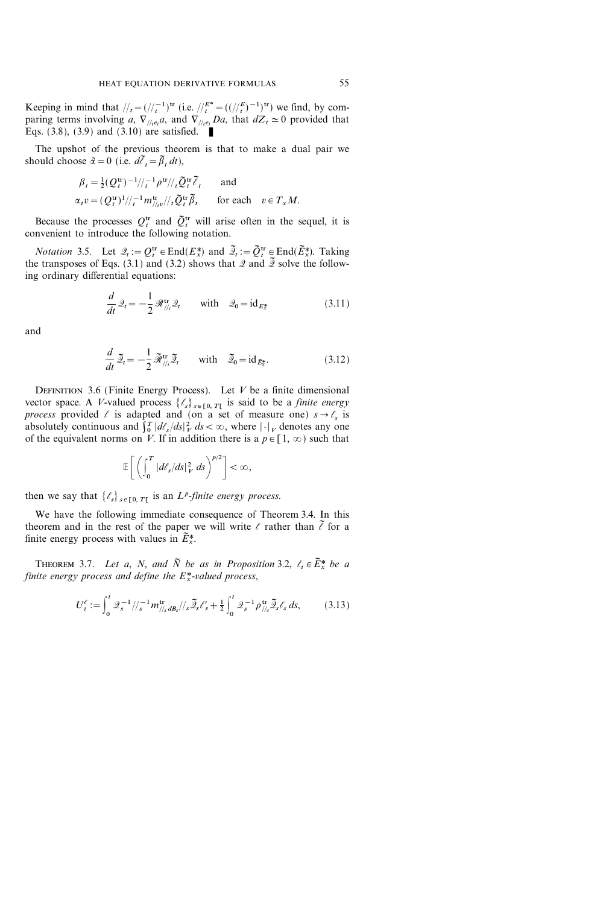Keeping in mind that $//_t = (//_t^{-1})^{\mathrm{tr}}$ (i.e. $//_t^{E^*} = ((//_t^E)^{-1})^{\mathrm{tr}}$) we find, by comparing terms involving $a$, $\nabla_{//_t e_i} a$, and $\nabla_{//_t e_i} Da$, that $dZ_t \simeq 0$ provided that Eqs. (3.8), (3.9) and (3.10) are satisfied. ∎

The upshot of the previous theorem is that to make a dual pair we should choose $\tilde{\alpha} = 0$ (i.e. $d\tilde{\ell}_t = \tilde{\beta}_t \, dt$),

$$\beta_t = \tfrac{1}{2}(Q_t^{\mathrm{tr}})^{-1} //_t^{-1} \rho^{\mathrm{tr}} //_t \tilde{Q}_t^{\mathrm{tr}} \tilde{\ell}_t \qquad \text{and}$$

$$\alpha_t v = (Q_t^{\mathrm{tr}})^{1} //_t^{-1} m_{//_t v}^{\mathrm{tr}} //_t \tilde{Q}_t^{\mathrm{tr}} \tilde{\beta}_t \qquad \text{for each} \quad v \in T_x M.$$

Because the processes $Q_t^{\mathrm{tr}}$ and $\tilde{Q}_t^{\mathrm{tr}}$ will arise often in the sequel, it is convenient to introduce the following notation.

*Notation* 3.5. Let $\mathscr{Q}_t := Q_t^{\mathrm{tr}} \in \mathrm{End}(E_x^*)$ and $\tilde{\mathscr{Q}}_t := \tilde{Q}_t^{\mathrm{tr}} \in \mathrm{End}(\tilde{E}_x^*)$. Taking the transposes of Eqs. (3.1) and (3.2) shows that $\mathscr{Q}$ and $\tilde{\mathscr{Q}}$ solve the following ordinary differential equations:

$$\frac{d}{dt} \mathscr{Q}_t = -\frac{1}{2} \mathscr{R}_{//_t}^{\mathrm{tr}} \mathscr{Q}_t \qquad \text{with} \quad \mathscr{Q}_0 = \mathrm{id}_{E_x^*} \tag{3.11}$$

and

$$\frac{d}{dt} \tilde{\mathscr{Q}}_t = -\frac{1}{2} \tilde{\mathscr{R}}_{//_t}^{\mathrm{tr}} \tilde{\mathscr{Q}}_t \qquad \text{with} \quad \tilde{\mathscr{Q}}_0 = \mathrm{id}_{\tilde{E}_x^*}. \tag{3.12}$$

Definition 3.6 (Finite Energy Process). Let $V$ be a finite dimensional vector space. A $V$-valued process $\{\ell_s\}_{s \in [0, T[}$ is said to be a *finite energy process* provided $\ell$ is adapted and (on a set of measure one) $s \to \ell_s$ is absolutely continuous and $\int_0^T |d\ell_s/ds|_V^2 \, ds < \infty$, where $|\cdot|_V$ denotes any one of the equivalent norms on $V$. If in addition there is a $p \in [1, \infty)$ such that

$$\mathbb{E}\left[\left(\int_0^T |d\ell_s/ds|_V^2 \, ds\right)^{p/2}\right] < \infty,$$

then we say that $\{\ell_s\}_{s \in [0, T[}$ is an *$L^p$-finite energy process.*

We have the following immediate consequence of Theorem 3.4. In this theorem and in the rest of the paper we will write $\ell$ rather than $\tilde{\ell}$ for a finite energy process with values in $\tilde{E}_x^*$.

Theorem 3.7. *Let $a$, $N$, and $\tilde{N}$ be as in Proposition 3.2, $\ell_t \in \tilde{E}_x^*$ be a finite energy process and define the $E_x^*$-valued process,*

$$U_t^{\ell} := \int_0^t \mathscr{Q}_s^{-1} //_s^{-1} m_{//_s dB_s}^{\mathrm{tr}} //_s \tilde{\mathscr{Q}}_s \ell_s' + \frac{1}{2} \int_0^t \mathscr{Q}_s^{-1} \rho_{//_s}^{\mathrm{tr}} \tilde{\mathscr{Q}}_s \ell_s \, ds, \tag{3.13}$$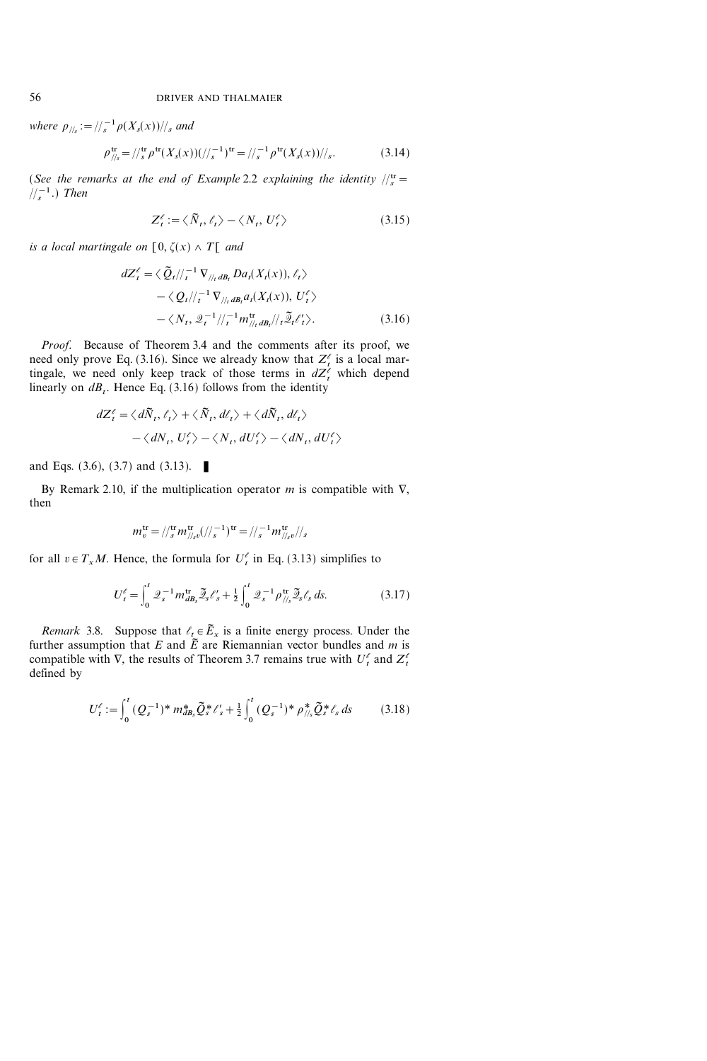*where* $\rho_{//_s} := //_s^{-1} \rho(X_s(x)) //_s$ *and*

$$\rho_{//_s}^{\mathrm{tr}} = //_s^{\mathrm{tr}} \rho^{\mathrm{tr}}(X_s(x)) (//_s^{-1})^{\mathrm{tr}} = //_s^{-1} \rho^{\mathrm{tr}}(X_s(x)) //_s. \tag{3.14}$$

(*See the remarks at the end of Example* 2.2 *explaining the identity* $//_s^{\mathrm{tr}} = //_s^{-1}$.) *Then*

$$Z_t^{\ell} := \langle \tilde{N}_t, \ell_t \rangle - \langle N_t, U_t^{\ell} \rangle \tag{3.15}$$

*is a local martingale on* $[0, \zeta(x) \wedge T[$ *and*

$$\begin{aligned} dZ_t^{\ell} = {} & \langle \tilde{Q}_t //_t^{-1} \nabla_{//_t dB_t} Da_t(X_t(x)), \ell_t \rangle \\ & - \langle Q_t //_t^{-1} \nabla_{//_t dB_t} a_t(X_t(x)), U_t^{\ell} \rangle \\ & - \langle N_t, \mathcal{Q}_t^{-1} //_t^{-1} m_{//_t dB_t}^{\mathrm{tr}} //_t \tilde{\mathcal{Q}}_t \ell_t' \rangle. \end{aligned} \tag{3.16}$$

*Proof.* Because of Theorem 3.4 and the comments after its proof, we need only prove Eq. (3.16). Since we already know that $Z_t^{\ell}$ is a local martingale, we need only keep track of those terms in $dZ_t^{\ell}$ which depend linearly on $dB_t$. Hence Eq. (3.16) follows from the identity

$$\begin{aligned} dZ_t^{\ell} = {} & \langle d\tilde{N}_t, \ell_t \rangle + \langle \tilde{N}_t, d\ell_t \rangle + \langle d\tilde{N}_t, d\ell_t \rangle \\ & - \langle dN_t, U_t^{\ell} \rangle - \langle N_t, dU_t^{\ell} \rangle - \langle dN_t, dU_t^{\ell} \rangle \end{aligned}$$

and Eqs. (3.6), (3.7) and (3.13). ∎

By Remark 2.10, if the multiplication operator $m$ is compatible with $\nabla$, then

$$m_v^{\mathrm{tr}} = //_s^{\mathrm{tr}} m_{//_s v}^{\mathrm{tr}} (//_s^{-1})^{\mathrm{tr}} = //_s^{-1} m_{//_s v}^{\mathrm{tr}} //_s$$

for all $v \in T_x M$. Hence, the formula for $U_t^{\ell}$ in Eq. (3.13) simplifies to

$$U_t^{\ell} = \int_0^t \mathcal{Q}_s^{-1} m_{dB_s}^{\mathrm{tr}} \tilde{\mathcal{Q}}_s \ell_s' + \tfrac{1}{2} \int_0^t \mathcal{Q}_s^{-1} \rho_{//_s}^{\mathrm{tr}} \tilde{\mathcal{Q}}_s \ell_s \, ds. \tag{3.17}$$

*Remark* 3.8. Suppose that $\ell_t \in \tilde{E}_x$ is a finite energy process. Under the further assumption that $E$ and $\tilde{E}$ are Riemannian vector bundles and $m$ is compatible with $\nabla$, the results of Theorem 3.7 remains true with $U_t^{\ell}$ and $Z_t^{\ell}$ defined by

$$U_t^{\ell} := \int_0^t (Q_s^{-1})^* m_{dB_s}^* \tilde{Q}_s^* \ell_s' + \tfrac{1}{2} \int_0^t (Q_s^{-1})^* \rho_{//_s}^* \tilde{Q}_s^* \ell_s \, ds \tag{3.18}$$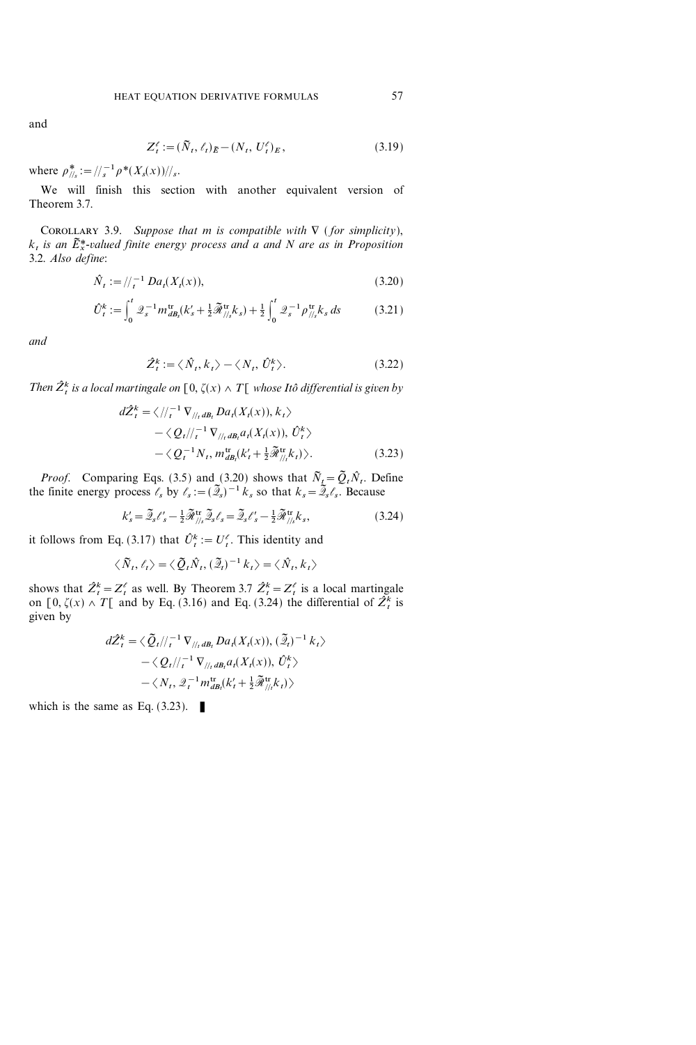and

$$Z_t^\ell := (\tilde{N}_t, \ell_t)_{\tilde{E}} - (N_t, U_t^\ell)_E, \tag{3.19}$$

where $\rho^*_{//_s} := //_s^{-1} \rho^*(X_s(x)) //_s$.

We will finish this section with another equivalent version of Theorem 3.7.

Corollary 3.9. *Suppose that $m$ is compatible with $\nabla$ (for simplicity), $k_t$ is an $\tilde{E}_x^*$-valued finite energy process and $a$ and $N$ are as in Proposition 3.2. Also define*:

$$\hat{N}_t := //_t^{-1} Da_t(X_t(x)), \tag{3.20}$$

$$\hat{U}_t^k := \int_0^t \mathcal{Q}_s^{-1} m_{dB_s}^{\mathrm{tr}} (k_s' + \tfrac{1}{2} \tilde{\mathcal{R}}_{//_s}^{\mathrm{tr}} k_s) + \tfrac{1}{2} \int_0^t \mathcal{Q}_s^{-1} \rho_{//_s}^{\mathrm{tr}} k_s \, ds \tag{3.21}$$

*and*

$$\hat{Z}_t^k := \langle \hat{N}_t, k_t \rangle - \langle N_t, \hat{U}_t^k \rangle. \tag{3.22}$$

*Then $\hat{Z}_t^k$ is a local martingale on $[0, \zeta(x) \wedge T[$ whose Itô differential is given by*

$$\begin{aligned} d\hat{Z}_t^k = &\langle //_t^{-1} \nabla_{//_t dB_t} Da_t(X_t(x)), k_t \rangle \\ &- \langle Q_t //_t^{-1} \nabla_{//_t dB_t} a_t(X_t(x)), \hat{U}_t^k \rangle \\ &- \langle Q_t^{-1} N_t, m_{dB_t}^{\mathrm{tr}} (k_t' + \tfrac{1}{2} \tilde{\mathcal{R}}_{//_t}^{\mathrm{tr}} k_t) \rangle. \end{aligned} \tag{3.23}$$

*Proof.* Comparing Eqs. (3.5) and (3.20) shows that $\tilde{N}_t = \tilde{Q}_t \hat{N}_t$. Define the finite energy process $\ell_s$ by $\ell_s := (\tilde{\mathcal{Q}}_s)^{-1} k_s$ so that $k_s = \tilde{\mathcal{Q}}_s \ell_s$. Because

$$k_s' = \tilde{\mathcal{Q}}_s \ell_s' - \tfrac{1}{2} \tilde{\mathcal{R}}_{//_s}^{\mathrm{tr}} \tilde{\mathcal{Q}}_s \ell_s = \tilde{\mathcal{Q}}_s \ell_s' - \tfrac{1}{2} \tilde{\mathcal{R}}_{//_s}^{\mathrm{tr}} k_s, \tag{3.24}$$

it follows from Eq. (3.17) that $\hat{U}_t^k := U_t^\ell$. This identity and

$$\langle \tilde{N}_t, \ell_t \rangle = \langle \tilde{Q}_t \hat{N}_t, (\tilde{\mathcal{Q}}_t)^{-1} k_t \rangle = \langle \hat{N}_t, k_t \rangle$$

shows that $\hat{Z}_t^k = Z_t^\ell$ as well. By Theorem 3.7 $\hat{Z}_t^k = Z_t^\ell$ is a local martingale on $[0, \zeta(x) \wedge T[$ and by Eq. (3.16) and Eq. (3.24) the differential of $\hat{Z}_t^k$ is given by

$$\begin{aligned} d\hat{Z}_t^k = &\langle \tilde{Q}_t //_t^{-1} \nabla_{//_t dB_t} Da_t(X_t(x)), (\tilde{\mathcal{Q}}_t)^{-1} k_t \rangle \\ &- \langle Q_t //_t^{-1} \nabla_{//_t dB_t} a_t(X_t(x)), \hat{U}_t^k \rangle \\ &- \langle N_t, \mathcal{Q}_t^{-1} m_{dB_t}^{\mathrm{tr}} (k_t' + \tfrac{1}{2} \tilde{\mathcal{R}}_{//_t}^{\mathrm{tr}} k_t) \rangle \end{aligned}$$

which is the same as Eq. (3.23). ∎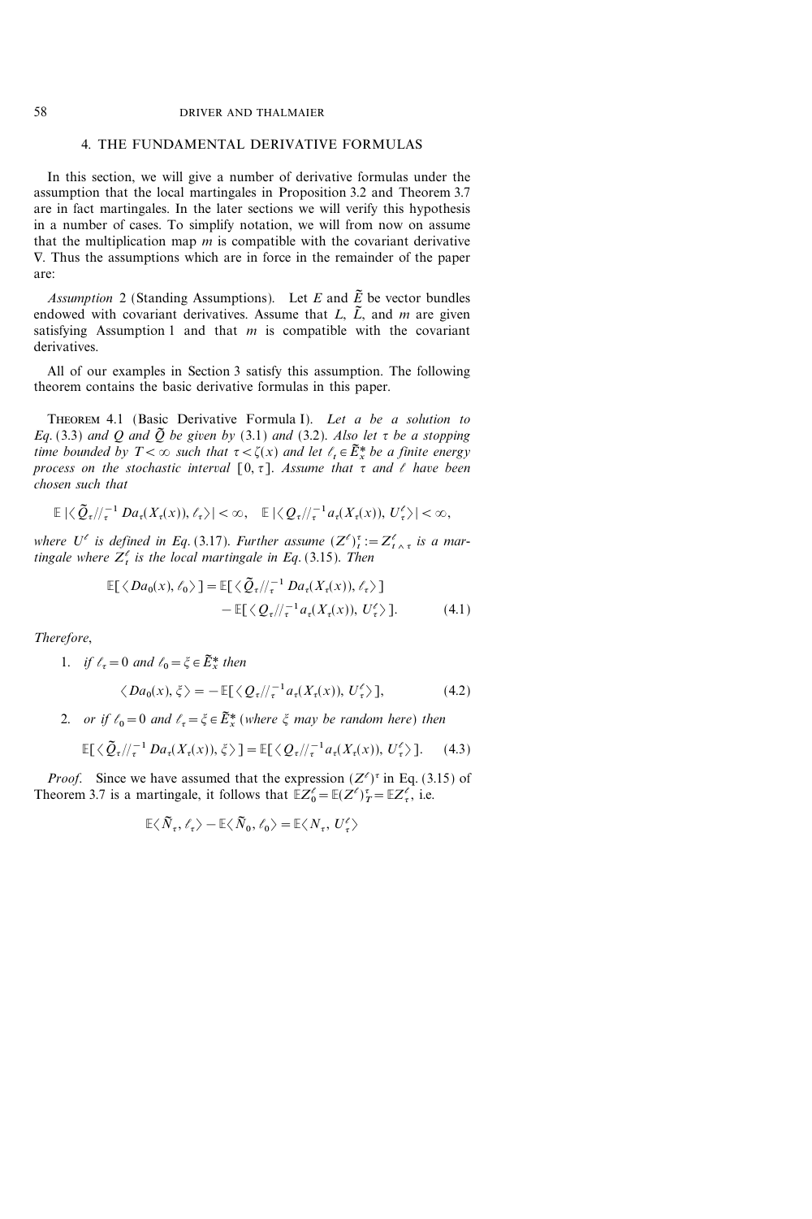## 4. THE FUNDAMENTAL DERIVATIVE FORMULAS

In this section, we will give a number of derivative formulas under the assumption that the local martingales in Proposition 3.2 and Theorem 3.7 are in fact martingales. In the later sections we will verify this hypothesis in a number of cases. To simplify notation, we will from now on assume that the multiplication map $m$ is compatible with the covariant derivative $\nabla$. Thus the assumptions which are in force in the remainder of the paper are:

*Assumption* 2 (Standing Assumptions). Let $E$ and $\tilde{E}$ be vector bundles endowed with covariant derivatives. Assume that $L$, $\tilde{L}$, and $m$ are given satisfying Assumption 1 and that $m$ is compatible with the covariant derivatives.

All of our examples in Section 3 satisfy this assumption. The following theorem contains the basic derivative formulas in this paper.

THEOREM 4.1 (Basic Derivative Formula I). *Let $a$ be a solution to Eq. (3.3) and $Q$ and $\tilde{Q}$ be given by (3.1) and (3.2). Also let $\tau$ be a stopping time bounded by $T<\infty$ such that $\tau<\zeta(x)$ and let $\ell_t \in \tilde{E}_x^*$ be a finite energy process on the stochastic interval $[0,\tau]$. Assume that $\tau$ and $\ell$ have been chosen such that*

$$\mathbb{E}\,|\langle \tilde{Q}_\tau //_\tau^{-1} Da_\tau(X_\tau(x)), \ell_\tau\rangle| < \infty, \quad \mathbb{E}\,|\langle Q_\tau //_\tau^{-1} a_\tau(X_\tau(x)), U_\tau^\ell\rangle| < \infty,$$

*where $U^\ell$ is defined in Eq. (3.17). Further assume $(Z^\ell)_t^\tau := Z_{t\wedge\tau}^\ell$ is a martingale where $Z_t^\ell$ is the local martingale in Eq. (3.15). Then*

$$\begin{aligned}\mathbb{E}[\langle Da_0(x), \ell_0\rangle] = \mathbb{E}[\langle \tilde{Q}_\tau //_\tau^{-1} Da_\tau(X_\tau(x)), \ell_\tau\rangle]\\ - \mathbb{E}[\langle Q_\tau //_\tau^{-1} a_\tau(X_\tau(x)), U_\tau^\ell\rangle]. \end{aligned} \tag{4.1}$$

*Therefore,*

1. *if $\ell_\tau = 0$ and $\ell_0 = \xi \in \tilde{E}_x^*$ then*

$$\langle Da_0(x), \xi\rangle = -\mathbb{E}[\langle Q_\tau //_\tau^{-1} a_\tau(X_\tau(x)), U_\tau^\ell\rangle], \tag{4.2}$$

2. *or if $\ell_0 = 0$ and $\ell_\tau = \xi \in \tilde{E}_x^*$ (where $\xi$ may be random here) then*

$$\mathbb{E}[\langle \tilde{Q}_\tau //_\tau^{-1} Da_\tau(X_\tau(x)), \xi\rangle] = \mathbb{E}[\langle Q_\tau //_\tau^{-1} a_\tau(X_\tau(x)), U_\tau^\ell\rangle]. \tag{4.3}$$

*Proof.* Since we have assumed that the expression $(Z^\ell)^\tau$ in Eq. (3.15) of Theorem 3.7 is a martingale, it follows that $\mathbb{E}Z_0^\ell = \mathbb{E}(Z^\ell)_T^\tau = \mathbb{E}Z_\tau^\ell$, i.e.

$$\mathbb{E}\langle \tilde{N}_\tau, \ell_\tau\rangle - \mathbb{E}\langle \tilde{N}_0, \ell_0\rangle = \mathbb{E}\langle N_\tau, U_\tau^\ell\rangle$$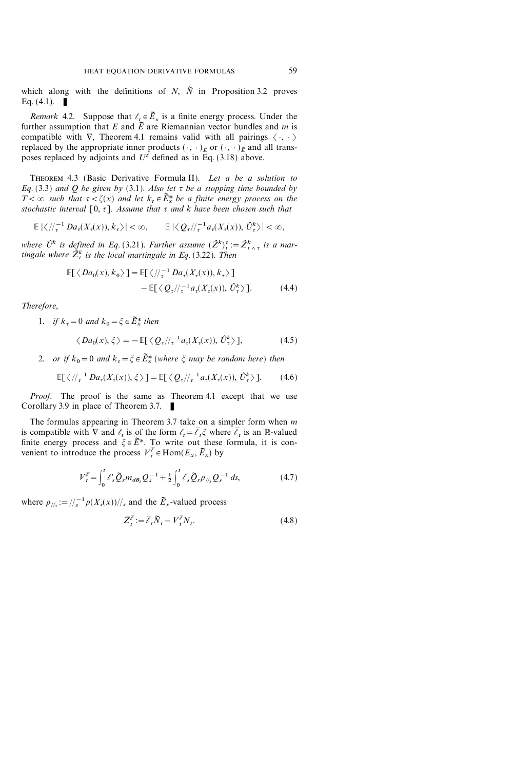which along with the definitions of $N$, $\tilde{N}$ in Proposition 3.2 proves Eq. (4.1). ∎

*Remark* 4.2. Suppose that $\ell_t \in \tilde{E}_x$ is a finite energy process. Under the further assumption that $E$ and $\tilde{E}$ are Riemannian vector bundles and $m$ is compatible with $\nabla$, Theorem 4.1 remains valid with all pairings $\langle \cdot, \cdot \rangle$ replaced by the appropriate inner products $(\cdot, \cdot)_E$ or $(\cdot, \cdot)_{\tilde{E}}$ and all transposes replaced by adjoints and $U^\ell$ defined as in Eq. (3.18) above.

THEOREM 4.3 (Basic Derivative Formula II). *Let $a$ be a solution to Eq. (3.3) and $Q$ be given by (3.1). Also let $\tau$ be a stopping time bounded by $T < \infty$ such that $\tau < \zeta(x)$ and let $k_t \in \tilde{E}_x^*$ be a finite energy process on the stochastic interval $[0, \tau]$. Assume that $\tau$ and $k$ have been chosen such that*

$$\mathbb{E}\, |\langle //_\tau^{-1}\, Da_\tau(X_\tau(x)), k_\tau \rangle| < \infty, \qquad \mathbb{E}\, |\langle Q_\tau //_\tau^{-1} a_\tau(X_\tau(x)), \hat{U}_\tau^k \rangle| < \infty,$$

*where $\hat{U}^k$ is defined in Eq. (3.21). Further assume $(\hat{Z}^k)_t^\tau := \hat{Z}_{t\wedge\tau}^k$ is a martingale where $\hat{Z}_t^k$ is the local martingale in Eq. (3.22). Then*

$$\mathbb{E}[\langle Da_0(x), k_0 \rangle] = \mathbb{E}[\langle //_\tau^{-1}\, Da_\tau(X_\tau(x)), k_\tau \rangle] - \mathbb{E}[\langle Q_\tau //_\tau^{-1} a_\tau(X_\tau(x)), \hat{U}_\tau^k \rangle]. \tag{4.4}$$

*Therefore,*

1. *if $k_\tau = 0$ and $k_0 = \xi \in \tilde{E}_x^*$ then*

$$\langle Da_0(x), \xi \rangle = -\mathbb{E}[\langle Q_\tau //_\tau^{-1} a_\tau(X_\tau(x)), \hat{U}_\tau^k \rangle], \tag{4.5}$$

2. *or if $k_0 = 0$ and $k_\tau = \xi \in \tilde{E}_x^*$ (where $\xi$ may be random here) then*

$$\mathbb{E}[\langle //_\tau^{-1}\, Da_\tau(X_\tau(x)), \xi \rangle] = \mathbb{E}[\langle Q_\tau //_\tau^{-1} a_\tau(X_\tau(x)), \hat{U}_\tau^k \rangle]. \tag{4.6}$$

*Proof*. The proof is the same as Theorem 4.1 except that we use Corollary 3.9 in place of Theorem 3.7. ∎

The formulas appearing in Theorem 3.7 take on a simpler form when $m$ is compatible with $\nabla$ and $\ell_t$ is of the form $\ell_t = \bar{\ell}_t \xi$ where $\bar{\ell}_t$ is an $\mathbb{R}$-valued finite energy process and $\xi \in \tilde{E}^*$. To write out these formula, it is convenient to introduce the process $V_t^{\bar{\ell}} \in \mathrm{Hom}(E_x, \tilde{E}_x)$ by

$$V_t^{\bar{\ell}} = \int_0^t \bar{\ell}_s' \tilde{Q}_s m_{dB_s} Q_s^{-1} + \frac{1}{2} \int_0^t \bar{\ell}_s \tilde{Q}_s \rho_{//_s} Q_s^{-1}\, ds, \tag{4.7}$$

where $\rho_{//_s} := //_s^{-1} \rho(X_s(x)) //_s$ and the $\tilde{E}_x$-valued process

$$\bar{Z}_t^{\bar{\ell}} := \bar{\ell}_t \tilde{N}_t - V_t^{\bar{\ell}} N_t. \tag{4.8}$$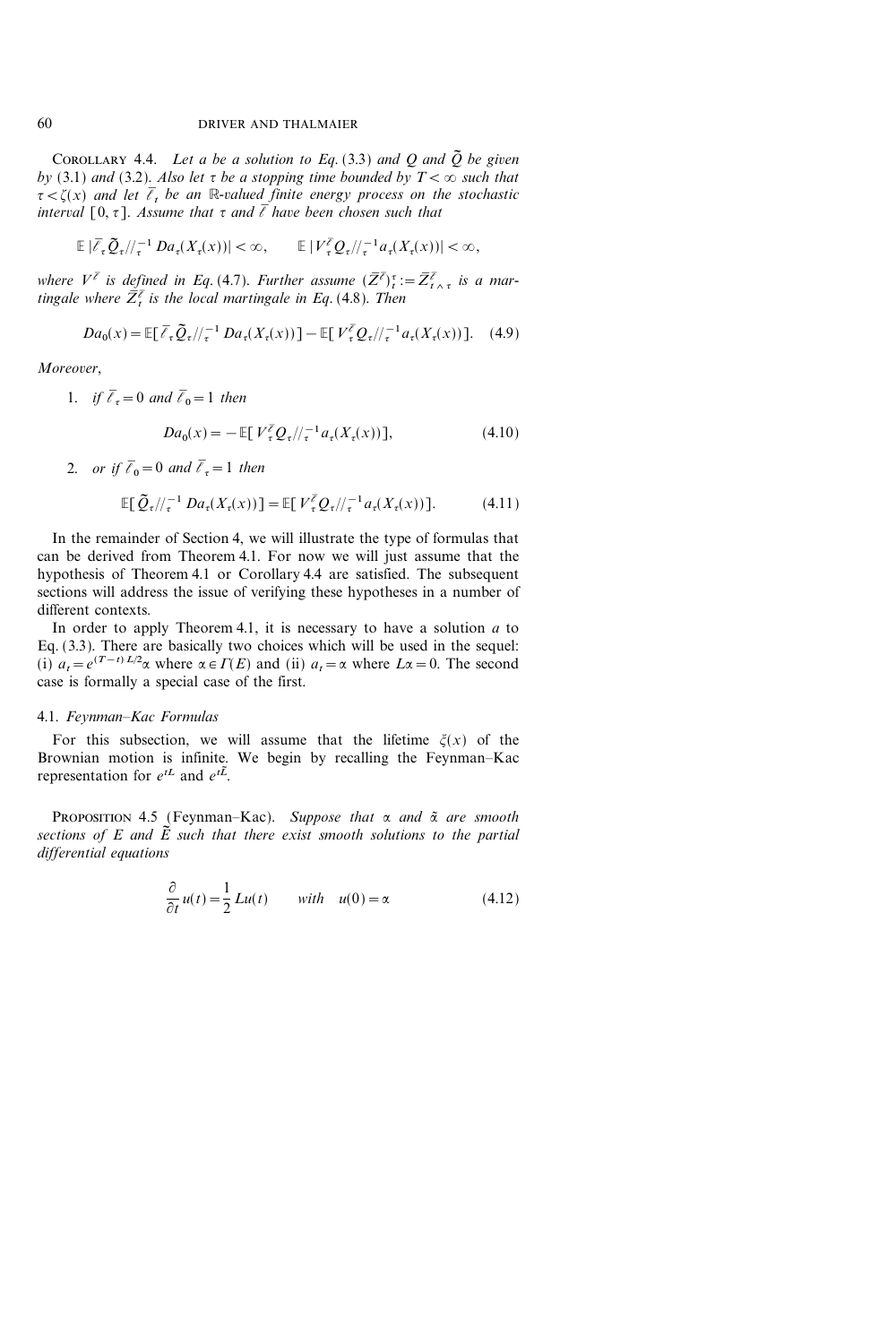**Corollary 4.4.** *Let $a$ be a solution to Eq. (3.3) and $Q$ and $\tilde{Q}$ be given by (3.1) and (3.2). Also let $\tau$ be a stopping time bounded by $T < \infty$ such that $\tau < \zeta(x)$ and let $\bar{\ell}_t$ be an $\mathbb{R}$-valued finite energy process on the stochastic interval $[0, \tau]$. Assume that $\tau$ and $\bar{\ell}$ have been chosen such that*

$$\mathbb{E}\,|\bar{\ell}_\tau \tilde{Q}_\tau //_\tau^{-1} Da_\tau(X_\tau(x))| < \infty, \qquad \mathbb{E}\,|V_\tau^{\bar{\ell}} Q_\tau //_\tau^{-1} a_\tau(X_\tau(x))| < \infty,$$

*where $V^{\bar{\ell}}$ is defined in Eq. (4.7). Further assume $(\bar{Z}^{\bar{\ell}})_t^\tau := \bar{Z}_{t \wedge \tau}^{\bar{\ell}}$ is a martingale where $\bar{Z}_t^{\bar{\ell}}$ is the local martingale in Eq. (4.8). Then*

$$Da_0(x) = \mathbb{E}[\bar{\ell}_\tau \tilde{Q}_\tau //_\tau^{-1} Da_\tau(X_\tau(x))] - \mathbb{E}[V_\tau^{\bar{\ell}} Q_\tau //_\tau^{-1} a_\tau(X_\tau(x))]. \quad (4.9)$$

*Moreover,*

1. *if $\bar{\ell}_\tau = 0$ and $\bar{\ell}_0 = 1$ then*

$$Da_0(x) = -\mathbb{E}[V_\tau^{\bar{\ell}} Q_\tau //_\tau^{-1} a_\tau(X_\tau(x))], \quad (4.10)$$

2. *or if $\bar{\ell}_0 = 0$ and $\bar{\ell}_\tau = 1$ then*

$$\mathbb{E}[\tilde{Q}_\tau //_\tau^{-1} Da_\tau(X_\tau(x))] = \mathbb{E}[V_\tau^{\bar{\ell}} Q_\tau //_\tau^{-1} a_\tau(X_\tau(x))]. \quad (4.11)$$

In the remainder of Section 4, we will illustrate the type of formulas that can be derived from Theorem 4.1. For now we will just assume that the hypothesis of Theorem 4.1 or Corollary 4.4 are satisfied. The subsequent sections will address the issue of verifying these hypotheses in a number of different contexts.

In order to apply Theorem 4.1, it is necessary to have a solution $a$ to Eq. (3.3). There are basically two choices which will be used in the sequel: (i) $a_t = e^{(T-t)L/2}\alpha$ where $\alpha \in \Gamma(E)$ and (ii) $a_t = \alpha$ where $L\alpha = 0$. The second case is formally a special case of the first.

### 4.1. Feynman–Kac Formulas

For this subsection, we will assume that the lifetime $\xi(x)$ of the Brownian motion is infinite. We begin by recalling the Feynman–Kac representation for $e^{tL}$ and $e^{t\tilde{L}}$.

**Proposition 4.5** (Feynman–Kac). *Suppose that $\alpha$ and $\tilde{\alpha}$ are smooth sections of $E$ and $\tilde{E}$ such that there exist smooth solutions to the partial differential equations*

$$\frac{\partial}{\partial t} u(t) = \frac{1}{2} Lu(t) \qquad \text{with} \quad u(0) = \alpha \quad (4.12)$$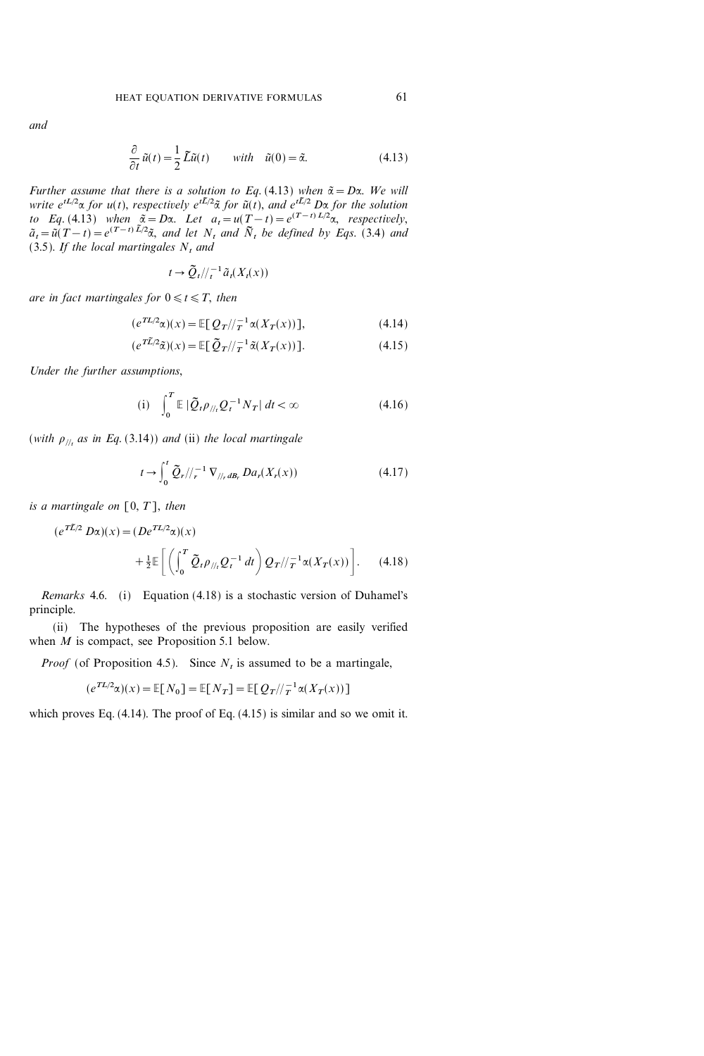*and*

$$\frac{\partial}{\partial t}\tilde{u}(t) = \frac{1}{2}\tilde{L}\tilde{u}(t) \qquad \textit{with} \quad \tilde{u}(0) = \tilde{\alpha}. \tag{4.13}$$

*Further assume that there is a solution to Eq.* (4.13) *when* $\tilde{\alpha} = D\alpha$. *We will write* $e^{tL/2}\alpha$ *for* $u(t)$, *respectively* $e^{t\tilde{L}/2}\tilde{\alpha}$ *for* $\tilde{u}(t)$, *and* $e^{t\tilde{L}/2}\, D\alpha$ *for the solution to Eq.* (4.13) *when* $\tilde{\alpha} = D\alpha$. *Let* $a_t = u(T-t) = e^{(T-t)\,L/2}\alpha$, *respectively,* $\tilde{a}_t = \tilde{u}(T-t) = e^{(T-t)\,\tilde{L}/2}\tilde{\alpha}$, *and let* $N_t$ *and* $\tilde{N}_t$ *be defined by Eqs.* (3.4) *and* (3.5). *If the local martingales* $N_t$ *and*

$$t \to \tilde{Q}_t //_t^{-1}\, \tilde{a}_t(X_t(x))$$

*are in fact martingales for* $0 \leqslant t \leqslant T$, *then*

$$(e^{TL/2}\alpha)(x) = \mathbb{E}[\,Q_T //_T^{-1}\, \alpha(X_T(x))], \tag{4.14}$$

$$(e^{T\tilde{L}/2}\tilde{\alpha})(x) = \mathbb{E}[\,\tilde{Q}_T //_T^{-1}\, \tilde{\alpha}(X_T(x))]. \tag{4.15}$$

*Under the further assumptions*,

$$\text{(i)} \quad \int_0^T \mathbb{E}\,|\tilde{Q}_t \rho_{//_t} Q_t^{-1} N_T|\; dt < \infty \tag{4.16}$$

(*with* $\rho_{//_t}$ *as in Eq.* (3.14)) *and* (ii) *the local martingale*

$$t \to \int_0^t \tilde{Q}_r //_r^{-1}\, \nabla_{//_r dB_r} D a_r(X_r(x)) \tag{4.17}$$

*is a martingale on* $[0, T]$, *then*

$$\begin{aligned}(e^{T\tilde{L}/2}\, D\alpha)(x) &= (De^{TL/2}\alpha)(x) \\ &\quad + \tfrac{1}{2}\mathbb{E}\left[\left(\int_0^T \tilde{Q}_t \rho_{//_t} Q_t^{-1}\, dt\right) Q_T //_T^{-1}\, \alpha(X_T(x))\right].\end{aligned} \tag{4.18}$$

*Remarks* 4.6. (i) Equation (4.18) is a stochastic version of Duhamel's principle.

(ii) The hypotheses of the previous proposition are easily verified when $M$ is compact, see Proposition 5.1 below.

*Proof* (of Proposition 4.5). Since $N_t$ is assumed to be a martingale,

$$(e^{TL/2}\alpha)(x) = \mathbb{E}[N_0] = \mathbb{E}[N_T] = \mathbb{E}[\,Q_T //_T^{-1}\, \alpha(X_T(x))]$$

which proves Eq. (4.14). The proof of Eq. (4.15) is similar and so we omit it.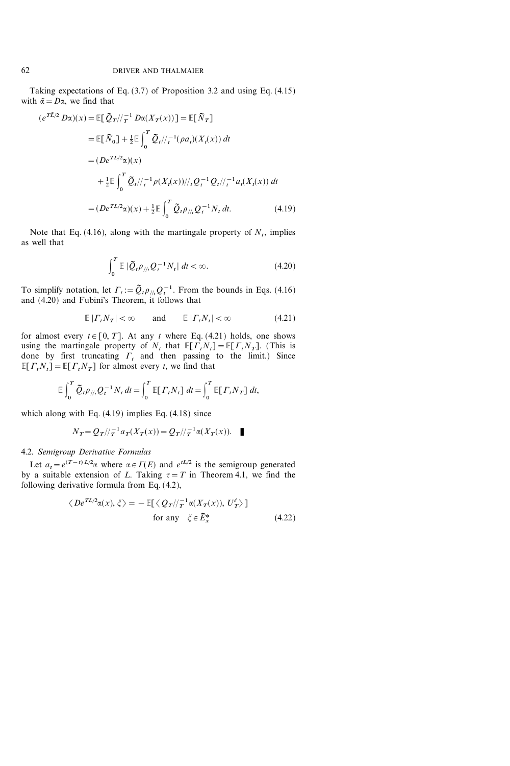Taking expectations of Eq. (3.7) of Proposition 3.2 and using Eq. (4.15) with $\tilde{\alpha} = D\alpha$, we find that

$$
\begin{aligned}
(e^{T\tilde{L}/2} D\alpha)(x) &= \mathbb{E}[\tilde{Q}_T //_T^{-1} D\alpha(X_T(x))] = \mathbb{E}[\tilde{N}_T] \\
&= \mathbb{E}[\tilde{N}_0] + \tfrac{1}{2}\mathbb{E}\int_0^T \tilde{Q}_t //_t^{-1}(\rho a_t)(X_t(x))\,dt \\
&= (De^{TL/2}\alpha)(x) \\
&\quad + \tfrac{1}{2}\mathbb{E}\int_0^T \tilde{Q}_t //_t^{-1}\rho(X_t(x)) //_t Q_t^{-1} Q_t //_t^{-1} a_t(X_t(x))\,dt \\
&= (De^{TL/2}\alpha)(x) + \tfrac{1}{2}\mathbb{E}\int_0^T \tilde{Q}_t \rho_{//_t} Q_t^{-1} N_t\,dt. \qquad (4.19)
\end{aligned}
$$

Note that Eq. (4.16), along with the martingale property of $N_t$, implies as well that

$$
\int_0^T \mathbb{E}\,|\tilde{Q}_t \rho_{//_t} Q_t^{-1} N_t|\,dt < \infty. \qquad (4.20)
$$

To simplify notation, let $\Gamma_t := \tilde{Q}_t \rho_{//_t} Q_t^{-1}$. From the bounds in Eqs. (4.16) and (4.20) and Fubini's Theorem, it follows that

$$
\mathbb{E}\,|\Gamma_t N_T| < \infty \qquad \text{and} \qquad \mathbb{E}\,|\Gamma_t N_t| < \infty \qquad (4.21)
$$

for almost every $t \in [0, T]$. At any $t$ where Eq. (4.21) holds, one shows using the martingale property of $N_t$ that $\mathbb{E}[\Gamma_t N_t] = \mathbb{E}[\Gamma_t N_T]$. (This is done by first truncating $\Gamma_t$ and then passing to the limit.) Since $\mathbb{E}[\Gamma_t N_t] = \mathbb{E}[\Gamma_t N_T]$ for almost every $t$, we find that

$$
\mathbb{E}\int_0^T \tilde{Q}_t \rho_{//_t} Q_t^{-1} N_t\,dt = \int_0^T \mathbb{E}[\Gamma_t N_t]\,dt = \int_0^T \mathbb{E}[\Gamma_t N_T]\,dt,
$$

which along with Eq. (4.19) implies Eq. (4.18) since

$$
N_T = Q_T //_T^{-1} a_T(X_T(x)) = Q_T //_T^{-1} \alpha(X_T(x)). \quad \blacksquare
$$

### 4.2. *Semigroup Derivative Formulas*

Let $a_t = e^{(T-t)L/2}\alpha$ where $\alpha \in \Gamma(E)$ and $e^{tL/2}$ is the semigroup generated by a suitable extension of $L$. Taking $\tau = T$ in Theorem 4.1, we find the following derivative formula from Eq. (4.2),

$$
\langle De^{TL/2}\alpha(x), \xi \rangle = -\mathbb{E}[\langle Q_T //_T^{-1} \alpha(X_T(x)), U_T^{\ell} \rangle] \qquad \text{for any} \quad \xi \in \tilde{E}_x^* \qquad (4.22)
$$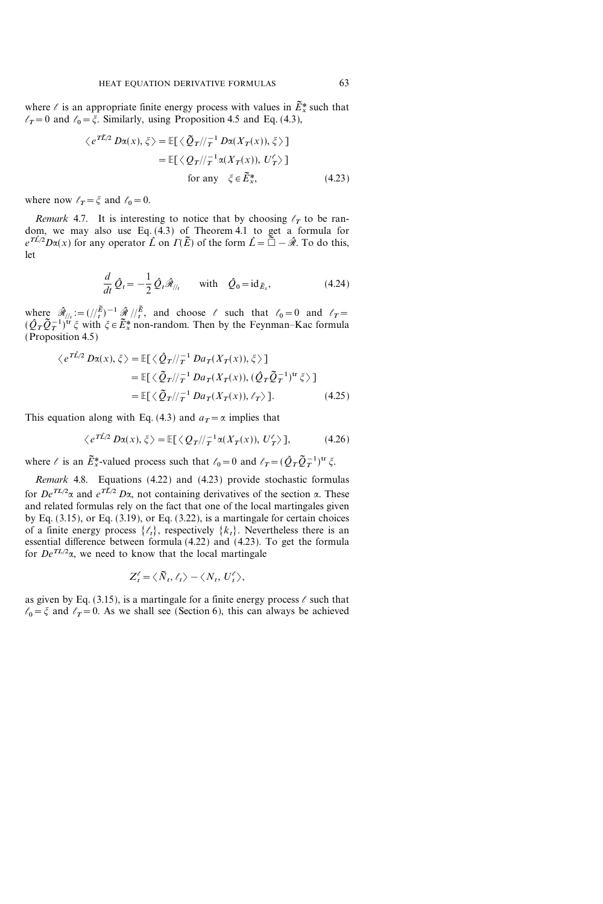where $\ell$ is an appropriate finite energy process with values in $\tilde{E}_x^*$ such that $\ell_T = 0$ and $\ell_0 = \xi$. Similarly, using Proposition 4.5 and Eq. (4.3),

$$
\begin{aligned}
\langle e^{T\tilde{L}/2} D\alpha(x), \xi \rangle &= \mathbb{E}[\langle \tilde{Q}_T //_T^{-1} D\alpha(X_T(x)), \xi \rangle] \\
&= \mathbb{E}[\langle Q_T //_T^{-1} \alpha(X_T(x)), U_T^\ell \rangle] \\
&\qquad \text{for any} \quad \xi \in \tilde{E}_x^*,
\end{aligned} \tag{4.23}
$$

where now $\ell_T = \xi$ and $\ell_0 = 0$.

*Remark* 4.7. It is interesting to notice that by choosing $\ell_T$ to be random, we may also use Eq. (4.3) of Theorem 4.1 to get a formula for $e^{T\hat{L}/2} D\alpha(x)$ for any operator $\hat{L}$ on $\Gamma(\tilde{E})$ of the form $\hat{L} = \tilde{\square} - \hat{\mathcal{R}}$. To do this, let

$$
\frac{d}{dt} \hat{Q}_t = -\frac{1}{2} \hat{Q}_t \hat{\mathcal{R}}_{//_t} \qquad \text{with} \quad \hat{Q}_0 = \mathrm{id}_{\tilde{E}_x}, \tag{4.24}
$$

where $\hat{\mathcal{R}}_{//_t} := (//_t^{\tilde{E}})^{-1} \hat{\mathcal{R}} //_t^{\tilde{E}}$, and choose $\ell$ such that $\ell_0 = 0$ and $\ell_T = (\hat{Q}_T \tilde{Q}_T^{-1})^{\mathrm{tr}} \xi$ with $\xi \in \tilde{E}_x^*$ non-random. Then by the Feynman–Kac formula (Proposition 4.5)

$$
\begin{aligned}
\langle e^{T\hat{L}/2} D\alpha(x), \xi \rangle &= \mathbb{E}[\langle \hat{Q}_T //_T^{-1} Da_T(X_T(x)), \xi \rangle] \\
&= \mathbb{E}[\langle \tilde{Q}_T //_T^{-1} Da_T(X_T(x)), (\hat{Q}_T \tilde{Q}_T^{-1})^{\mathrm{tr}} \xi \rangle] \\
&= \mathbb{E}[\langle \tilde{Q}_T //_T^{-1} Da_T(X_T(x)), \ell_T \rangle].
\end{aligned} \tag{4.25}
$$

This equation along with Eq. (4.3) and $a_T = \alpha$ implies that

$$
\langle e^{T\hat{L}/2} D\alpha(x), \xi \rangle = \mathbb{E}[\langle Q_T //_T^{-1} \alpha(X_T(x)), U_T^\ell \rangle], \tag{4.26}
$$

where $\ell$ is an $\tilde{E}_x^*$-valued process such that $\ell_0 = 0$ and $\ell_T = (\hat{Q}_T \tilde{Q}_T^{-1})^{\mathrm{tr}} \xi$.

*Remark* 4.8. Equations (4.22) and (4.23) provide stochastic formulas for $De^{TL/2}\alpha$ and $e^{T\tilde{L}/2} D\alpha$, not containing derivatives of the section $\alpha$. These and related formulas rely on the fact that one of the local martingales given by Eq. (3.15), or Eq. (3.19), or Eq. (3.22), is a martingale for certain choices of a finite energy process $\{\ell_t\}$, respectively $\{k_t\}$. Nevertheless there is an essential difference between formula (4.22) and (4.23). To get the formula for $De^{TL/2}\alpha$, we need to know that the local martingale

$$
Z_t^\ell = \langle \tilde{N}_t, \ell_t \rangle - \langle N_t, U_t^\ell \rangle,
$$

as given by Eq. (3.15), is a martingale for a finite energy process $\ell$ such that $\ell_0 = \xi$ and $\ell_T = 0$. As we shall see (Section 6), this can always be achieved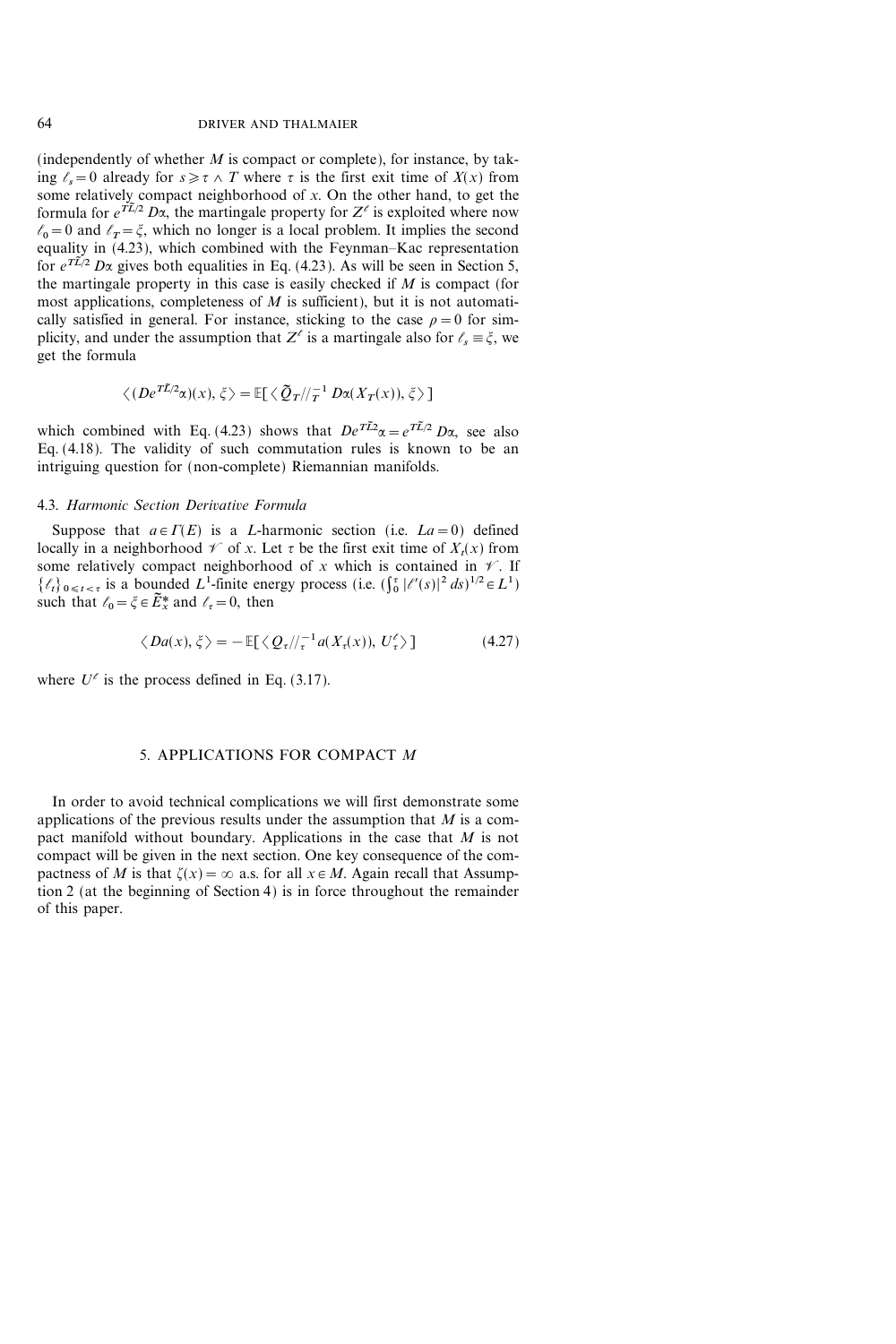(independently of whether $M$ is compact or complete), for instance, by taking $\ell_s = 0$ already for $s \geq \tau \wedge T$ where $\tau$ is the first exit time of $X(x)$ from some relatively compact neighborhood of $x$. On the other hand, to get the formula for $e^{T\tilde{L}/2} D\alpha$, the martingale property for $Z^\ell$ is exploited where now $\ell_0 = 0$ and $\ell_T = \xi$, which no longer is a local problem. It implies the second equality in (4.23), which combined with the Feynman–Kac representation for $e^{T\tilde{L}/2} D\alpha$ gives both equalities in Eq. (4.23). As will be seen in Section 5, the martingale property in this case is easily checked if $M$ is compact (for most applications, completeness of $M$ is sufficient), but it is not automatically satisfied in general. For instance, sticking to the case $\rho = 0$ for simplicity, and under the assumption that $Z^\ell$ is a martingale also for $\ell_s \equiv \xi$, we get the formula

$$\langle (De^{T\tilde{L}/2}\alpha)(x), \xi \rangle = \mathbb{E}[\langle \tilde{Q}_T //_T^{-1} D\alpha(X_T(x)), \xi \rangle]$$

which combined with Eq. (4.23) shows that $De^{T\tilde{L}2}\alpha = e^{T\tilde{L}/2} D\alpha$, see also Eq. (4.18). The validity of such commutation rules is known to be an intriguing question for (non-complete) Riemannian manifolds.

### 4.3. *Harmonic Section Derivative Formula*

Suppose that $a \in \Gamma(E)$ is a $L$-harmonic section (i.e. $La = 0$) defined locally in a neighborhood $\mathscr{V}$ of $x$. Let $\tau$ be the first exit time of $X_t(x)$ from some relatively compact neighborhood of $x$ which is contained in $\mathscr{V}$. If $\{\ell_t\}_{0 \leq t < \tau}$ is a bounded $L^1$-finite energy process (i.e. $(\int_0^\tau |\ell'(s)|^2 \, ds)^{1/2} \in L^1$) such that $\ell_0 = \xi \in \tilde{E}_x^*$ and $\ell_\tau = 0$, then

$$\langle Da(x), \xi \rangle = -\mathbb{E}[\langle Q_\tau //_\tau^{-1} a(X_\tau(x)), U_\tau^\ell \rangle] \tag{4.27}$$

where $U^\ell$ is the process defined in Eq. (3.17).

## 5. APPLICATIONS FOR COMPACT $M$

In order to avoid technical complications we will first demonstrate some applications of the previous results under the assumption that $M$ is a compact manifold without boundary. Applications in the case that $M$ is not compact will be given in the next section. One key consequence of the compactness of $M$ is that $\zeta(x) = \infty$ a.s. for all $x \in M$. Again recall that Assumption 2 (at the beginning of Section 4) is in force throughout the remainder of this paper.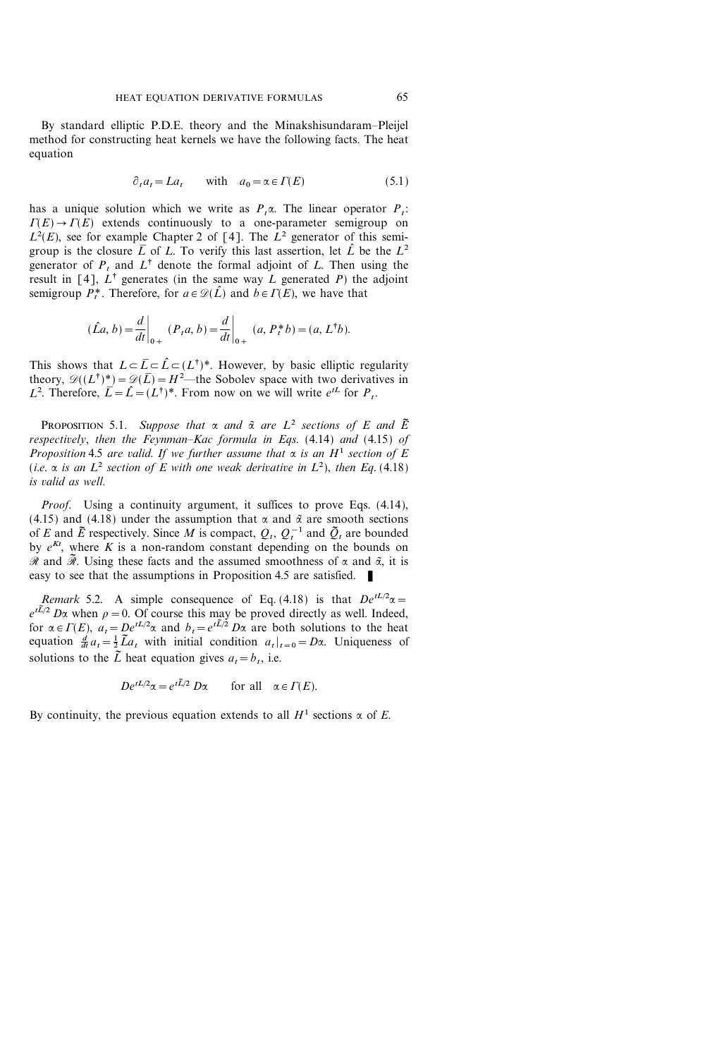By standard elliptic P.D.E. theory and the Minakshisundaram–Pleijel method for constructing heat kernels we have the following facts. The heat equation

$$\partial_t a_t = L a_t \qquad \text{with} \quad a_0 = \alpha \in \Gamma(E) \tag{5.1}$$

has a unique solution which we write as $P_t \alpha$. The linear operator $P_t$: $\Gamma(E) \to \Gamma(E)$ extends continuously to a one-parameter semigroup on $L^2(E)$, see for example Chapter 2 of [4]. The $L^2$ generator of this semigroup is the closure $\bar{L}$ of $L$. To verify this last assertion, let $\hat{L}$ be the $L^2$ generator of $P_t$ and $L^\dagger$ denote the formal adjoint of $L$. Then using the result in [4], $L^\dagger$ generates (in the same way $L$ generated $P$) the adjoint semigroup $P_t^*$. Therefore, for $a \in \mathscr{D}(\hat{L})$ and $b \in \Gamma(E)$, we have that

$$(\hat{L}a, b) = \frac{d}{dt}\bigg|_{0+} (P_t a, b) = \frac{d}{dt}\bigg|_{0+} (a, P_t^* b) = (a, L^\dagger b).$$

This shows that $L \subset \bar{L} \subset \hat{L} \subset (L^\dagger)^*$. However, by basic elliptic regularity theory, $\mathscr{D}((L^\dagger)^*) = \mathscr{D}(\bar{L}) = H^2$—the Sobolev space with two derivatives in $L^2$. Therefore, $\bar{L} = \hat{L} = (L^\dagger)^*$. From now on we will write $e^{tL}$ for $P_t$.

**Proposition 5.1.** *Suppose that $\alpha$ and $\tilde{\alpha}$ are $L^2$ sections of $E$ and $\tilde{E}$ respectively, then the Feynman–Kac formula in Eqs.* (4.14) *and* (4.15) *of Proposition* 4.5 *are valid. If we further assume that $\alpha$ is an $H^1$ section of $E$ (i.e. $\alpha$ is an $L^2$ section of $E$ with one weak derivative in $L^2$), then Eq.* (4.18) *is valid as well.*

*Proof.* Using a continuity argument, it suffices to prove Eqs. (4.14), (4.15) and (4.18) under the assumption that $\alpha$ and $\tilde{\alpha}$ are smooth sections of $E$ and $\tilde{E}$ respectively. Since $M$ is compact, $Q_t$, $Q_t^{-1}$ and $\tilde{Q}_t$ are bounded by $e^{Kt}$, where $K$ is a non-random constant depending on the bounds on $\mathscr{R}$ and $\tilde{\mathscr{R}}$. Using these facts and the assumed smoothness of $\alpha$ and $\tilde{\alpha}$, it is easy to see that the assumptions in Proposition 4.5 are satisfied. ∎

*Remark* 5.2. A simple consequence of Eq. (4.18) is that $De^{tL/2}\alpha = e^{t\tilde{L}/2} D\alpha$ when $\rho = 0$. Of course this may be proved directly as well. Indeed, for $\alpha \in \Gamma(E)$, $a_t = De^{tL/2}\alpha$ and $b_t = e^{t\tilde{L}/2} D\alpha$ are both solutions to the heat equation $\frac{d}{dt} a_t = \frac{1}{2} \tilde{L} a_t$ with initial condition $a_t|_{t=0} = D\alpha$. Uniqueness of solutions to the $\tilde{L}$ heat equation gives $a_t = b_t$, i.e.

$$De^{tL/2}\alpha = e^{t\tilde{L}/2} D\alpha \qquad \text{for all} \quad \alpha \in \Gamma(E).$$

By continuity, the previous equation extends to all $H^1$ sections $\alpha$ of $E$.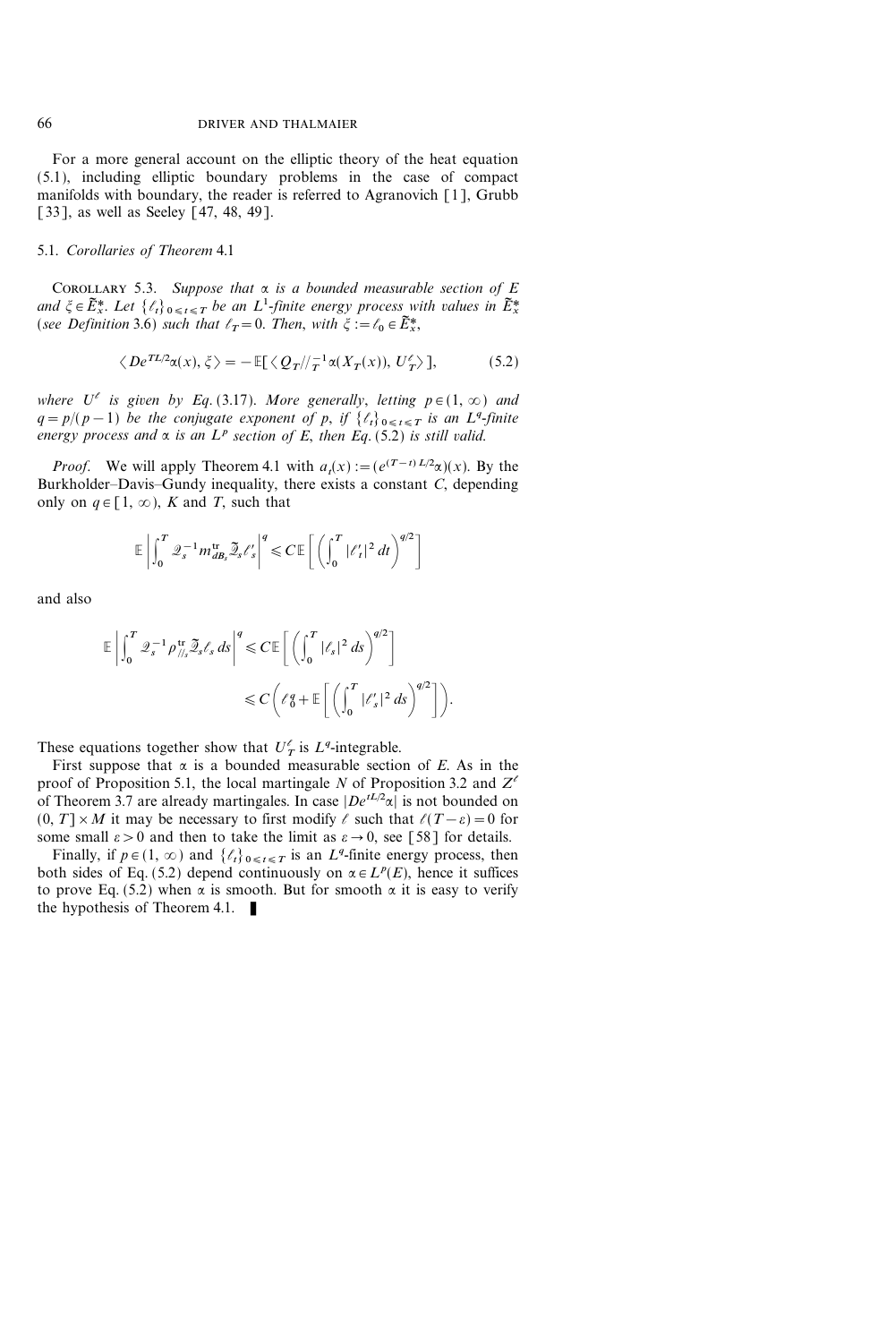For a more general account on the elliptic theory of the heat equation (5.1), including elliptic boundary problems in the case of compact manifolds with boundary, the reader is referred to Agranovich [1], Grubb [33], as well as Seeley [47, 48, 49].

### 5.1. *Corollaries of Theorem* 4.1

COROLLARY 5.3. *Suppose that $\alpha$ is a bounded measurable section of $E$ and $\xi \in \tilde{E}_x^*$. Let $\{\ell_t\}_{0 \leqslant t \leqslant T}$ be an $L^1$-finite energy process with values in $\tilde{E}_x^*$ (see Definition 3.6) such that $\ell_T = 0$. Then, with $\xi := \ell_0 \in \tilde{E}_x^*$,*

$$\langle De^{TL/2}\alpha(x), \xi\rangle = -\mathbb{E}[\langle Q_T //_T^{-1} \alpha(X_T(x)), U_T^\ell\rangle], \tag{5.2}$$

*where $U^\ell$ is given by Eq. (3.17). More generally, letting $p \in (1, \infty)$ and $q = p/(p-1)$ be the conjugate exponent of $p$, if $\{\ell_t\}_{0 \leqslant t \leqslant T}$ is an $L^q$-finite energy process and $\alpha$ is an $L^p$ section of $E$, then Eq. (5.2) is still valid.*

*Proof.* We will apply Theorem 4.1 with $a_t(x) := (e^{(T-t)L/2}\alpha)(x)$. By the Burkholder–Davis–Gundy inequality, there exists a constant $C$, depending only on $q \in [1, \infty)$, $K$ and $T$, such that

$$\mathbb{E}\left|\int_0^T \mathcal{Q}_s^{-1} m_{dB_s}^{\mathrm{tr}} \tilde{\mathcal{Q}}_s \ell_s'\right|^q \leqslant C\,\mathbb{E}\left[\left(\int_0^T |\ell_t'|^2\,dt\right)^{q/2}\right]$$

and also

$$\mathbb{E}\left|\int_0^T \mathcal{Q}_s^{-1} \rho_{//_s}^{\mathrm{tr}} \tilde{\mathcal{Q}}_s \ell_s\,ds\right|^q \leqslant C\,\mathbb{E}\left[\left(\int_0^T |\ell_s|^2\,ds\right)^{q/2}\right]$$
$$\leqslant C\left(\ell_0^q + \mathbb{E}\left[\left(\int_0^T |\ell_s'|^2\,ds\right)^{q/2}\right]\right).$$

These equations together show that $U_T^\ell$ is $L^q$-integrable.

First suppose that $\alpha$ is a bounded measurable section of $E$. As in the proof of Proposition 5.1, the local martingale $N$ of Proposition 3.2 and $Z^\ell$ of Theorem 3.7 are already martingales. In case $|De^{tL/2}\alpha|$ is not bounded on $(0, T] \times M$ it may be necessary to first modify $\ell$ such that $\ell(T-\varepsilon) = 0$ for some small $\varepsilon > 0$ and then to take the limit as $\varepsilon \to 0$, see [58] for details.

Finally, if $p \in (1, \infty)$ and $\{\ell_t\}_{0 \leqslant t \leqslant T}$ is an $L^q$-finite energy process, then both sides of Eq. (5.2) depend continuously on $\alpha \in L^p(E)$, hence it suffices to prove Eq. (5.2) when $\alpha$ is smooth. But for smooth $\alpha$ it is easy to verify the hypothesis of Theorem 4.1. ∎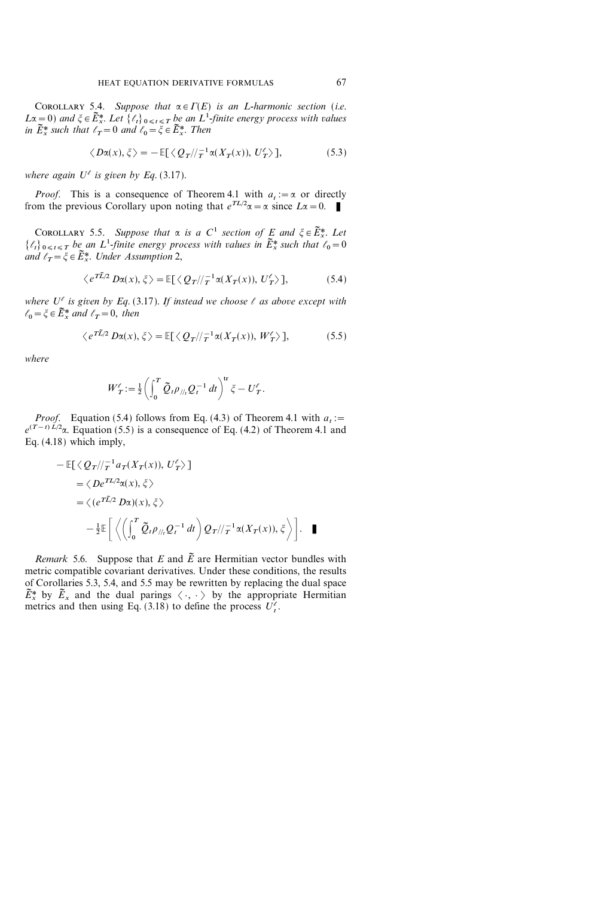COROLLARY 5.4. *Suppose that $\alpha \in \Gamma(E)$ is an $L$-harmonic section (i.e. $L\alpha = 0$) and $\xi \in \tilde{E}_x^*$. Let $\{\ell_t\}_{0 \leqslant t \leqslant T}$ be an $L^1$-finite energy process with values in $\tilde{E}_x^*$ such that $\ell_T = 0$ and $\ell_0 = \xi \in \tilde{E}_x^*$. Then*

$$\langle D\alpha(x), \xi \rangle = -\mathbb{E}[\langle Q_T //_T^{-1} \alpha(X_T(x)), U_T^\ell \rangle], \tag{5.3}$$

*where again $U^\ell$ is given by Eq.* (3.17).

*Proof.* This is a consequence of Theorem 4.1 with $a_t := \alpha$ or directly from the previous Corollary upon noting that $e^{TL/2}\alpha = \alpha$ since $L\alpha = 0$. ∎

COROLLARY 5.5. *Suppose that $\alpha$ is a $C^1$ section of $E$ and $\xi \in \tilde{E}_x^*$. Let $\{\ell_t\}_{0 \leqslant t \leqslant T}$ be an $L^1$-finite energy process with values in $\tilde{E}_x^*$ such that $\ell_0 = 0$ and $\ell_T = \xi \in \tilde{E}_x^*$. Under Assumption* 2,

$$\langle e^{T\tilde{L}/2} D\alpha(x), \xi \rangle = \mathbb{E}[\langle Q_T //_T^{-1} \alpha(X_T(x)), U_T^\ell \rangle], \tag{5.4}$$

*where $U^\ell$ is given by Eq.* (3.17). *If instead we choose $\ell$ as above except with $\ell_0 = \xi \in \tilde{E}_x^*$ and $\ell_T = 0$, then*

$$\langle e^{T\tilde{L}/2} D\alpha(x), \xi \rangle = \mathbb{E}[\langle Q_T //_T^{-1} \alpha(X_T(x)), W_T^\ell \rangle], \tag{5.5}$$

*where*

$$W_T^\ell := \tfrac{1}{2} \left( \int_0^T \tilde{Q}_t \rho_{//_t} Q_t^{-1} \, dt \right)^{\mathrm{tr}} \xi - U_T^\ell.$$

*Proof.* Equation (5.4) follows from Eq. (4.3) of Theorem 4.1 with $a_t := e^{(T-t)L/2}\alpha$. Equation (5.5) is a consequence of Eq. (4.2) of Theorem 4.1 and Eq. (4.18) which imply,

$$\begin{aligned}
&-\mathbb{E}[\langle Q_T //_T^{-1} a_T(X_T(x)), U_T^\ell \rangle] \\
&\quad = \langle D e^{TL/2} \alpha(x), \xi \rangle \\
&\quad = \langle (e^{T\tilde{L}/2} D\alpha)(x), \xi \rangle \\
&\qquad - \tfrac{1}{2} \mathbb{E}\left[ \left\langle \left( \int_0^T \tilde{Q}_t \rho_{//_t} Q_t^{-1} \, dt \right) Q_T //_T^{-1} \alpha(X_T(x)), \xi \right\rangle \right]. \quad ∎
\end{aligned}$$

*Remark* 5.6. Suppose that $E$ and $\tilde{E}$ are Hermitian vector bundles with metric compatible covariant derivatives. Under these conditions, the results of Corollaries 5.3, 5.4, and 5.5 may be rewritten by replacing the dual space $\tilde{E}_x^*$ by $\tilde{E}_x$ and the dual parings $\langle \cdot, \cdot \rangle$ by the appropriate Hermitian metrics and then using Eq. (3.18) to define the process $U_t^\ell$.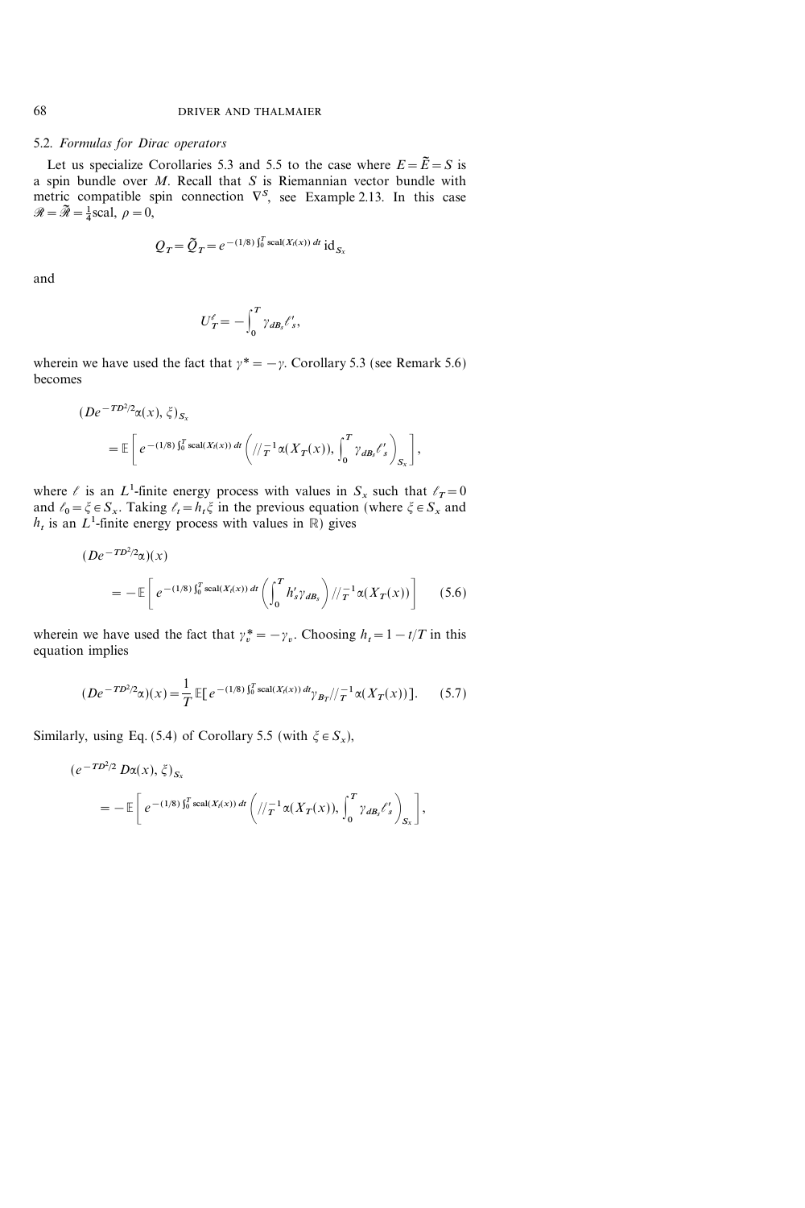### 5.2. *Formulas for Dirac operators*

Let us specialize Corollaries 5.3 and 5.5 to the case where $E = \tilde{E} = S$ is a spin bundle over $M$. Recall that $S$ is Riemannian vector bundle with metric compatible spin connection $\nabla^S$, see Example 2.13. In this case $\mathscr{R} = \tilde{\mathscr{R}} = \frac{1}{4}\mathrm{scal}$, $\rho = 0$,

$$Q_T = \tilde{Q}_T = e^{-(1/8)\int_0^T \mathrm{scal}(X_t(x))\,dt}\,\mathrm{id}_{S_x}$$

and

$$U_T^{\ell} = -\int_0^T \gamma_{dB_s}\ell'_s,$$

wherein we have used the fact that $\gamma^* = -\gamma$. Corollary 5.3 (see Remark 5.6) becomes

$$\begin{aligned}
&(De^{-TD^2/2}\alpha(x), \xi)_{S_x} \\
&\quad = \mathbb{E}\left[ e^{-(1/8)\int_0^T \mathrm{scal}(X_t(x))\,dt} \left( //_T^{-1}\alpha(X_T(x)), \int_0^T \gamma_{dB_s}\ell'_s \right)_{S_x} \right],
\end{aligned}$$

where $\ell$ is an $L^1$-finite energy process with values in $S_x$ such that $\ell_T = 0$ and $\ell_0 = \xi \in S_x$. Taking $\ell_t = h_t \xi$ in the previous equation (where $\xi \in S_x$ and $h_t$ is an $L^1$-finite energy process with values in $\mathbb{R}$) gives

$$\begin{aligned}
&(De^{-TD^2/2}\alpha)(x) \\
&\quad = -\mathbb{E}\left[ e^{-(1/8)\int_0^T \mathrm{scal}(X_t(x))\,dt} \left( \int_0^T h'_s \gamma_{dB_s} \right) //_T^{-1}\alpha(X_T(x)) \right] \qquad (5.6)
\end{aligned}$$

wherein we have used the fact that $\gamma_v^* = -\gamma_v$. Choosing $h_t = 1 - t/T$ in this equation implies

$$(De^{-TD^2/2}\alpha)(x) = \frac{1}{T}\mathbb{E}\left[ e^{-(1/8)\int_0^T \mathrm{scal}(X_t(x))\,dt} \gamma_{B_T} //_T^{-1}\alpha(X_T(x)) \right]. \qquad (5.7)$$

Similarly, using Eq. (5.4) of Corollary 5.5 (with $\xi \in S_x$),

$$\begin{aligned}
&(e^{-TD^2/2}\,D\alpha(x), \xi)_{S_x} \\
&\quad = -\mathbb{E}\left[ e^{-(1/8)\int_0^T \mathrm{scal}(X_t(x))\,dt} \left( //_T^{-1}\alpha(X_T(x)), \int_0^T \gamma_{dB_s}\ell'_s \right)_{S_x} \right],
\end{aligned}$$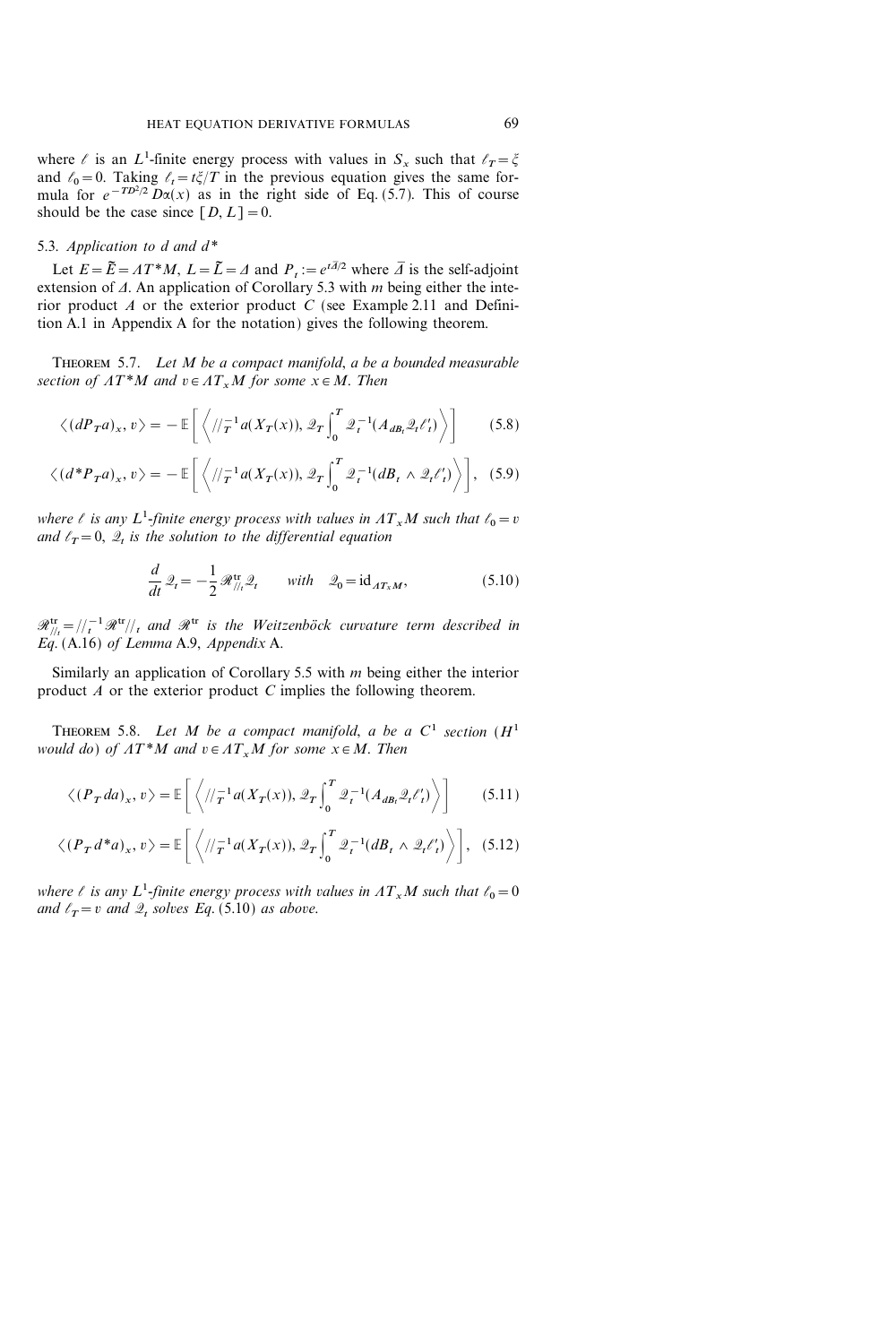where $\ell$ is an $L^1$-finite energy process with values in $S_x$ such that $\ell_T = \xi$ and $\ell_0 = 0$. Taking $\ell_t = t\xi/T$ in the previous equation gives the same formula for $e^{-TD^2/2} D\alpha(x)$ as in the right side of Eq. (5.7). This of course should be the case since $[D, L] = 0$.

### 5.3. Application to $d$ and $d^*$

Let $E = \tilde{E} = \Lambda T^*M$, $L = \tilde{L} = \Delta$ and $P_t := e^{t\bar{\Delta}/2}$ where $\bar{\Delta}$ is the self-adjoint extension of $\Delta$. An application of Corollary 5.3 with $m$ being either the interior product $A$ or the exterior product $C$ (see Example 2.11 and Definition A.1 in Appendix A for the notation) gives the following theorem.

THEOREM 5.7. *Let $M$ be a compact manifold, $a$ be a bounded measurable section of $\Lambda T^*M$ and $v \in \Lambda T_x M$ for some $x \in M$. Then*

$$\langle (dP_T a)_x, v \rangle = -\mathbb{E}\left[ \left\langle //_T^{-1} a(X_T(x)), \mathcal{Q}_T \int_0^T \mathcal{Q}_t^{-1}(A_{dB_t} \mathcal{Q}_t \ell'_t) \right\rangle \right] \tag{5.8}$$

$$\langle (d^* P_T a)_x, v \rangle = -\mathbb{E}\left[ \left\langle //_T^{-1} a(X_T(x)), \mathcal{Q}_T \int_0^T \mathcal{Q}_t^{-1}(dB_t \wedge \mathcal{Q}_t \ell'_t) \right\rangle \right], \tag{5.9}$$

*where $\ell$ is any $L^1$-finite energy process with values in $\Lambda T_x M$ such that $\ell_0 = v$ and $\ell_T = 0$, $\mathcal{Q}_t$ is the solution to the differential equation*

$$\frac{d}{dt} \mathcal{Q}_t = -\frac{1}{2} \mathcal{R}^{\mathrm{tr}}_{//_t} \mathcal{Q}_t \qquad \text{with} \quad \mathcal{Q}_0 = \mathrm{id}_{\Lambda T_x M}, \tag{5.10}$$

*$\mathcal{R}^{\mathrm{tr}}_{//_t} = //_t^{-1} \mathcal{R}^{\mathrm{tr}} //_t$ and $\mathcal{R}^{\mathrm{tr}}$ is the Weitzenböck curvature term described in Eq. (A.16) of Lemma A.9, Appendix A.*

Similarly an application of Corollary 5.5 with $m$ being either the interior product $A$ or the exterior product $C$ implies the following theorem.

THEOREM 5.8. *Let $M$ be a compact manifold, $a$ be a $C^1$ section ($H^1$ would do) of $\Lambda T^*M$ and $v \in \Lambda T_x M$ for some $x \in M$. Then*

$$\langle (P_T da)_x, v \rangle = \mathbb{E}\left[ \left\langle //_T^{-1} a(X_T(x)), \mathcal{Q}_T \int_0^T \mathcal{Q}_t^{-1}(A_{dB_t} \mathcal{Q}_t \ell'_t) \right\rangle \right] \tag{5.11}$$

$$\langle (P_T d^* a)_x, v \rangle = \mathbb{E}\left[ \left\langle //_T^{-1} a(X_T(x)), \mathcal{Q}_T \int_0^T \mathcal{Q}_t^{-1}(dB_t \wedge \mathcal{Q}_t \ell'_t) \right\rangle \right], \tag{5.12}$$

*where $\ell$ is any $L^1$-finite energy process with values in $\Lambda T_x M$ such that $\ell_0 = 0$ and $\ell_T = v$ and $\mathcal{Q}_t$ solves Eq. (5.10) as above.*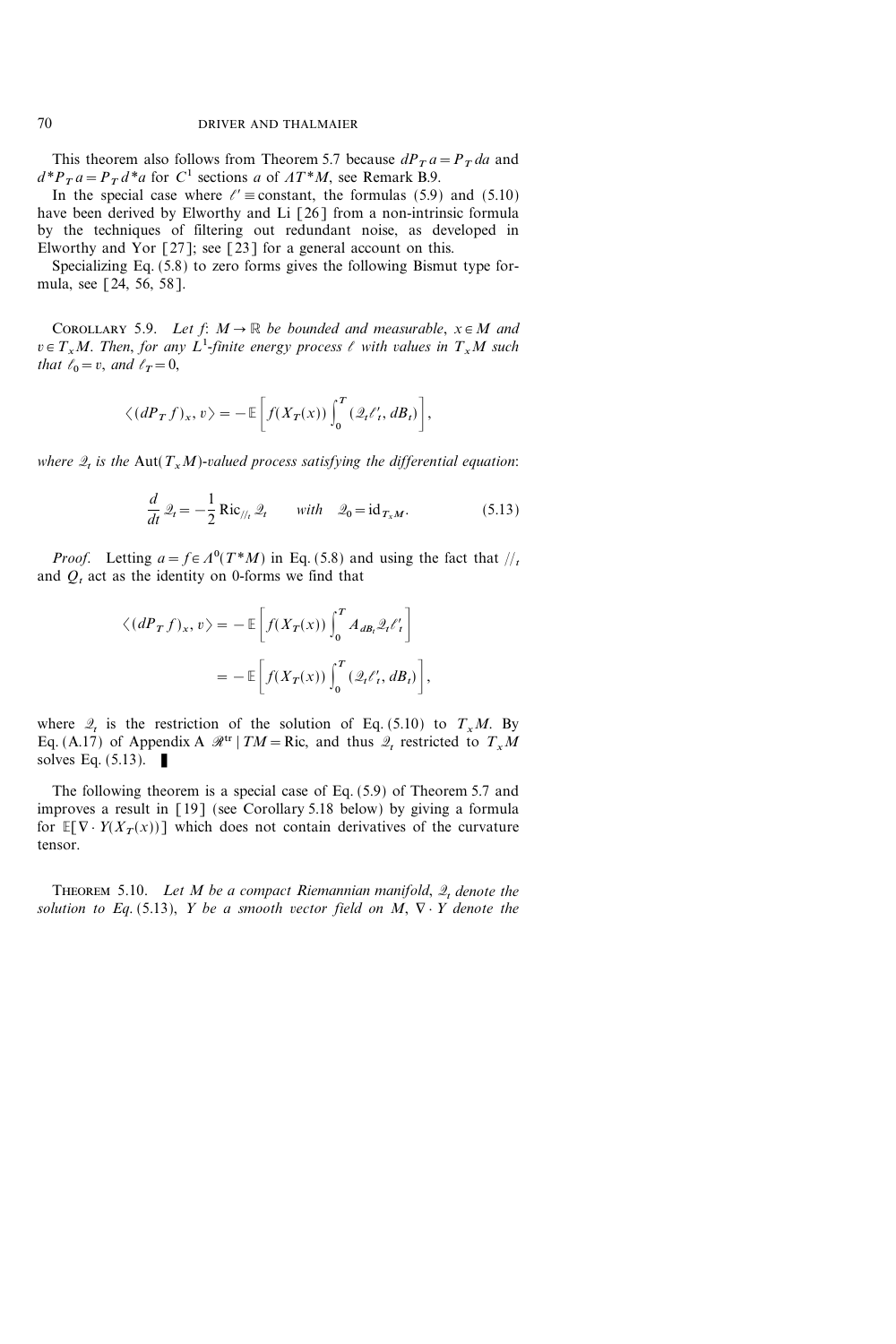This theorem also follows from Theorem 5.7 because $dP_T a = P_T da$ and $d^*P_T a = P_T d^*a$ for $C^1$ sections $a$ of $\Lambda T^*M$, see Remark B.9.

In the special case where $\ell' \equiv$ constant, the formulas (5.9) and (5.10) have been derived by Elworthy and Li [26] from a non-intrinsic formula by the techniques of filtering out redundant noise, as developed in Elworthy and Yor [27]; see [23] for a general account on this.

Specializing Eq. (5.8) to zero forms gives the following Bismut type formula, see [24, 56, 58].

**Corollary 5.9.** *Let $f$: $M \to \mathbb{R}$ be bounded and measurable, $x \in M$ and $v \in T_x M$. Then, for any $L^1$-finite energy process $\ell$ with values in $T_x M$ such that $\ell_0 = v$, and $\ell_T = 0$,*

$$\langle (dP_T f)_x, v \rangle = -\mathbb{E}\left[ f(X_T(x)) \int_0^T (\mathcal{Q}_t \ell'_t, dB_t) \right],$$

*where $\mathcal{Q}_t$ is the* $\operatorname{Aut}(T_x M)$*-valued process satisfying the differential equation*:

$$\frac{d}{dt} \mathcal{Q}_t = -\frac{1}{2} \operatorname{Ric}_{//_t} \mathcal{Q}_t \qquad \textit{with} \quad \mathcal{Q}_0 = \operatorname{id}_{T_x M}. \tag{5.13}$$

*Proof.* Letting $a = f \in \Lambda^0(T^*M)$ in Eq. (5.8) and using the fact that $//_t$ and $Q_t$ act as the identity on 0-forms we find that

$$\begin{aligned}
\langle (dP_T f)_x, v \rangle &= -\mathbb{E}\left[ f(X_T(x)) \int_0^T A_{dB_t} \mathcal{Q}_t \ell'_t \right] \\
&= -\mathbb{E}\left[ f(X_T(x)) \int_0^T (\mathcal{Q}_t \ell'_t, dB_t) \right],
\end{aligned}$$

where $\mathcal{Q}_t$ is the restriction of the solution of Eq. (5.10) to $T_x M$. By Eq. (A.17) of Appendix A $\mathcal{R}^{\mathrm{tr}} \mid TM = \operatorname{Ric}$, and thus $\mathcal{Q}_t$ restricted to $T_x M$ solves Eq. (5.13). ∎

The following theorem is a special case of Eq. (5.9) of Theorem 5.7 and improves a result in [19] (see Corollary 5.18 below) by giving a formula for $\mathbb{E}[\nabla \cdot Y(X_T(x))]$ which does not contain derivatives of the curvature tensor.

**Theorem 5.10.** *Let $M$ be a compact Riemannian manifold, $\mathcal{Q}_t$ denote the solution to Eq. (5.13), $Y$ be a smooth vector field on $M$, $\nabla \cdot Y$ denote the*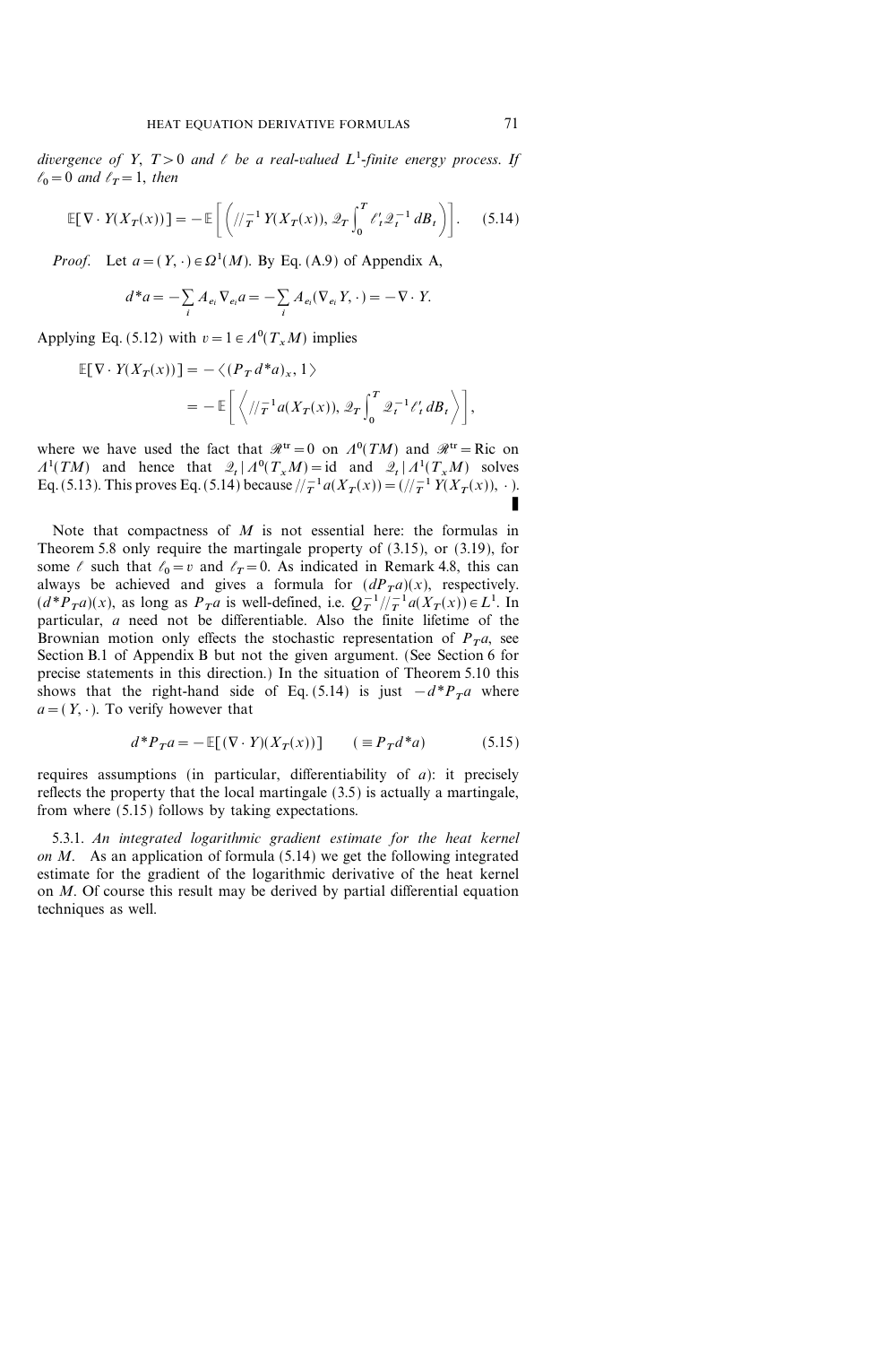*divergence of* $Y$, $T>0$ *and* $\ell$ *be a real-valued* $L^1$*-finite energy process. If* $\ell_0=0$ *and* $\ell_T=1$, *then*

$$\mathbb{E}[\nabla\cdot Y(X_T(x))] = -\mathbb{E}\left[\left(//_T^{-1}\,Y(X_T(x)),\,\mathcal{Q}_T\int_0^T \ell_t'\,\mathcal{Q}_t^{-1}\,dB_t\right)\right]. \tag{5.14}$$

*Proof.* Let $a=(Y,\cdot)\in\Omega^1(M)$. By Eq. (A.9) of Appendix A,

$$d^*a = -\sum_i A_{e_i}\nabla_{e_i}a = -\sum_i A_{e_i}(\nabla_{e_i}Y,\cdot) = -\nabla\cdot Y.$$

Applying Eq. (5.12) with $v=1\in\Lambda^0(T_xM)$ implies

$$\begin{aligned}\mathbb{E}[\nabla\cdot Y(X_T(x))] &= -\langle (P_T\,d^*a)_x, 1\rangle\\ &= -\mathbb{E}\left[\left\langle //_T^{-1}a(X_T(x)),\,\mathcal{Q}_T\int_0^T \mathcal{Q}_t^{-1}\ell_t'\,dB_t\right\rangle\right],\end{aligned}$$

where we have used the fact that $\mathscr{R}^{\mathrm{tr}}=0$ on $\Lambda^0(TM)$ and $\mathscr{R}^{\mathrm{tr}}=\mathrm{Ric}$ on $\Lambda^1(TM)$ and hence that $\mathcal{Q}_t\,|\,\Lambda^0(T_xM)=\mathrm{id}$ and $\mathcal{Q}_t\,|\,\Lambda^1(T_xM)$ solves Eq. (5.13). This proves Eq. (5.14) because $//_T^{-1}a(X_T(x))=(//_T^{-1}\,Y(X_T(x)),\,\cdot\,)$. ∎

Note that compactness of $M$ is not essential here: the formulas in Theorem 5.8 only require the martingale property of (3.15), or (3.19), for some $\ell$ such that $\ell_0=v$ and $\ell_T=0$. As indicated in Remark 4.8, this can always be achieved and gives a formula for $(dP_Ta)(x)$, respectively. $(d^*P_Ta)(x)$, as long as $P_Ta$ is well-defined, i.e. $Q_T^{-1}//_T^{-1}a(X_T(x))\in L^1$. In particular, $a$ need not be differentiable. Also the finite lifetime of the Brownian motion only effects the stochastic representation of $P_Ta$, see Section B.1 of Appendix B but not the given argument. (See Section 6 for precise statements in this direction.) In the situation of Theorem 5.10 this shows that the right-hand side of Eq. (5.14) is just $-d^*P_Ta$ where $a=(Y,\cdot)$. To verify however that

$$d^*P_Ta = -\mathbb{E}[(\nabla\cdot Y)(X_T(x))] \qquad (\equiv P_T d^*a) \tag{5.15}$$

requires assumptions (in particular, differentiability of $a$): it precisely reflects the property that the local martingale (3.5) is actually a martingale, from where (5.15) follows by taking expectations.

5.3.1. *An integrated logarithmic gradient estimate for the heat kernel on* $M$. As an application of formula (5.14) we get the following integrated estimate for the gradient of the logarithmic derivative of the heat kernel on $M$. Of course this result may be derived by partial differential equation techniques as well.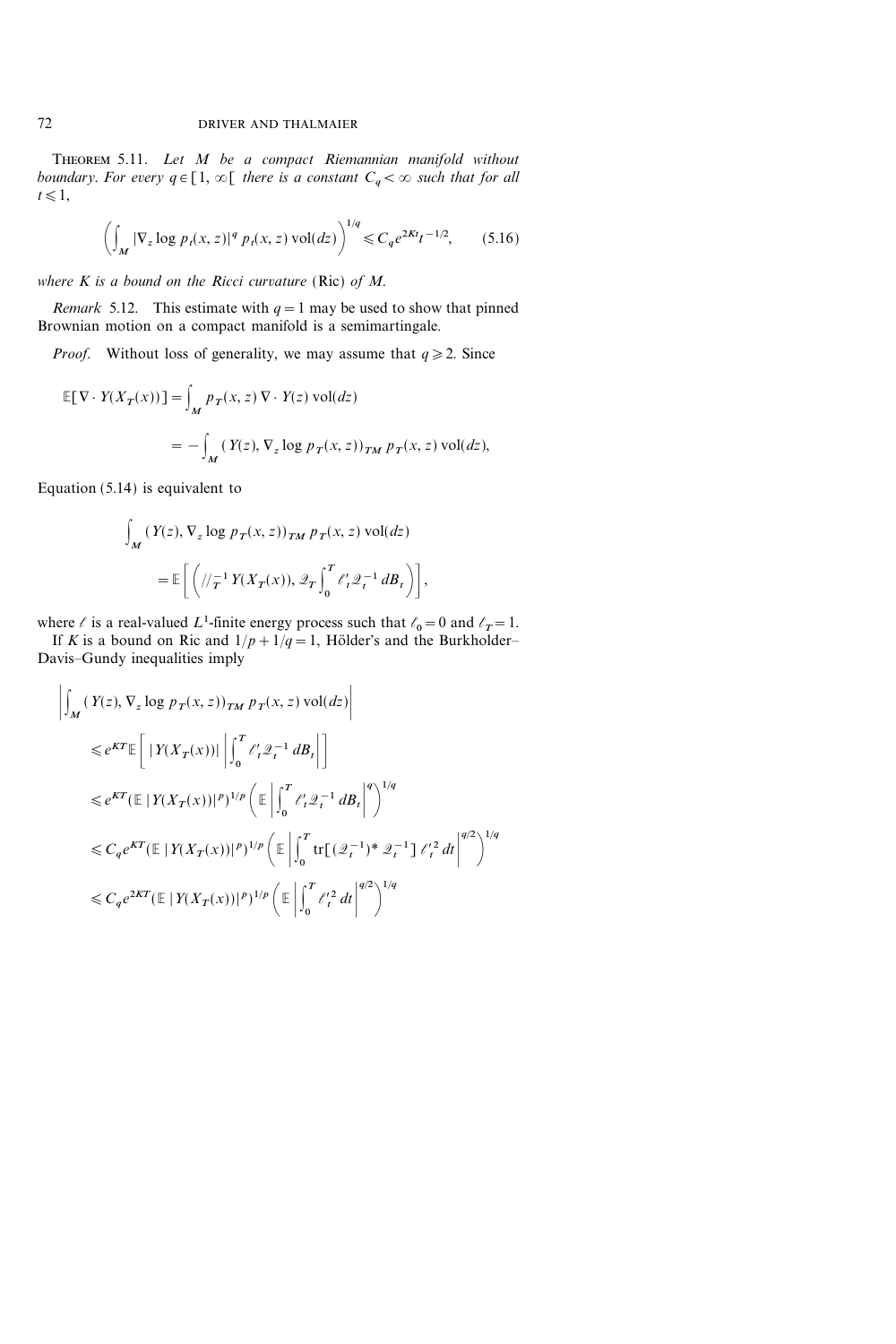**Theorem 5.11.** *Let $M$ be a compact Riemannian manifold without boundary. For every $q \in [1, \infty[$ there is a constant $C_q < \infty$ such that for all $t \leqslant 1$,*

$$\left( \int_M |\nabla_z \log p_t(x, z)|^q \, p_t(x, z) \operatorname{vol}(dz) \right)^{1/q} \leqslant C_q e^{2Kt} t^{-1/2}, \qquad (5.16)$$

*where $K$ is a bound on the Ricci curvature* (Ric) *of $M$.*

*Remark* 5.12. This estimate with $q = 1$ may be used to show that pinned Brownian motion on a compact manifold is a semimartingale.

*Proof.* Without loss of generality, we may assume that $q \geqslant 2$. Since

$$\begin{aligned}
\mathbb{E}[\nabla \cdot Y(X_T(x))] &= \int_M p_T(x, z) \, \nabla \cdot Y(z) \operatorname{vol}(dz) \\
&= -\int_M (Y(z), \nabla_z \log p_T(x, z))_{TM} \, p_T(x, z) \operatorname{vol}(dz),
\end{aligned}$$

Equation (5.14) is equivalent to

$$\begin{aligned}
&\int_M (Y(z), \nabla_z \log p_T(x, z))_{TM} \, p_T(x, z) \operatorname{vol}(dz) \\
&\quad = \mathbb{E}\left[ \left( //_T^{-1} Y(X_T(x)), \mathcal{Q}_T \int_0^T \ell'_t \mathcal{Q}_t^{-1} \, dB_t \right) \right],
\end{aligned}$$

where $\ell$ is a real-valued $L^1$-finite energy process such that $\ell_0 = 0$ and $\ell_T = 1$.

If $K$ is a bound on Ric and $1/p + 1/q = 1$, Hölder's and the Burkholder–Davis–Gundy inequalities imply

$$\begin{aligned}
&\left| \int_M (Y(z), \nabla_z \log p_T(x, z))_{TM} \, p_T(x, z) \operatorname{vol}(dz) \right| \\
&\quad \leqslant e^{KT} \mathbb{E}\left[ |Y(X_T(x))| \left| \int_0^T \ell'_t \mathcal{Q}_t^{-1} \, dB_t \right| \right] \\
&\quad \leqslant e^{KT} (\mathbb{E} \, |Y(X_T(x))|^p)^{1/p} \left( \mathbb{E} \left| \int_0^T \ell'_t \mathcal{Q}_t^{-1} \, dB_t \right|^q \right)^{1/q} \\
&\quad \leqslant C_q e^{KT} (\mathbb{E} \, |Y(X_T(x))|^p)^{1/p} \left( \mathbb{E} \left| \int_0^T \operatorname{tr}[(\mathcal{Q}_t^{-1})^* \, \mathcal{Q}_t^{-1}] \, \ell_t'^2 \, dt \right|^{q/2} \right)^{1/q} \\
&\quad \leqslant C_q e^{2KT} (\mathbb{E} \, |Y(X_T(x))|^p)^{1/p} \left( \mathbb{E} \left| \int_0^T \ell_t'^2 \, dt \right|^{q/2} \right)^{1/q}
\end{aligned}$$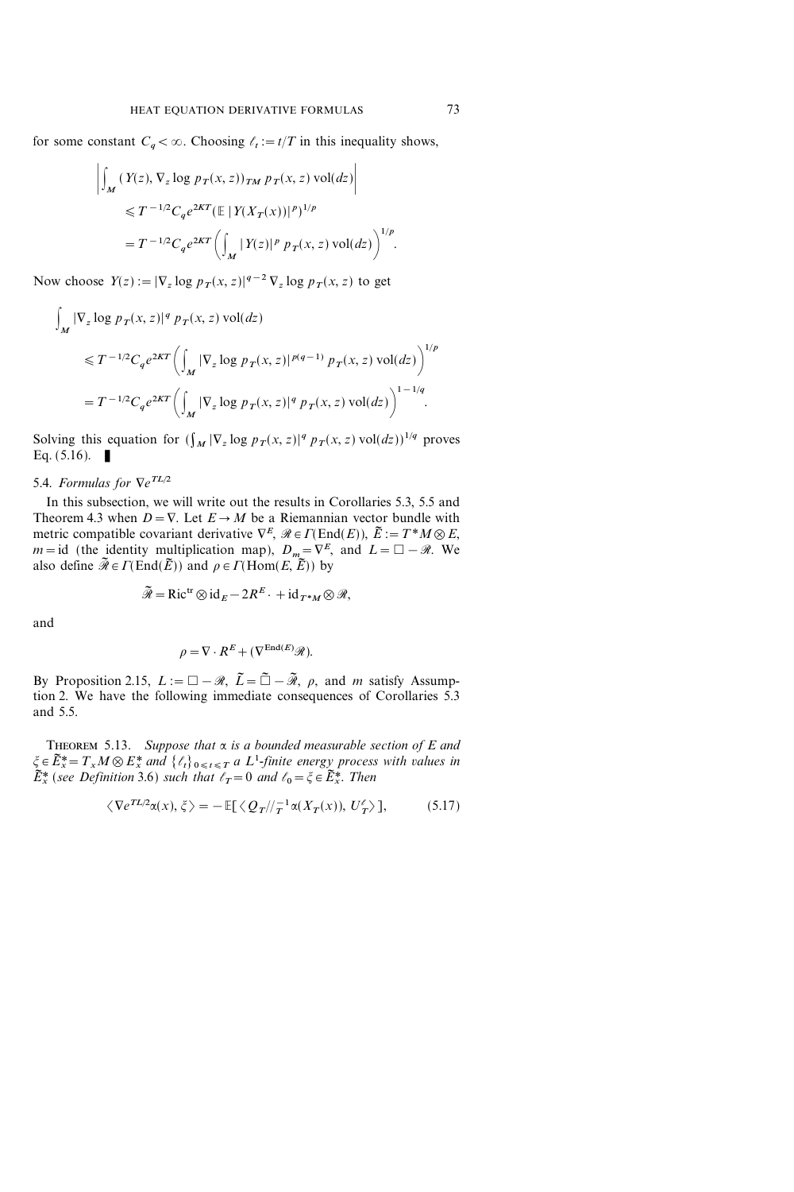for some constant $C_q < \infty$. Choosing $\ell_t := t/T$ in this inequality shows,

$$\left| \int_M (Y(z), \nabla_z \log p_T(x,z))_{TM}\, p_T(x,z)\, \mathrm{vol}(dz) \right|$$
$$\leqslant T^{-1/2} C_q e^{2KT} (\mathbb{E}\, |Y(X_T(x))|^p)^{1/p}$$
$$= T^{-1/2} C_q e^{2KT} \left( \int_M |Y(z)|^p\, p_T(x,z)\, \mathrm{vol}(dz) \right)^{1/p}.$$

Now choose $Y(z) := |\nabla_z \log p_T(x,z)|^{q-2} \nabla_z \log p_T(x,z)$ to get

$$\int_M |\nabla_z \log p_T(x,z)|^q\, p_T(x,z)\, \mathrm{vol}(dz)$$
$$\leqslant T^{-1/2} C_q e^{2KT} \left( \int_M |\nabla_z \log p_T(x,z)|^{p(q-1)}\, p_T(x,z)\, \mathrm{vol}(dz) \right)^{1/p}$$
$$= T^{-1/2} C_q e^{2KT} \left( \int_M |\nabla_z \log p_T(x,z)|^q\, p_T(x,z)\, \mathrm{vol}(dz) \right)^{1-1/q}.$$

Solving this equation for $(\int_M |\nabla_z \log p_T(x,z)|^q\, p_T(x,z)\, \mathrm{vol}(dz))^{1/q}$ proves Eq. (5.16). ∎

### 5.4. *Formulas for* $\nabla e^{TL/2}$

In this subsection, we will write out the results in Corollaries 5.3, 5.5 and Theorem 4.3 when $D = \nabla$. Let $E \to M$ be a Riemannian vector bundle with metric compatible covariant derivative $\nabla^E$, $\mathscr{R} \in \Gamma(\mathrm{End}(E))$, $\tilde{E} := T^*M \otimes E$, $m = \mathrm{id}$ (the identity multiplication map), $D_m = \nabla^E$, and $L = \square - \mathscr{R}$. We also define $\tilde{\mathscr{R}} \in \Gamma(\mathrm{End}(\tilde{E}))$ and $\rho \in \Gamma(\mathrm{Hom}(E, \tilde{E}))$ by

$$\tilde{\mathscr{R}} = \mathrm{Ric}^{\mathrm{tr}} \otimes \mathrm{id}_E - 2R^E \cdot + \mathrm{id}_{T^*M} \otimes \mathscr{R},$$

and

$$\rho = \nabla \cdot R^E + (\nabla^{\mathrm{End}(E)} \mathscr{R}).$$

By Proposition 2.15, $L := \square - \mathscr{R}$, $\tilde{L} = \tilde{\square} - \tilde{\mathscr{R}}$, $\rho$, and $m$ satisfy Assumption 2. We have the following immediate consequences of Corollaries 5.3 and 5.5.

**Theorem 5.13.** *Suppose that $\alpha$ is a bounded measurable section of $E$ and $\xi \in \tilde{E}_x^* = T_x M \otimes E_x^*$ and $\{\ell_t\}_{0 \leqslant t \leqslant T}$ a $L^1$-finite energy process with values in $\tilde{E}_x^*$ (see Definition 3.6) such that $\ell_T = 0$ and $\ell_0 = \xi \in \tilde{E}_x^*$. Then*

$$\langle \nabla e^{TL/2} \alpha(x), \xi \rangle = -\mathbb{E}[\langle Q_T //_T^{-1} \alpha(X_T(x)), U_T^\ell \rangle], \tag{5.17}$$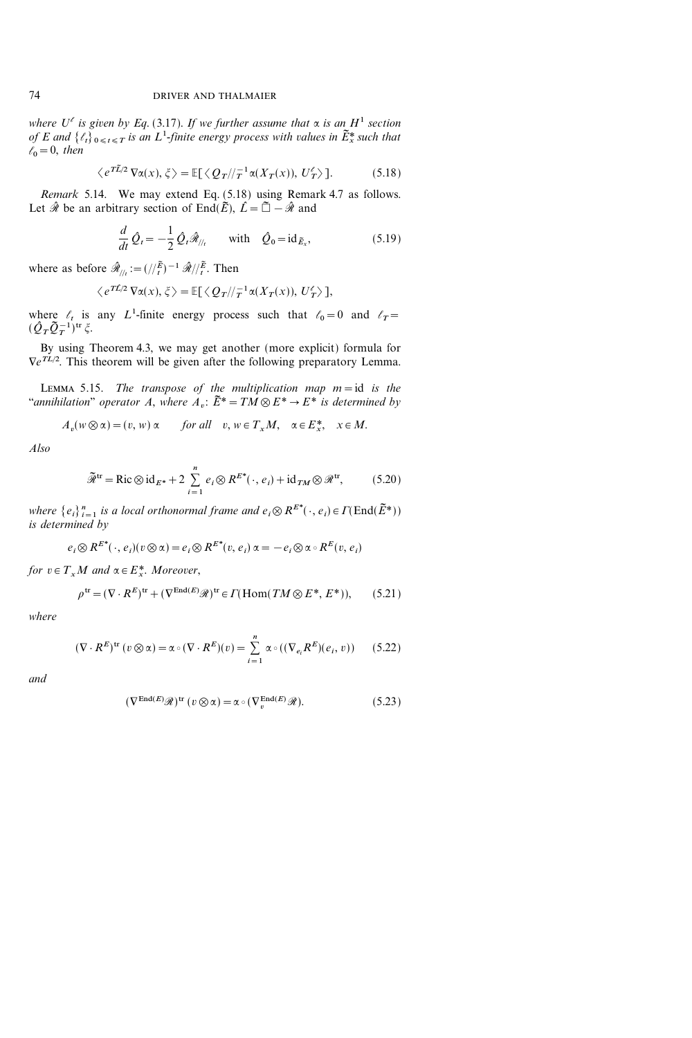where $U^{\ell}$ is given by Eq. (3.17). *If we further assume that* $\alpha$ *is an* $H^1$ *section of* $E$ *and* $\{\ell_t\}_{0\leqslant t\leqslant T}$ *is an* $L^1$*-finite energy process with values in* $\tilde{E}_x^*$ *such that* $\ell_0=0$, *then*

$$\langle e^{T\tilde{L}/2}\,\nabla\alpha(x),\xi\rangle=\mathbb{E}[\langle Q_T //_T^{-1}\alpha(X_T(x)),U_T^{\ell}\rangle]. \tag{5.18}$$

*Remark* 5.14. We may extend Eq. (5.18) using Remark 4.7 as follows. Let $\hat{\mathscr{R}}$ be an arbitrary section of $\operatorname{End}(\tilde{E})$, $\hat{L}=\tilde{\square}-\hat{\mathscr{R}}$ and

$$\frac{d}{dt}\hat{Q}_t=-\frac{1}{2}\hat{Q}_t\hat{\mathscr{R}}_{//_t}\qquad\text{with}\quad \hat{Q}_0=\mathrm{id}_{\tilde{E}_x}, \tag{5.19}$$

where as before $\hat{\mathscr{R}}_{//_t}:=(//_t^{\tilde{E}})^{-1}\,\hat{\mathscr{R}}//_t^{\tilde{E}}$. Then

$$\langle e^{T\hat{L}/2}\,\nabla\alpha(x),\xi\rangle=\mathbb{E}[\langle Q_T //_T^{-1}\alpha(X_T(x)),U_T^{\ell}\rangle],$$

where $\ell_t$ is any $L^1$-finite energy process such that $\ell_0=0$ and $\ell_T=(\hat{Q}_T\tilde{Q}_T^{-1})^{\mathrm{tr}}\,\xi$.

By using Theorem 4.3, we may get another (more explicit) formula for $\nabla e^{TL/2}$. This theorem will be given after the following preparatory Lemma.

LEMMA 5.15. *The transpose of the multiplication map* $m=\mathrm{id}$ *is the "annihilation" operator* $A$, *where* $A_v\colon \tilde{E}^*=TM\otimes E^*\to E^*$ *is determined by*

$$A_v(w\otimes\alpha)=(v,w)\,\alpha\qquad\text{for all}\quad v,w\in T_xM,\quad \alpha\in E_x^*,\quad x\in M.$$

*Also*

$$\tilde{\mathscr{R}}^{\mathrm{tr}}=\mathrm{Ric}\otimes\mathrm{id}_{E^*}+2\sum_{i=1}^{n}e_i\otimes R^{E^*}(\cdot,e_i)+\mathrm{id}_{TM}\otimes\mathscr{R}^{\mathrm{tr}}, \tag{5.20}$$

*where* $\{e_i\}_{i=1}^n$ *is a local orthonormal frame and* $e_i\otimes R^{E^*}(\cdot,e_i)\in\Gamma(\operatorname{End}(\tilde{E}^*))$ *is determined by*

$$e_i\otimes R^{E^*}(\cdot,e_i)(v\otimes\alpha)=e_i\otimes R^{E^*}(v,e_i)\,\alpha=-e_i\otimes\alpha\circ R^E(v,e_i)$$

*for* $v\in T_xM$ *and* $\alpha\in E_x^*$. *Moreover*,

$$\rho^{\mathrm{tr}}=(\nabla\cdot R^E)^{\mathrm{tr}}+(\nabla^{\operatorname{End}(E)}\mathscr{R})^{\mathrm{tr}}\in\Gamma(\operatorname{Hom}(TM\otimes E^*,E^*)), \tag{5.21}$$

*where*

$$(\nabla\cdot R^E)^{\mathrm{tr}}\,(v\otimes\alpha)=\alpha\circ(\nabla\cdot R^E)(v)=\sum_{i=1}^{n}\alpha\circ((\nabla_{e_i}R^E)(e_i,v)) \tag{5.22}$$

*and*

$$(\nabla^{\operatorname{End}(E)}\mathscr{R})^{\mathrm{tr}}\,(v\otimes\alpha)=\alpha\circ(\nabla_v^{\operatorname{End}(E)}\mathscr{R}). \tag{5.23}$$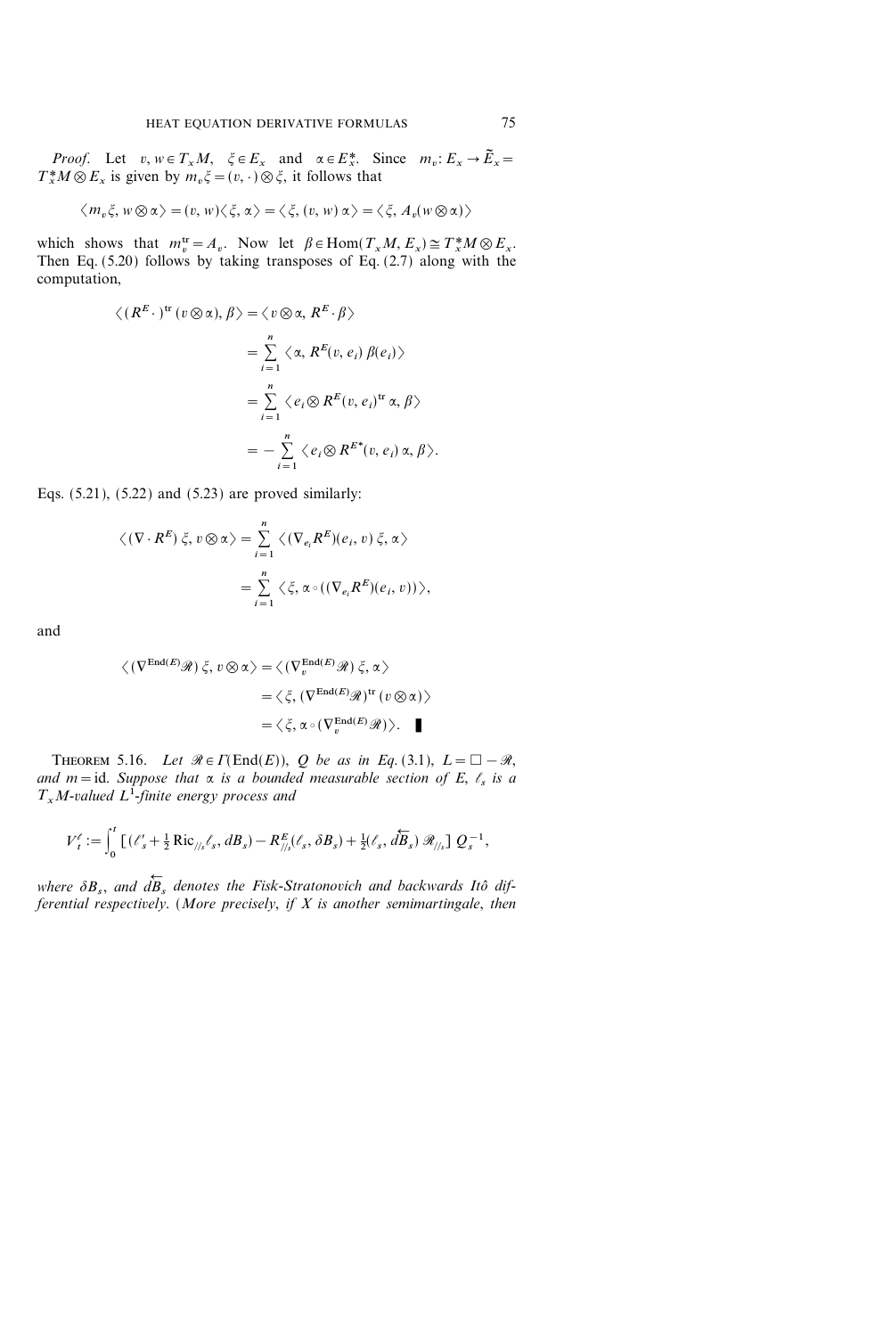*Proof.* Let $v, w \in T_x M$, $\xi \in E_x$ and $\alpha \in E_x^*$. Since $m_v : E_x \to \tilde{E}_x = T_x^* M \otimes E_x$ is given by $m_v \xi = (v, \cdot) \otimes \xi$, it follows that

$$\langle m_v \xi, w \otimes \alpha \rangle = (v, w) \langle \xi, \alpha \rangle = \langle \xi, (v, w) \alpha \rangle = \langle \xi, A_v(w \otimes \alpha) \rangle$$

which shows that $m_v^{\mathrm{tr}} = A_v$. Now let $\beta \in \mathrm{Hom}(T_x M, E_x) \cong T_x^* M \otimes E_x$. Then Eq. (5.20) follows by taking transposes of Eq. (2.7) along with the computation,

$$\begin{aligned}
\langle (R^E \cdot)^{\mathrm{tr}} (v \otimes \alpha), \beta \rangle &= \langle v \otimes \alpha, R^E \cdot \beta \rangle \\
&= \sum_{i=1}^n \langle \alpha, R^E(v, e_i) \beta(e_i) \rangle \\
&= \sum_{i=1}^n \langle e_i \otimes R^E(v, e_i)^{\mathrm{tr}} \alpha, \beta \rangle \\
&= -\sum_{i=1}^n \langle e_i \otimes R^{E^*}(v, e_i) \alpha, \beta \rangle.
\end{aligned}$$

Eqs. (5.21), (5.22) and (5.23) are proved similarly:

$$\begin{aligned}
\langle (\nabla \cdot R^E) \xi, v \otimes \alpha \rangle &= \sum_{i=1}^n \langle (\nabla_{e_i} R^E)(e_i, v) \xi, \alpha \rangle \\
&= \sum_{i=1}^n \langle \xi, \alpha \circ ((\nabla_{e_i} R^E)(e_i, v)) \rangle,
\end{aligned}$$

and

$$\begin{aligned}
\langle (\nabla^{\mathrm{End}(E)} \mathscr{R}) \xi, v \otimes \alpha \rangle &= \langle (\nabla_v^{\mathrm{End}(E)} \mathscr{R}) \xi, \alpha \rangle \\
&= \langle \xi, (\nabla^{\mathrm{End}(E)} \mathscr{R})^{\mathrm{tr}} (v \otimes \alpha) \rangle \\
&= \langle \xi, \alpha \circ (\nabla_v^{\mathrm{End}(E)} \mathscr{R}) \rangle. \quad \blacksquare
\end{aligned}$$

THEOREM 5.16. *Let $\mathscr{R} \in \Gamma(\mathrm{End}(E))$, $Q$ be as in Eq. (3.1), $L = \square - \mathscr{R}$, and $m = \mathrm{id}$. Suppose that $\alpha$ is a bounded measurable section of $E$, $\ell_s$ is a $T_x M$-valued $L^1$-finite energy process and*

$$V_t^\ell := \int_0^t \left[ (\ell_s' + \tfrac{1}{2} \mathrm{Ric}_{//_s} \ell_s, dB_s) - R_{//_s}^E(\ell_s, \delta B_s) + \tfrac{1}{2} (\ell_s, \overleftarrow{dB}_s) \mathscr{R}_{//_s} \right] Q_s^{-1},$$

*where $\delta B_s$, and $\overleftarrow{dB}_s$ denotes the Fisk-Stratonovich and backwards Itô differential respectively. (More precisely, if $X$ is another semimartingale, then*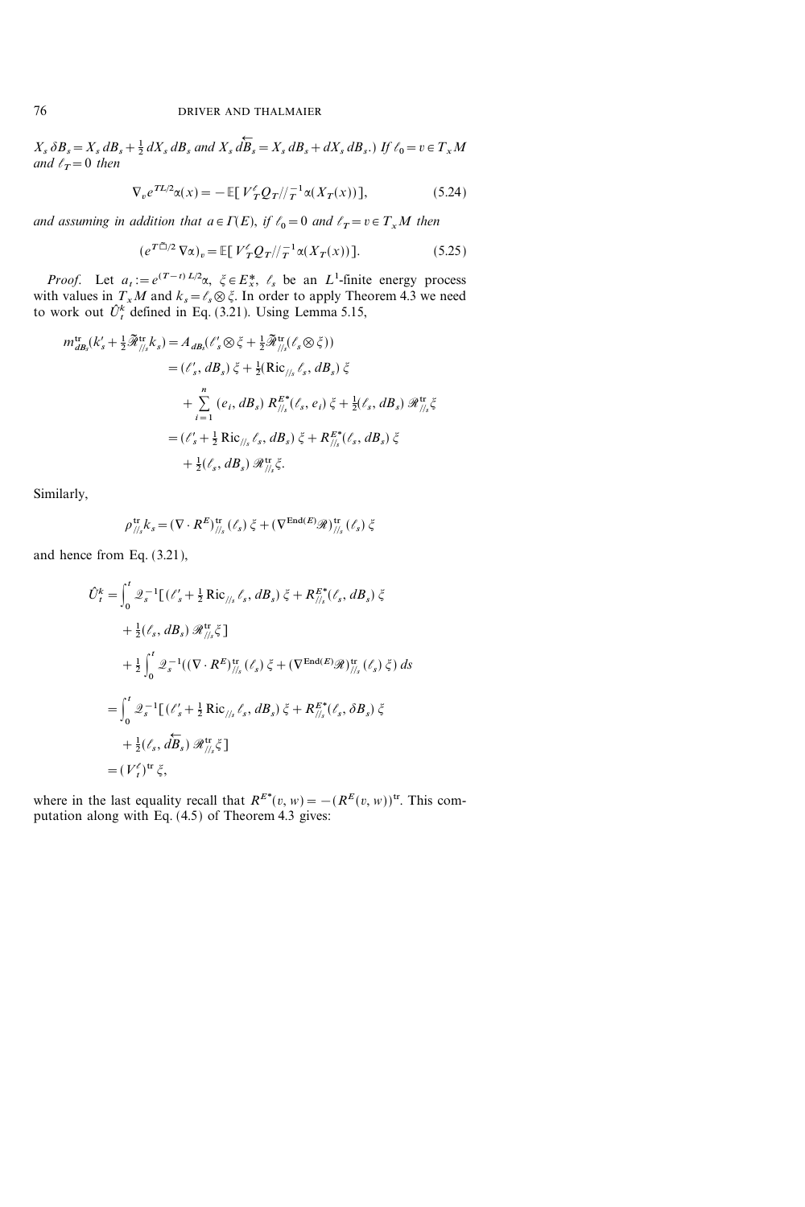$X_s\, \delta B_s = X_s\, dB_s + \frac{1}{2}\, dX_s\, dB_s$ and $X_s\, \overleftarrow{dB}_s = X_s\, dB_s + dX_s\, dB_s$.) *If* $\ell_0 = v \in T_x M$ *and* $\ell_T = 0$ *then*

$$\nabla_v e^{TL/2} \alpha(x) = -\mathbb{E}[\, V_T^\ell Q_T //_T^{-1} \alpha(X_T(x))], \tag{5.24}$$

*and assuming in addition that* $a \in \Gamma(E)$, *if* $\ell_0 = 0$ *and* $\ell_T = v \in T_x M$ *then*

$$(e^{T\tilde{\square}/2} \nabla \alpha)_v = \mathbb{E}[\, V_T^\ell Q_T //_T^{-1} \alpha(X_T(x))]. \tag{5.25}$$

*Proof.* Let $a_t := e^{(T-t)L/2} \alpha$, $\xi \in E_x^*$, $\ell_s$ be an $L^1$-finite energy process with values in $T_x M$ and $k_s = \ell_s \otimes \xi$. In order to apply Theorem 4.3 we need to work out $\hat{U}_t^k$ defined in Eq. (3.21). Using Lemma 5.15,

$$\begin{aligned}
m_{dB_s}^{\mathrm{tr}}(k'_s + \tfrac{1}{2} \tilde{\mathscr{R}}_{//_s}^{\mathrm{tr}} k_s) &= A_{dB_s}(\ell'_s \otimes \xi + \tfrac{1}{2} \tilde{\mathscr{R}}_{//_s}^{\mathrm{tr}} (\ell_s \otimes \xi)) \\
&= (\ell'_s, dB_s)\, \xi + \tfrac{1}{2} (\mathrm{Ric}_{//_s} \ell_s, dB_s)\, \xi \\
&\quad + \sum_{i=1}^n (e_i, dB_s)\, R_{//_s}^{E^*}(\ell_s, e_i)\, \xi + \tfrac{1}{2} (\ell_s, dB_s)\, \mathscr{R}_{//_s}^{\mathrm{tr}} \xi \\
&= (\ell'_s + \tfrac{1}{2} \mathrm{Ric}_{//_s} \ell_s, dB_s)\, \xi + R_{//_s}^{E^*}(\ell_s, dB_s)\, \xi \\
&\quad + \tfrac{1}{2} (\ell_s, dB_s)\, \mathscr{R}_{//_s}^{\mathrm{tr}} \xi.
\end{aligned}$$

Similarly,

$$\rho_{//_s}^{\mathrm{tr}} k_s = (\nabla \cdot R^E)_{//_s}^{\mathrm{tr}} (\ell_s)\, \xi + (\nabla^{\mathrm{End}(E)} \mathscr{R})_{//_s}^{\mathrm{tr}} (\ell_s)\, \xi$$

and hence from Eq. (3.21),

$$\begin{aligned}
\hat{U}_t^k &= \int_0^t \mathcal{Q}_s^{-1} [\, (\ell'_s + \tfrac{1}{2} \mathrm{Ric}_{//_s} \ell_s, dB_s)\, \xi + R_{//_s}^{E^*}(\ell_s, dB_s)\, \xi \\
&\quad + \tfrac{1}{2} (\ell_s, dB_s)\, \mathscr{R}_{//_s}^{\mathrm{tr}} \xi] \\
&\quad + \tfrac{1}{2} \int_0^t \mathcal{Q}_s^{-1} ((\nabla \cdot R^E)_{//_s}^{\mathrm{tr}} (\ell_s)\, \xi + (\nabla^{\mathrm{End}(E)} \mathscr{R})_{//_s}^{\mathrm{tr}} (\ell_s)\, \xi)\, ds \\
&= \int_0^t \mathcal{Q}_s^{-1} [\, (\ell'_s + \tfrac{1}{2} \mathrm{Ric}_{//_s} \ell_s, dB_s)\, \xi + R_{//_s}^{E^*}(\ell_s, \delta B_s)\, \xi \\
&\quad + \tfrac{1}{2} (\ell_s, \overleftarrow{dB}_s)\, \mathscr{R}_{//_s}^{\mathrm{tr}} \xi] \\
&= (V_t^\ell)^{\mathrm{tr}}\, \xi,
\end{aligned}$$

where in the last equality recall that $R^{E^*}(v, w) = -(R^E(v, w))^{\mathrm{tr}}$. This computation along with Eq. (4.5) of Theorem 4.3 gives: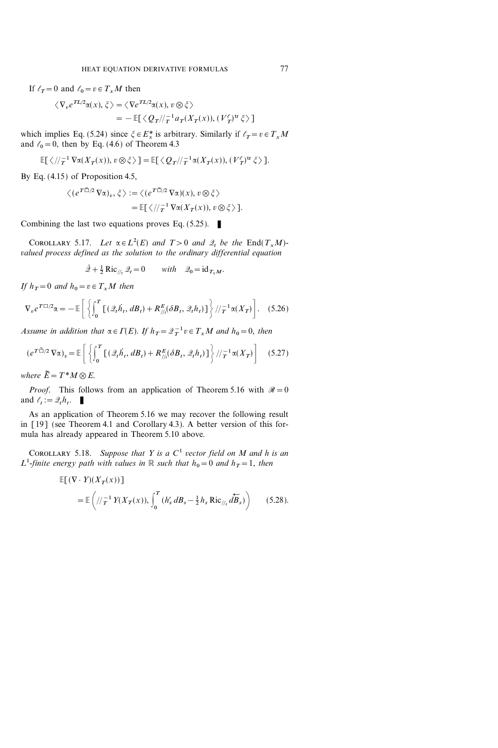If $\ell_T = 0$ and $\ell_0 = v \in T_x M$ then

$$\begin{aligned} \langle \nabla_v e^{TL/2}\alpha(x), \xi \rangle &= \langle \nabla e^{TL/2}\alpha(x), v \otimes \xi \rangle \\ &= -\mathbb{E}[\langle Q_T //_T^{-1} a_T(X_T(x)), (V_T^{\ell})^{\mathrm{tr}} \xi \rangle] \end{aligned}$$

which implies Eq. (5.24) since $\xi \in E_x^*$ is arbitrary. Similarly if $\ell_T = v \in T_x M$ and $\ell_0 = 0$, then by Eq. (4.6) of Theorem 4.3

$$\mathbb{E}[\langle //_T^{-1} \nabla \alpha(X_T(x)), v \otimes \xi \rangle] = \mathbb{E}[\langle Q_T //_T^{-1} \alpha(X_T(x)), (V_T^{\ell})^{\mathrm{tr}} \xi \rangle].$$

By Eq. (4.15) of Proposition 4.5,

$$\begin{aligned} \langle (e^{T\tilde{\Box}/2} \nabla \alpha)_v, \xi \rangle &:= \langle (e^{T\tilde{\Box}/2} \nabla \alpha)(x), v \otimes \xi \rangle \\ &= \mathbb{E}[\langle //_T^{-1} \nabla \alpha(X_T(x)), v \otimes \xi \rangle]. \end{aligned}$$

Combining the last two equations proves Eq. (5.25). ∎

**Corollary 5.17.** *Let $\alpha \in L^2(E)$ and $T > 0$ and $\mathcal{Q}_t$ be the $\mathrm{End}(T_x M)$-valued process defined as the solution to the ordinary differential equation*

$$\dot{\mathcal{Q}} + \tfrac{1}{2} \mathrm{Ric}_{//_t} \mathcal{Q}_t = 0 \qquad \text{with} \quad \mathcal{Q}_0 = \mathrm{id}_{T_x M}.$$

*If $h_T = 0$ and $h_0 = v \in T_x M$ then*

$$\nabla_v e^{T\Box/2}\alpha = -\mathbb{E}\left[\left\{\int_0^T [(\mathcal{Q}_t \dot{h}_t, dB_t) + R^E_{//_t}(\delta B_t, \mathcal{Q}_t h_t)]\right\} //_T^{-1} \alpha(X_T)\right]. \quad (5.26)$$

*Assume in addition that $\alpha \in \Gamma(E)$. If $h_T = \mathcal{Q}_T^{-1} v \in T_x M$ and $h_0 = 0$, then*

$$(e^{T\tilde{\Box}/2} \nabla \alpha)_v = \mathbb{E}\left[\left\{\int_0^T [(\mathcal{Q}_t \dot{h}_t, dB_t) + R^E_{//_t}(\delta B_t, \mathcal{Q}_t h_t)]\right\} //_T^{-1} \alpha(X_T)\right] \quad (5.27)$$

*where $\tilde{E} = T^*M \otimes E$.*

*Proof.* This follows from an application of Theorem 5.16 with $\mathscr{R} = 0$ and $\ell_t := \mathcal{Q}_t h_t$. ∎

As an application of Theorem 5.16 we may recover the following result in [19] (see Theorem 4.1 and Corollary 4.3). A better version of this formula has already appeared in Theorem 5.10 above.

**Corollary 5.18.** *Suppose that $Y$ is a $C^1$ vector field on $M$ and $h$ is an $L^1$-finite energy path with values in $\mathbb{R}$ such that $h_0 = 0$ and $h_T = 1$, then*

$$\begin{aligned} &\mathbb{E}[(\nabla \cdot Y)(X_T(x))] \\ &\quad = \mathbb{E}\left( //_T^{-1} Y(X_T(x)), \int_0^T (h_s' \, dB_s - \tfrac{1}{2} h_s \, \mathrm{Ric}_{//_s} \overleftarrow{dB_s}) \right) \qquad (5.28). \end{aligned}$$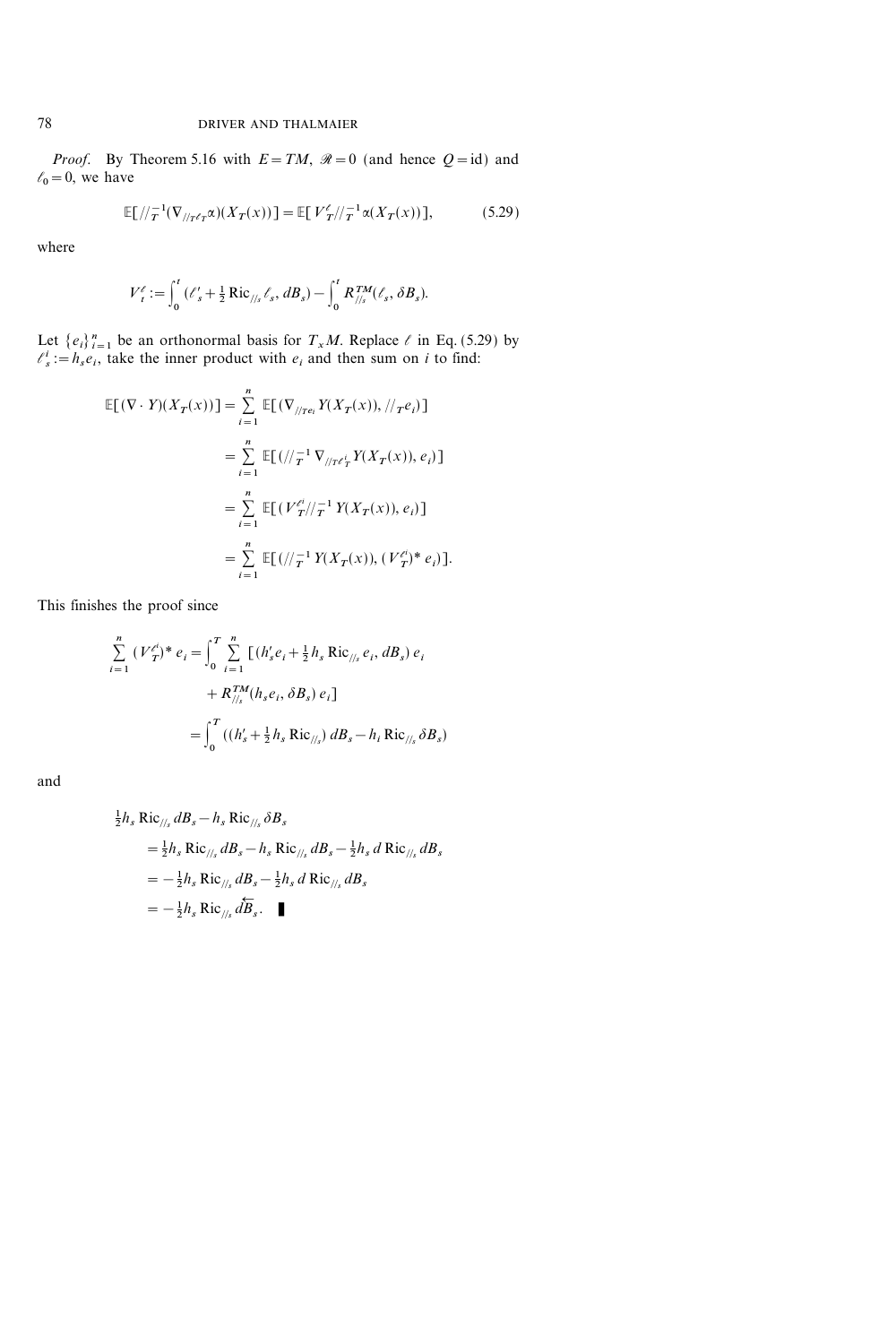*Proof.* By Theorem 5.16 with $E = TM$, $\mathscr{R} = 0$ (and hence $Q = \mathrm{id}$) and $\ell_0 = 0$, we have

$$\mathbb{E}[//_T^{-1}(\nabla_{//_T \ell_T} \alpha)(X_T(x))] = \mathbb{E}[V_T^{\ell} //_T^{-1} \alpha(X_T(x))], \tag{5.29}$$

where

$$V_t^{\ell} := \int_0^t (\ell_s' + \tfrac{1}{2} \operatorname{Ric}_{//_s} \ell_s, dB_s) - \int_0^t R_{//_s}^{TM}(\ell_s, \delta B_s).$$

Let $\{e_i\}_{i=1}^n$ be an orthonormal basis for $T_x M$. Replace $\ell$ in Eq. (5.29) by $\ell_s^i := h_s e_i$, take the inner product with $e_i$ and then sum on $i$ to find:

$$\begin{aligned}
\mathbb{E}[(\nabla \cdot Y)(X_T(x))] &= \sum_{i=1}^n \mathbb{E}[(\nabla_{//_T e_i} Y(X_T(x)), //_T e_i)] \\
&= \sum_{i=1}^n \mathbb{E}[(//_T^{-1} \nabla_{//_T \ell_T^i} Y(X_T(x)), e_i)] \\
&= \sum_{i=1}^n \mathbb{E}[(V_T^{\ell^i} //_T^{-1} Y(X_T(x)), e_i)] \\
&= \sum_{i=1}^n \mathbb{E}[(//_T^{-1} Y(X_T(x)), (V_T^{\ell^i})^* e_i)].
\end{aligned}$$

This finishes the proof since

$$\begin{aligned}
\sum_{i=1}^n (V_T^{\ell^i})^* e_i &= \int_0^T \sum_{i=1}^n [(h_s' e_i + \tfrac{1}{2} h_s \operatorname{Ric}_{//_s} e_i, dB_s) e_i \\
&\quad + R_{//_s}^{TM}(h_s e_i, \delta B_s) e_i] \\
&= \int_0^T ((h_s' + \tfrac{1}{2} h_s \operatorname{Ric}_{//_s}) dB_s - h_s \operatorname{Ric}_{//_s} \delta B_s)
\end{aligned}$$

and

$$\begin{aligned}
&\tfrac{1}{2} h_s \operatorname{Ric}_{//_s} dB_s - h_s \operatorname{Ric}_{//_s} \delta B_s \\
&\quad = \tfrac{1}{2} h_s \operatorname{Ric}_{//_s} dB_s - h_s \operatorname{Ric}_{//_s} dB_s - \tfrac{1}{2} h_s \, d \operatorname{Ric}_{//_s} dB_s \\
&\quad = -\tfrac{1}{2} h_s \operatorname{Ric}_{//_s} dB_s - \tfrac{1}{2} h_s \, d \operatorname{Ric}_{//_s} dB_s \\
&\quad = -\tfrac{1}{2} h_s \operatorname{Ric}_{//_s} \overleftarrow{dB}_s. \quad \blacksquare
\end{aligned}$$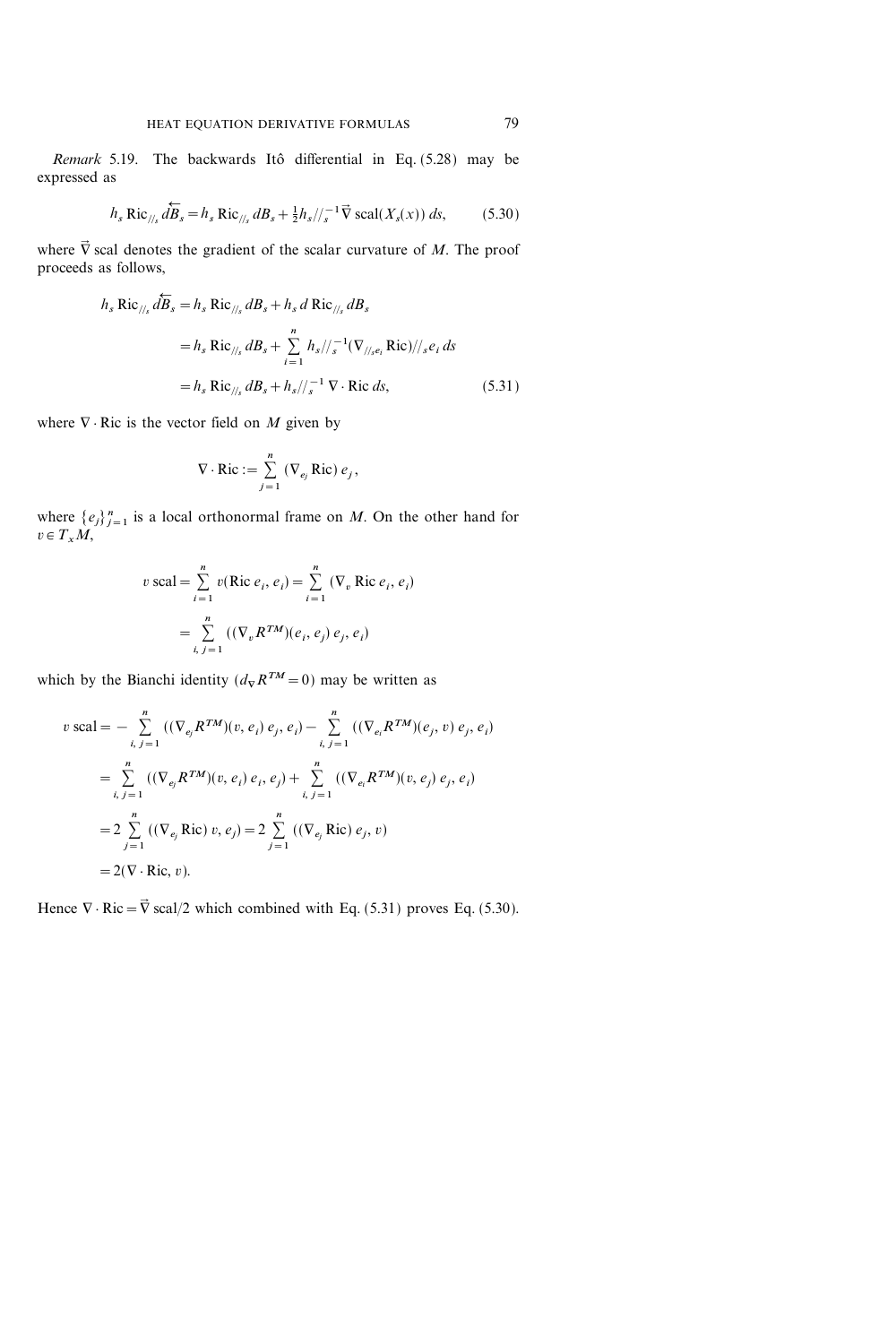*Remark* 5.19. The backwards Itô differential in Eq. (5.28) may be expressed as

$$h_s \operatorname{Ric}_{//_s} \overleftarrow{dB}_s = h_s \operatorname{Ric}_{//_s} dB_s + \tfrac{1}{2} h_s //_s^{-1} \vec{\nabla} \operatorname{scal}(X_s(x))\, ds, \tag{5.30}$$

where $\vec{\nabla}$ scal denotes the gradient of the scalar curvature of $M$. The proof proceeds as follows,

$$\begin{aligned} h_s \operatorname{Ric}_{//_s} \overleftarrow{dB}_s &= h_s \operatorname{Ric}_{//_s} dB_s + h_s\, d \operatorname{Ric}_{//_s} dB_s \\ &= h_s \operatorname{Ric}_{//_s} dB_s + \sum_{i=1}^{n} h_s //_s^{-1} (\nabla_{//_s e_i} \operatorname{Ric}) //_s e_i\, ds \\ &= h_s \operatorname{Ric}_{//_s} dB_s + h_s //_s^{-1}\, \nabla \cdot \operatorname{Ric}\, ds, \end{aligned} \tag{5.31}$$

where $\nabla \cdot \operatorname{Ric}$ is the vector field on $M$ given by

$$\nabla \cdot \operatorname{Ric} := \sum_{j=1}^{n} (\nabla_{e_j} \operatorname{Ric})\, e_j,$$

where $\{e_j\}_{j=1}^n$ is a local orthonormal frame on $M$. On the other hand for $v \in T_x M$,

$$\begin{aligned} v \operatorname{scal} &= \sum_{i=1}^{n} v(\operatorname{Ric} e_i, e_i) = \sum_{i=1}^{n} (\nabla_v \operatorname{Ric} e_i, e_i) \\ &= \sum_{i,\, j=1}^{n} ((\nabla_v R^{TM})(e_i, e_j)\, e_j, e_i) \end{aligned}$$

which by the Bianchi identity ($d_\nabla R^{TM} = 0$) may be written as

$$\begin{aligned} v \operatorname{scal} &= -\sum_{i,\, j=1}^{n} ((\nabla_{e_j} R^{TM})(v, e_i)\, e_j, e_i) - \sum_{i,\, j=1}^{n} ((\nabla_{e_i} R^{TM})(e_j, v)\, e_j, e_i) \\ &= \sum_{i,\, j=1}^{n} ((\nabla_{e_j} R^{TM})(v, e_i)\, e_i, e_j) + \sum_{i,\, j=1}^{n} ((\nabla_{e_i} R^{TM})(v, e_j)\, e_j, e_i) \\ &= 2 \sum_{j=1}^{n} ((\nabla_{e_j} \operatorname{Ric})\, v, e_j) = 2 \sum_{j=1}^{n} ((\nabla_{e_j} \operatorname{Ric})\, e_j, v) \\ &= 2(\nabla \cdot \operatorname{Ric}, v). \end{aligned}$$

Hence $\nabla \cdot \operatorname{Ric} = \vec{\nabla} \operatorname{scal}/2$ which combined with Eq. (5.31) proves Eq. (5.30).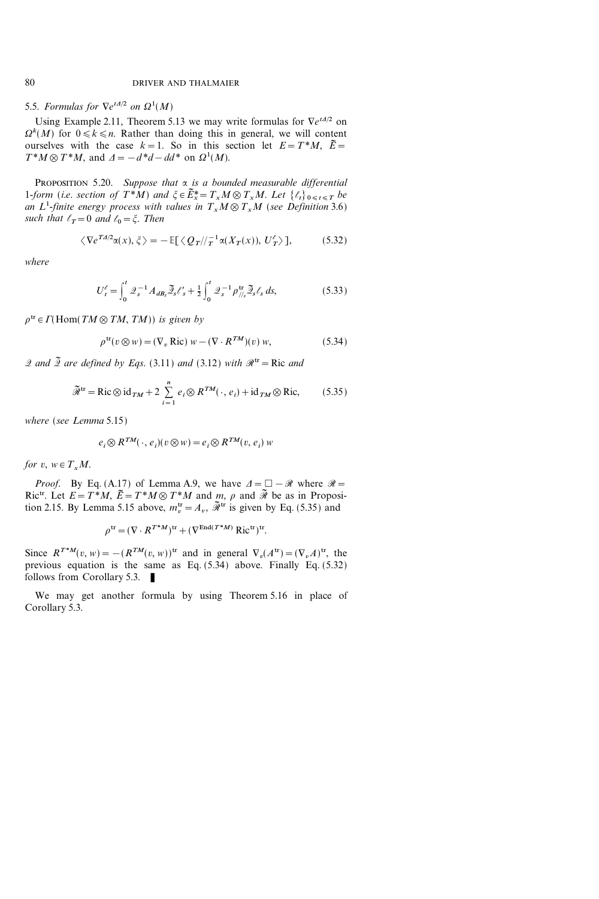### 5.5. *Formulas for $\nabla e^{t\Delta/2}$ on $\Omega^1(M)$*

Using Example 2.11, Theorem 5.13 we may write formulas for $\nabla e^{t\Delta/2}$ on $\Omega^k(M)$ for $0 \leqslant k \leqslant n$. Rather than doing this in general, we will content ourselves with the case $k=1$. So in this section let $E = T^*M$, $\tilde{E} = T^*M \otimes T^*M$, and $\Delta = -d^*d - dd^*$ on $\Omega^1(M)$.

PROPOSITION 5.20. *Suppose that $\alpha$ is a bounded measurable differential 1-form (i.e. section of $T^*M$) and $\xi \in \tilde{E}_x^* = T_xM \otimes T_xM$. Let $\{\ell_t\}_{0 \leqslant t \leqslant T}$ be an $L^1$-finite energy process with values in $T_xM \otimes T_xM$ (see Definition 3.6) such that $\ell_T = 0$ and $\ell_0 = \xi$. Then*

$$\langle \nabla e^{T\Delta/2} \alpha(x), \xi \rangle = -\mathbb{E}[\langle Q_T //_T^{-1} \alpha(X_T(x)), U_T^\ell \rangle], \tag{5.32}$$

*where*

$$U_t^\ell = \int_0^t \mathcal{Q}_s^{-1} A_{dB_s} \tilde{\mathcal{Q}}_s \ell'_s + \frac{1}{2} \int_0^t \mathcal{Q}_s^{-1} \rho_{//_s}^{\mathrm{tr}} \tilde{\mathcal{Q}}_s \ell_s \, ds, \tag{5.33}$$

*$\rho^{\mathrm{tr}} \in \Gamma(\mathrm{Hom}(TM \otimes TM, TM))$ is given by*

$$\rho^{\mathrm{tr}}(v \otimes w) = (\nabla_v \mathrm{Ric})\, w - (\nabla \cdot R^{TM})(v)\, w, \tag{5.34}$$

*$\mathcal{Q}$ and $\tilde{\mathcal{Q}}$ are defined by Eqs. (3.11) and (3.12) with $\mathcal{R}^{\mathrm{tr}} = \mathrm{Ric}$ and*

$$\tilde{\mathcal{R}}^{\mathrm{tr}} = \mathrm{Ric} \otimes \mathrm{id}_{TM} + 2 \sum_{i=1}^n e_i \otimes R^{TM}(\cdot, e_i) + \mathrm{id}_{TM} \otimes \mathrm{Ric}, \tag{5.35}$$

*where (see Lemma 5.15)*

$$e_i \otimes R^{TM}(\cdot, e_i)(v \otimes w) = e_i \otimes R^{TM}(v, e_i)\, w$$

*for $v, w \in T_xM$.*

*Proof.* By Eq. (A.17) of Lemma A.9, we have $\Delta = \square - \mathcal{R}$ where $\mathcal{R} = \mathrm{Ric}^{\mathrm{tr}}$. Let $E = T^*M$, $\tilde{E} = T^*M \otimes T^*M$ and $m$, $\rho$ and $\tilde{\mathcal{R}}$ be as in Proposition 2.15. By Lemma 5.15 above, $m_v^{\mathrm{tr}} = A_v$, $\tilde{\mathcal{R}}^{\mathrm{tr}}$ is given by Eq. (5.35) and

$$\rho^{\mathrm{tr}} = (\nabla \cdot R^{T^*M})^{\mathrm{tr}} + (\nabla^{\mathrm{End}(T^*M)} \mathrm{Ric}^{\mathrm{tr}})^{\mathrm{tr}}.$$

Since $R^{T^*M}(v, w) = -(R^{TM}(v, w))^{\mathrm{tr}}$ and in general $\nabla_v(A^{\mathrm{tr}}) = (\nabla_v A)^{\mathrm{tr}}$, the previous equation is the same as Eq. (5.34) above. Finally Eq. (5.32) follows from Corollary 5.3. ∎

We may get another formula by using Theorem 5.16 in place of Corollary 5.3.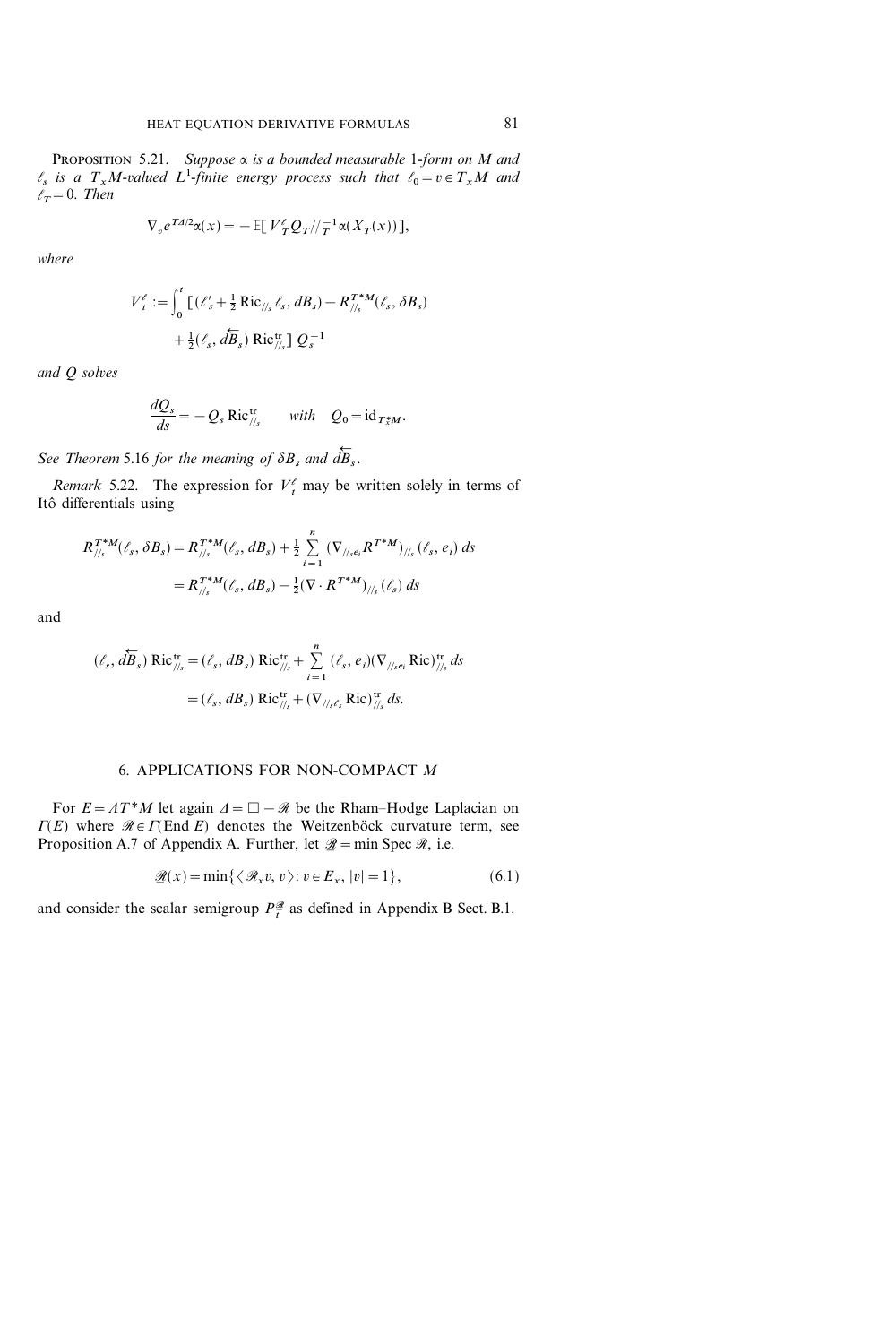**Proposition 5.21.** *Suppose $\alpha$ is a bounded measurable 1-form on $M$ and $\ell_s$ is a $T_xM$-valued $L^1$-finite energy process such that $\ell_0 = v \in T_xM$ and $\ell_T = 0$. Then*

$$\nabla_v e^{T\Delta/2}\alpha(x) = -\mathbb{E}[V_T^\ell Q_T //_T^{-1}\alpha(X_T(x))],$$

*where*

$$V_t^\ell := \int_0^t [(\ell'_s + \tfrac{1}{2}\operatorname{Ric}_{//_s}\ell_s, dB_s) - R_{//_s}^{T^*M}(\ell_s, \delta B_s) + \tfrac{1}{2}(\ell_s, \overleftarrow{dB}_s)\operatorname{Ric}_{//_s}^{\operatorname{tr}}]\, Q_s^{-1}$$

*and $Q$ solves*

$$\frac{dQ_s}{ds} = -Q_s \operatorname{Ric}_{//_s}^{\operatorname{tr}} \qquad \textit{with} \quad Q_0 = \operatorname{id}_{T_x^*M}.$$

*See Theorem 5.16 for the meaning of $\delta B_s$ and $\overleftarrow{dB}_s$.*

*Remark* 5.22. The expression for $V_t^\ell$ may be written solely in terms of Itô differentials using

$$\begin{aligned} R_{//_s}^{T^*M}(\ell_s, \delta B_s) &= R_{//_s}^{T^*M}(\ell_s, dB_s) + \tfrac{1}{2}\sum_{i=1}^n (\nabla_{//_s e_i} R^{T^*M})_{//_s}(\ell_s, e_i)\, ds \\ &= R_{//_s}^{T^*M}(\ell_s, dB_s) - \tfrac{1}{2}(\nabla \cdot R^{T^*M})_{//_s}(\ell_s)\, ds \end{aligned}$$

and

$$\begin{aligned} (\ell_s, \overleftarrow{dB}_s)\operatorname{Ric}_{//_s}^{\operatorname{tr}} &= (\ell_s, dB_s)\operatorname{Ric}_{//_s}^{\operatorname{tr}} + \sum_{i=1}^n (\ell_s, e_i)(\nabla_{//_s e_i}\operatorname{Ric})_{//_s}^{\operatorname{tr}}\, ds \\ &= (\ell_s, dB_s)\operatorname{Ric}_{//_s}^{\operatorname{tr}} + (\nabla_{//_s \ell_s}\operatorname{Ric})_{//_s}^{\operatorname{tr}}\, ds. \end{aligned}$$

## 6. APPLICATIONS FOR NON-COMPACT $M$

For $E = \Lambda T^*M$ let again $\Delta = \square - \mathscr{R}$ be the Rham–Hodge Laplacian on $\Gamma(E)$ where $\mathscr{R} \in \Gamma(\operatorname{End} E)$ denotes the Weitzenböck curvature term, see Proposition A.7 of Appendix A. Further, let $\underline{\mathscr{R}} = \min \operatorname{Spec} \mathscr{R}$, i.e.

$$\underline{\mathscr{R}}(x) = \min\{\langle \mathscr{R}_x v, v\rangle : v \in E_x, |v| = 1\}, \tag{6.1}$$

and consider the scalar semigroup $P_t^{\underline{\mathscr{R}}}$ as defined in Appendix B Sect. B.1.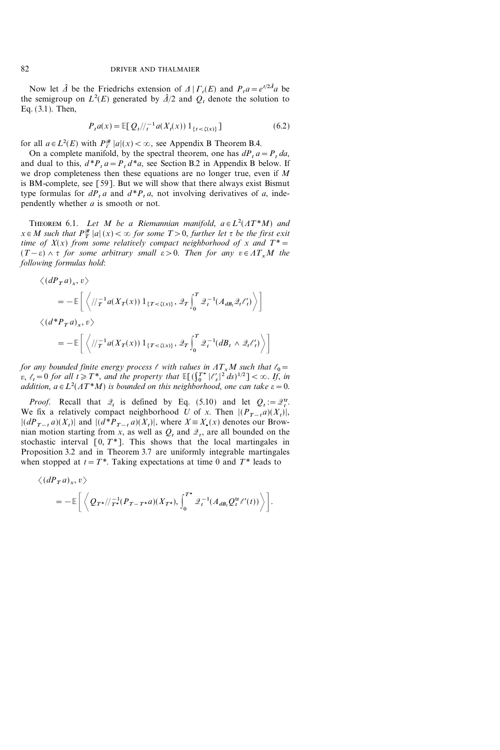Now let $\hat{\Delta}$ be the Friedrichs extension of $\Delta \mid \Gamma_c(E)$ and $P_t a = e^{t/2\hat{\Delta}} a$ be the semigroup on $L^2(E)$ generated by $\hat{\Delta}/2$ and $Q_t$ denote the solution to Eq. (3.1). Then,

$$P_t a(x) = \mathbb{E}[\, Q_t //_t^{-1} a(X_t(x))\, 1_{\{t<\zeta(x)\}}] \tag{6.2}$$

for all $a \in L^2(E)$ with $P_t^{\mathscr{R}} |a|(x) < \infty$, see Appendix B Theorem B.4.

On a complete manifold, by the spectral theorem, one has $dP_t a = P_t\, da$, and dual to this, $d^* P_t a = P_t\, d^* a$, see Section B.2 in Appendix B below. If we drop completeness then these equations are no longer true, even if $M$ is BM-complete, see [59]. But we will show that there always exist Bismut type formulas for $dP_t a$ and $d^* P_t a$, not involving derivatives of $a$, independently whether $a$ is smooth or not.

THEOREM 6.1. *Let $M$ be a Riemannian manifold, $a \in L^2(\Lambda T^*M)$ and $x \in M$ such that $P_T^{\mathscr{R}} |a|(x) < \infty$ for some $T > 0$, further let $\tau$ be the first exit time of $X(x)$ from some relatively compact neighborhood of $x$ and $T^* = (T-\varepsilon) \wedge \tau$ for some arbitrary small $\varepsilon > 0$. Then for any $v \in \Lambda T_x M$ the following formulas hold*:

$$\langle (dP_T a)_x, v\rangle = -\mathbb{E}\left[\left\langle //_T^{-1} a(X_T(x))\, 1_{\{T<\zeta(x)\}},\, \mathscr{Q}_T \int_0^T \mathscr{Q}_t^{-1} (A_{dB_t} \mathscr{Q}_t \ell'_t)\right\rangle\right]$$

$$\langle (d^* P_T a)_x, v\rangle = -\mathbb{E}\left[\left\langle //_T^{-1} a(X_T(x))\, 1_{\{T<\zeta(x)\}},\, \mathscr{Q}_T \int_0^T \mathscr{Q}_t^{-1} (dB_t \wedge \mathscr{Q}_t \ell'_t)\right\rangle\right]$$

*for any bounded finite energy process $\ell$ with values in $\Lambda T_x M$ such that $\ell_0 = v$, $\ell_t = 0$ for all $t \geqslant T^*$, and the property that $\mathbb{E}[(\int_0^{T^*} |\ell'_s|^2\, ds)^{1/2}] < \infty$. If, in addition, $a \in L^2(\Lambda T^*M)$ is bounded on this neighborhood, one can take $\varepsilon = 0$.*

*Proof.* Recall that $\mathscr{Q}_t$ is defined by Eq. (5.10) and let $Q_t := \mathscr{Q}_t^{\mathrm{tr}}$. We fix a relatively compact neighborhood $U$ of $x$. Then $|(P_{T-t} a)(X_t)|$, $|(dP_{T-t} a)(X_t)|$ and $|(d^* P_{T-t} a)(X_t)|$, where $X \equiv X_\bullet(x)$ denotes our Brownian motion starting from $x$, as well as $Q_t$ and $\mathscr{Q}_t$, are all bounded on the stochastic interval $[0, T^*]$. This shows that the local martingales in Proposition 3.2 and in Theorem 3.7 are uniformly integrable martingales when stopped at $t = T^*$. Taking expectations at time 0 and $T^*$ leads to

$$\langle (dP_T a)_x, v\rangle = -\mathbb{E}\left[\left\langle Q_{T^*} //_{T^*}^{-1} (P_{T-T^*} a)(X_{T^*}),\, \int_0^{T^*} \mathscr{Q}_t^{-1} (A_{dB_t} Q_t^{\mathrm{tr}} \ell'(t))\right\rangle\right].$$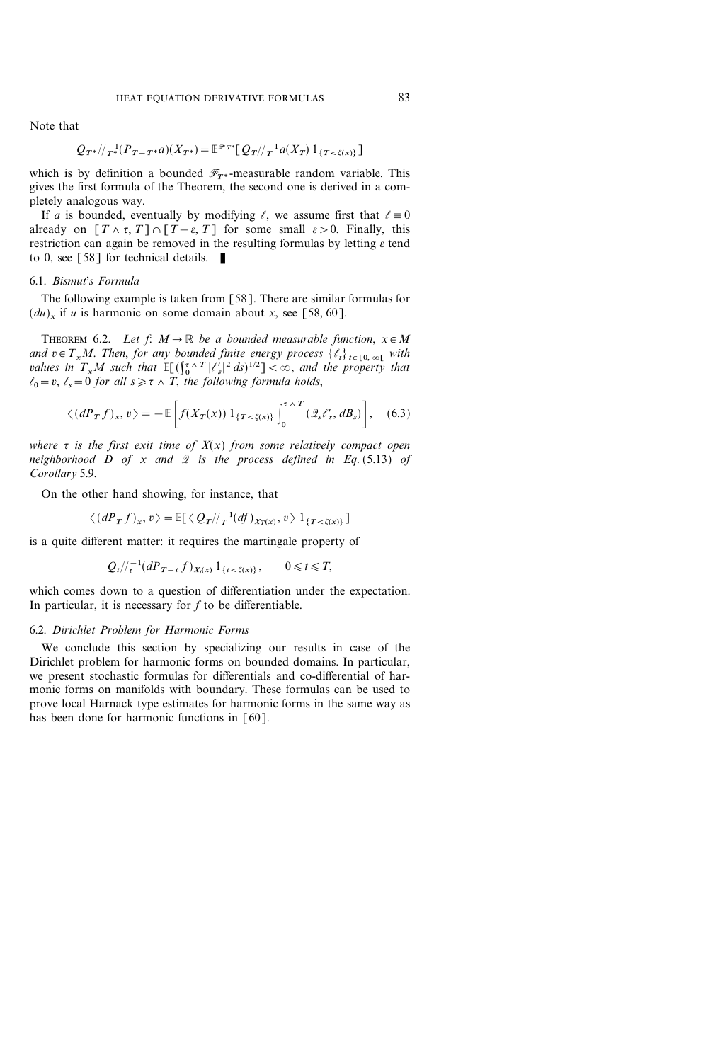Note that

$$Q_{T^*}//_{T^*}^{-1}(P_{T-T^*}a)(X_{T^*}) = \mathbb{E}^{\mathscr{F}_{T^*}}[Q_T//_T^{-1}a(X_T)\,1_{\{T<\zeta(x)\}}]$$

which is by definition a bounded $\mathscr{F}_{T^*}$-measurable random variable. This gives the first formula of the Theorem, the second one is derived in a completely analogous way.

If $a$ is bounded, eventually by modifying $\ell$, we assume first that $\ell \equiv 0$ already on $[T\wedge\tau, T] \cap [T-\varepsilon, T]$ for some small $\varepsilon > 0$. Finally, this restriction can again be removed in the resulting formulas by letting $\varepsilon$ tend to 0, see [58] for technical details. ∎

### 6.1. *Bismut's Formula*

The following example is taken from [58]. There are similar formulas for $(du)_x$ if $u$ is harmonic on some domain about $x$, see [58, 60].

**Theorem 6.2.** *Let $f\colon M \to \mathbb{R}$ be a bounded measurable function, $x \in M$ and $v \in T_xM$. Then, for any bounded finite energy process $\{\ell_t\}_{t\in[0,\infty[}$ with values in $T_xM$ such that $\mathbb{E}[(\int_0^{\tau\wedge T}|\ell_s'|^2\,ds)^{1/2}] < \infty$, and the property that $\ell_0 = v$, $\ell_s = 0$ for all $s \geqslant \tau\wedge T$, the following formula holds,*

$$\langle (dP_T f)_x, v\rangle = -\mathbb{E}\left[f(X_T(x))\,1_{\{T<\zeta(x)\}}\int_0^{\tau\wedge T}(\mathcal{Q}_s\ell_s', dB_s)\right], \quad (6.3)$$

*where $\tau$ is the first exit time of $X(x)$ from some relatively compact open neighborhood $D$ of $x$ and $\mathcal{Q}$ is the process defined in Eq. (5.13) of Corollary 5.9.*

On the other hand showing, for instance, that

$$\langle (dP_T f)_x, v\rangle = \mathbb{E}[\langle Q_T//_T^{-1}(df)_{X_T(x)}, v\rangle\,1_{\{T<\zeta(x)\}}]$$

is a quite different matter: it requires the martingale property of

$$Q_t//_t^{-1}(dP_{T-t}f)_{X_t(x)}\,1_{\{t<\zeta(x)\}}, \qquad 0 \leqslant t \leqslant T,$$

which comes down to a question of differentiation under the expectation. In particular, it is necessary for $f$ to be differentiable.

### 6.2. *Dirichlet Problem for Harmonic Forms*

We conclude this section by specializing our results in case of the Dirichlet problem for harmonic forms on bounded domains. In particular, we present stochastic formulas for differentials and co-differential of harmonic forms on manifolds with boundary. These formulas can be used to prove local Harnack type estimates for harmonic forms in the same way as has been done for harmonic functions in [60].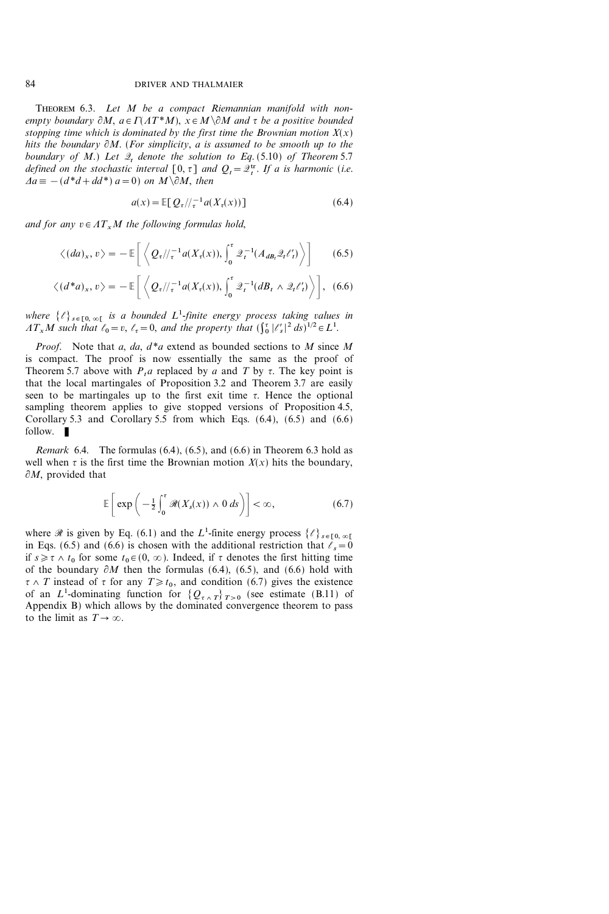**Theorem 6.3.** *Let $M$ be a compact Riemannian manifold with non-empty boundary $\partial M$, $a \in \Gamma(\Lambda T^*M)$, $x \in M \setminus \partial M$ and $\tau$ be a positive bounded stopping time which is dominated by the first time the Brownian motion $X(x)$ hits the boundary $\partial M$. (For simplicity, $a$ is assumed to be smooth up to the boundary of $M$.) Let $\mathcal{Q}_t$ denote the solution to Eq. (5.10) of Theorem 5.7 defined on the stochastic interval $[0, \tau]$ and $Q_t = \mathcal{Q}_t^{\mathrm{tr}}$. If $a$ is harmonic (i.e. $\Delta a \equiv -(d^*d + dd^*)\, a = 0$) on $M \setminus \partial M$, then*

$$a(x) = \mathbb{E}[Q_\tau //_\tau^{-1} a(X_\tau(x))] \tag{6.4}$$

*and for any $v \in \Lambda T_x M$ the following formulas hold,*

$$\langle (da)_x, v \rangle = -\mathbb{E}\left[ \left\langle Q_\tau //_\tau^{-1} a(X_\tau(x)), \int_0^\tau \mathcal{Q}_t^{-1}(A_{dB_t} \mathcal{Q}_t \ell'_t) \right\rangle \right] \tag{6.5}$$

$$\langle (d^*a)_x, v \rangle = -\mathbb{E}\left[ \left\langle Q_\tau //_\tau^{-1} a(X_\tau(x)), \int_0^\tau \mathcal{Q}_t^{-1}(dB_t \wedge \mathcal{Q}_t \ell'_t) \right\rangle \right], \tag{6.6}$$

*where $\{\ell\}_{s \in [0, \infty[}$ is a bounded $L^1$-finite energy process taking values in $\Lambda T_x M$ such that $\ell_0 = v$, $\ell_\tau = 0$, and the property that $(\int_0^\tau |\ell'_s|^2\, ds)^{1/2} \in L^1$.*

*Proof.* Note that $a$, $da$, $d^*a$ extend as bounded sections to $M$ since $M$ is compact. The proof is now essentially the same as the proof of Theorem 5.7 above with $P_t a$ replaced by $a$ and $T$ by $\tau$. The key point is that the local martingales of Proposition 3.2 and Theorem 3.7 are easily seen to be martingales up to the first exit time $\tau$. Hence the optional sampling theorem applies to give stopped versions of Proposition 4.5, Corollary 5.3 and Corollary 5.5 from which Eqs. (6.4), (6.5) and (6.6) follow. ∎

*Remark* 6.4. The formulas (6.4), (6.5), and (6.6) in Theorem 6.3 hold as well when $\tau$ is the first time the Brownian motion $X(x)$ hits the boundary, $\partial M$, provided that

$$\mathbb{E}\left[ \exp\left( -\tfrac{1}{2} \int_0^\tau \mathscr{R}(X_s(x)) \wedge 0 \, ds \right) \right] < \infty, \tag{6.7}$$

where $\mathscr{R}$ is given by Eq. (6.1) and the $L^1$-finite energy process $\{\ell\}_{s \in [0, \infty[}$ in Eqs. (6.5) and (6.6) is chosen with the additional restriction that $\ell_s = 0$ if $s \geqslant \tau \wedge t_0$ for some $t_0 \in (0, \infty)$. Indeed, if $\tau$ denotes the first hitting time of the boundary $\partial M$ then the formulas (6.4), (6.5), and (6.7) hold with $\tau \wedge T$ instead of $\tau$ for any $T \geqslant t_0$, and condition (6.7) gives the existence of an $L^1$-dominating function for $\{Q_{\tau \wedge T}\}_{T > 0}$ (see estimate (B.11) of Appendix B) which allows by the dominated convergence theorem to pass to the limit as $T \to \infty$.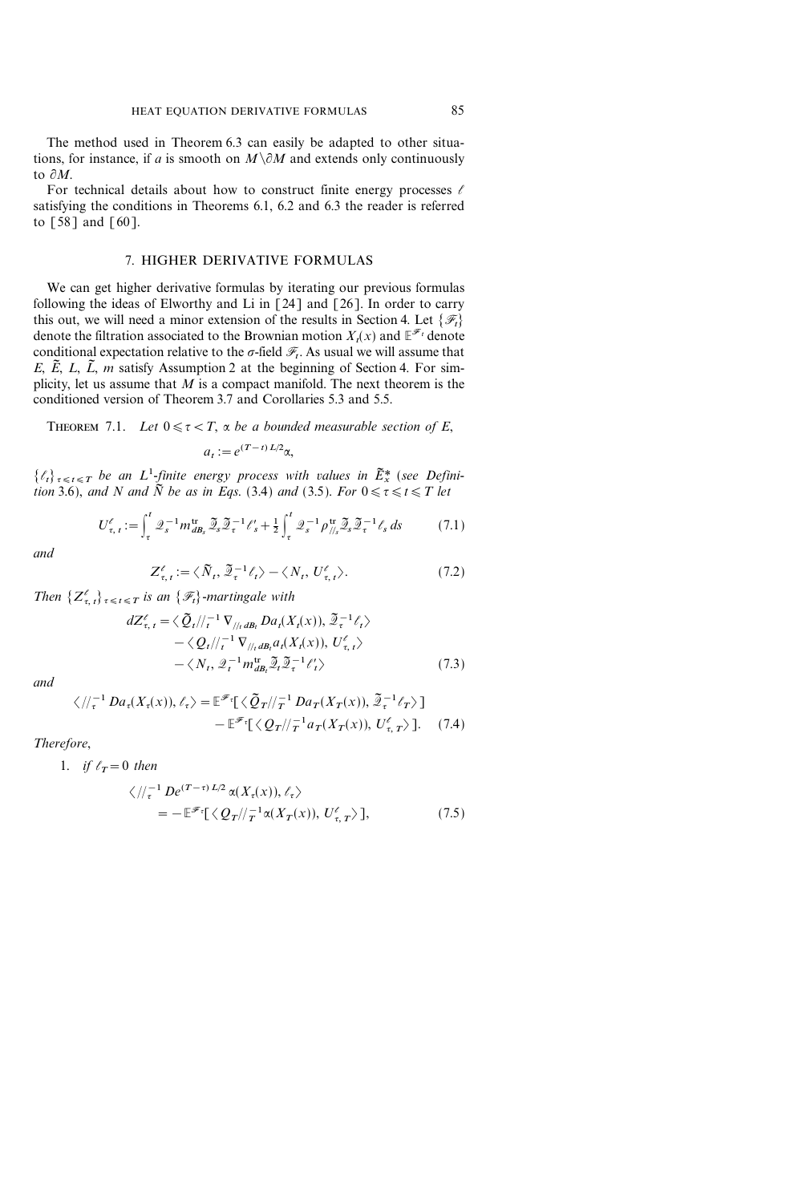The method used in Theorem 6.3 can easily be adapted to other situations, for instance, if $a$ is smooth on $M \backslash \partial M$ and extends only continuously to $\partial M$.

For technical details about how to construct finite energy processes $\ell$ satisfying the conditions in Theorems 6.1, 6.2 and 6.3 the reader is referred to [58] and [60].

## 7. HIGHER DERIVATIVE FORMULAS

We can get higher derivative formulas by iterating our previous formulas following the ideas of Elworthy and Li in [24] and [26]. In order to carry this out, we will need a minor extension of the results in Section 4. Let $\{\mathscr{F}_t\}$ denote the filtration associated to the Brownian motion $X_t(x)$ and $\mathbb{E}^{\mathscr{F}_t}$ denote conditional expectation relative to the $\sigma$-field $\mathscr{F}_t$. As usual we will assume that $E$, $\tilde{E}$, $L$, $\tilde{L}$, $m$ satisfy Assumption 2 at the beginning of Section 4. For simplicity, let us assume that $M$ is a compact manifold. The next theorem is the conditioned version of Theorem 3.7 and Corollaries 5.3 and 5.5.

Theorem 7.1. *Let $0 \leqslant \tau < T$, $\alpha$ be a bounded measurable section of $E$,*

$$a_t := e^{(T-t)L/2}\alpha,$$

*$\{\ell_t\}_{\tau \leqslant t \leqslant T}$ be an $L^1$-finite energy process with values in $\tilde{E}_x^*$ (see Definition 3.6), and $N$ and $\tilde{N}$ be as in Eqs. (3.4) and (3.5). For $0 \leqslant \tau \leqslant t \leqslant T$ let*

$$U^\ell_{\tau,t} := \int_\tau^t \mathscr{Q}_s^{-1} m^{\mathrm{tr}}_{dB_s} \tilde{\mathscr{Q}}_s \tilde{\mathscr{Q}}_\tau^{-1} \ell'_s + \frac{1}{2}\int_\tau^t \mathscr{Q}_s^{-1} \rho^{\mathrm{tr}}_{//_s} \tilde{\mathscr{Q}}_s \tilde{\mathscr{Q}}_\tau^{-1} \ell_s \, ds \tag{7.1}$$

*and*

$$Z^\ell_{\tau,t} := \langle \tilde{N}_t, \tilde{\mathscr{Q}}_\tau^{-1} \ell_t \rangle - \langle N_t, U^\ell_{\tau,t} \rangle. \tag{7.2}$$

*Then $\{Z^\ell_{\tau,t}\}_{\tau \leqslant t \leqslant T}$ is an $\{\mathscr{F}_t\}$-martingale with*

$$\begin{aligned} dZ^\ell_{\tau,t} = {} & \langle \tilde{Q}_t //_t^{-1} \nabla_{//_t dB_t} Da_t(X_t(x)), \tilde{\mathscr{Q}}_\tau^{-1} \ell_t \rangle \\ & - \langle Q_t //_t^{-1} \nabla_{//_t dB_t} a_t(X_t(x)), U^\ell_{\tau,t} \rangle \\ & - \langle N_t, \mathscr{Q}_t^{-1} m^{\mathrm{tr}}_{dB_t} \tilde{\mathscr{Q}}_t \tilde{\mathscr{Q}}_\tau^{-1} \ell'_t \rangle \end{aligned} \tag{7.3}$$

*and*

$$\begin{aligned} \langle //_\tau^{-1} Da_\tau(X_\tau(x)), \ell_\tau \rangle = {} & \mathbb{E}^{\mathscr{F}_\tau}[\langle \tilde{Q}_T //_T^{-1} Da_T(X_T(x)), \tilde{\mathscr{Q}}_\tau^{-1} \ell_T \rangle] \\ & - \mathbb{E}^{\mathscr{F}_\tau}[\langle Q_T //_T^{-1} a_T(X_T(x)), U^\ell_{\tau,T} \rangle]. \end{aligned} \tag{7.4}$$

*Therefore,*

1. *if $\ell_T = 0$ then*

$$\begin{aligned} & \langle //_\tau^{-1} De^{(T-\tau)L/2}\alpha(X_\tau(x)), \ell_\tau \rangle \\ & \quad = -\mathbb{E}^{\mathscr{F}_\tau}[\langle Q_T //_T^{-1} \alpha(X_T(x)), U^\ell_{\tau,T} \rangle], \end{aligned} \tag{7.5}$$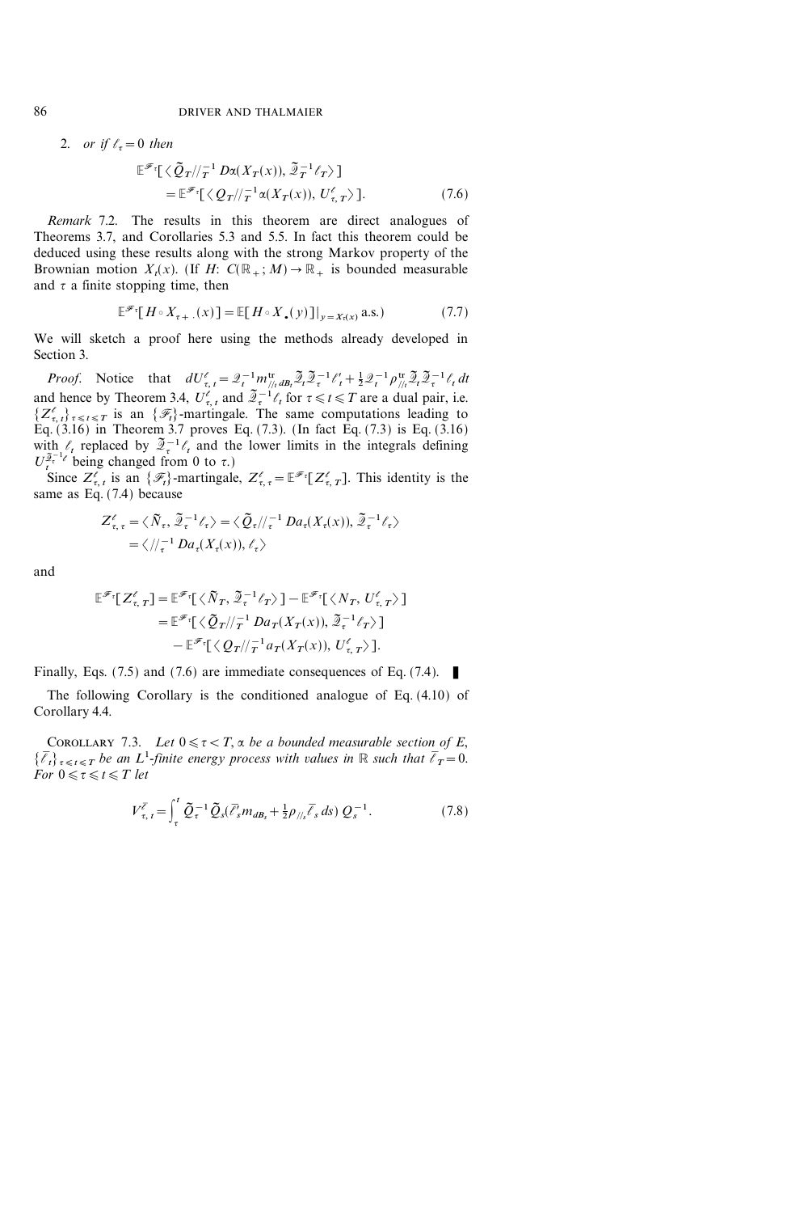2. *or if* $\ell_\tau = 0$ *then*

$$\mathbb{E}^{\mathscr{F}_\tau}[\langle \tilde{Q}_T //_T^{-1} D\alpha(X_T(x)), \tilde{\mathscr{Q}}_T^{-1} \ell_T \rangle] = \mathbb{E}^{\mathscr{F}_\tau}[\langle Q_T //_T^{-1} \alpha(X_T(x)), U_{\tau,T}^{\ell} \rangle]. \tag{7.6}$$

*Remark* 7.2. The results in this theorem are direct analogues of Theorems 3.7, and Corollaries 5.3 and 5.5. In fact this theorem could be deduced using these results along with the strong Markov property of the Brownian motion $X_t(x)$. (If $H: C(\mathbb{R}_+; M) \to \mathbb{R}_+$ is bounded measurable and $\tau$ a finite stopping time, then

$$\mathbb{E}^{\mathscr{F}_\tau}[H \circ X_{\tau + \cdot}(x)] = \mathbb{E}[H \circ X_\bullet(y)]|_{y = X_\tau(x)} \text{ a.s.)} \tag{7.7}$$

We will sketch a proof here using the methods already developed in Section 3.

*Proof.* Notice that $dU_{\tau,t}^{\ell} = \mathscr{Q}_t^{-1} m_{//_t dB_t}^{\mathrm{tr}} \tilde{\mathscr{Q}}_t \tilde{\mathscr{Q}}_\tau^{-1} \ell'_t + \frac{1}{2} \mathscr{Q}_t^{-1} \rho_{//_t}^{\mathrm{tr}} \tilde{\mathscr{Q}}_t \tilde{\mathscr{Q}}_\tau^{-1} \ell_t \, dt$ and hence by Theorem 3.4, $U_{\tau,t}^{\ell}$ and $\tilde{\mathscr{Q}}_\tau^{-1} \ell_t$ for $\tau \leqslant t \leqslant T$ are a dual pair, i.e. $\{Z_{\tau,t}^{\ell}\}_{\tau \leqslant t \leqslant T}$ is an $\{\mathscr{F}_t\}$-martingale. The same computations leading to Eq. (3.16) in Theorem 3.7 proves Eq. (7.3). (In fact Eq. (7.3) is Eq. (3.16) with $\ell_t$ replaced by $\tilde{\mathscr{Q}}_\tau^{-1} \ell_t$ and the lower limits in the integrals defining $U_t^{\tilde{\mathscr{Q}}_\tau^{-1} \ell}$ being changed from 0 to $\tau$.)

Since $Z_{\tau,t}^{\ell}$ is an $\{\mathscr{F}_t\}$-martingale, $Z_{\tau,\tau}^{\ell} = \mathbb{E}^{\mathscr{F}_\tau}[Z_{\tau,T}^{\ell}]$. This identity is the same as Eq. (7.4) because

$$\begin{aligned} Z_{\tau,\tau}^{\ell} &= \langle \tilde{N}_\tau, \tilde{\mathscr{Q}}_\tau^{-1} \ell_\tau \rangle = \langle \tilde{Q}_\tau //_\tau^{-1} Da_\tau(X_\tau(x)), \tilde{\mathscr{Q}}_\tau^{-1} \ell_\tau \rangle \\ &= \langle //_\tau^{-1} Da_\tau(X_\tau(x)), \ell_\tau \rangle \end{aligned}$$

and

$$\begin{aligned} \mathbb{E}^{\mathscr{F}_\tau}[Z_{\tau,T}^{\ell}] &= \mathbb{E}^{\mathscr{F}_\tau}[\langle \tilde{N}_T, \tilde{\mathscr{Q}}_\tau^{-1} \ell_T \rangle] - \mathbb{E}^{\mathscr{F}_\tau}[\langle N_T, U_{\tau,T}^{\ell} \rangle] \\ &= \mathbb{E}^{\mathscr{F}_\tau}[\langle \tilde{Q}_T //_T^{-1} Da_T(X_T(x)), \tilde{\mathscr{Q}}_\tau^{-1} \ell_T \rangle] \\ &\quad - \mathbb{E}^{\mathscr{F}_\tau}[\langle Q_T //_T^{-1} a_T(X_T(x)), U_{\tau,T}^{\ell} \rangle]. \end{aligned}$$

Finally, Eqs. (7.5) and (7.6) are immediate consequences of Eq. (7.4). ∎

The following Corollary is the conditioned analogue of Eq. (4.10) of Corollary 4.4.

COROLLARY 7.3. *Let* $0 \leqslant \tau < T$, $\alpha$ *be a bounded measurable section of* $E$, $\{\bar{\ell}_t\}_{\tau \leqslant t \leqslant T}$ *be an* $L^1$*-finite energy process with values in* $\mathbb{R}$ *such that* $\bar{\ell}_T = 0$. *For* $0 \leqslant \tau \leqslant t \leqslant T$ *let*

$$V_{\tau,t}^{\bar{\ell}} = \int_\tau^t \tilde{Q}_\tau^{-1} \tilde{Q}_s (\bar{\ell}'_s m_{dB_s} + \tfrac{1}{2} \rho_{//_s} \bar{\ell}_s \, ds) \, Q_s^{-1}. \tag{7.8}$$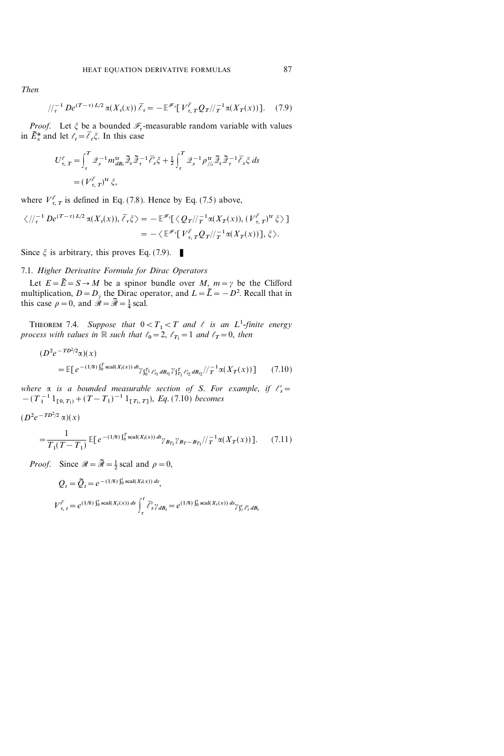*Then*

$$//_\tau^{-1} De^{(T-\tau)L/2}\alpha(X_\tau(x))\,\bar{\ell}_\tau = -\mathbb{E}^{\mathcal{F}_\tau}[V^{\bar{\ell}}_{\tau,T}Q_T//_T^{-1}\alpha(X_T(x))]. \quad (7.9)$$

*Proof.* Let $\xi$ be a bounded $\mathcal{F}_\tau$-measurable random variable with values in $\tilde{E}_x^*$ and let $\ell_t = \bar{\ell}_t\xi$. In this case

$$\begin{aligned} U^{\ell}_{\tau,T} &= \int_\tau^T \mathcal{Q}_s^{-1} m^{\text{tr}}_{dB_s} \tilde{\mathcal{Q}}_s \tilde{\mathcal{Q}}_\tau^{-1} \bar{\ell}'_s \xi + \frac{1}{2}\int_\tau^T \mathcal{Q}_s^{-1}\rho^{\text{tr}}_{//s}\tilde{\mathcal{Q}}_s\tilde{\mathcal{Q}}_\tau^{-1}\bar{\ell}_s\xi\,ds \\ &= (V^{\bar{\ell}}_{\tau,T})^{\text{tr}}\,\xi, \end{aligned}$$

where $V^{\bar{\ell}}_{\tau,T}$ is defined in Eq. (7.8). Hence by Eq. (7.5) above,

$$\begin{aligned} \langle //_\tau^{-1} De^{(T-\tau)L/2}\alpha(X_\tau(x)), \bar{\ell}_\tau\xi\rangle &= -\mathbb{E}^{\mathcal{F}_\tau}[\langle Q_T//_T^{-1}\alpha(X_T(x)), (V^{\bar{\ell}}_{\tau,T})^{\text{tr}}\xi\rangle] \\ &= -\langle \mathbb{E}^{\mathcal{F}_\tau}[V^{\bar{\ell}}_{\tau,T}Q_T//_T^{-1}\alpha(X_T(x))], \xi\rangle. \end{aligned}$$

Since $\xi$ is arbitrary, this proves Eq. (7.9). ∎

### 7.1. *Higher Derivative Formula for Dirac Operators*

Let $E = \tilde{E} = S \to M$ be a spinor bundle over $M$, $m = \gamma$ be the Clifford multiplication, $D = D_\gamma$ the Dirac operator, and $L = \tilde{L} = -D^2$. Recall that in this case $\rho = 0$, and $\mathcal{R} = \tilde{\mathcal{R}} = \frac{1}{4}$ scal.

THEOREM 7.4. *Suppose that $0 < T_1 < T$ and $\ell$ is an $L^1$-finite energy process with values in $\mathbb{R}$ such that $\ell_0 = 2$, $\ell_{T_1} = 1$ and $\ell_T = 0$, then*

$$\begin{aligned} &(D^2 e^{-TD^2/2}\alpha)(x) \\ &\quad = \mathbb{E}[e^{-(1/8)\int_0^T \text{scal}(X_t(x))\,dt}\gamma_{\int_0^{T_1}\ell'_{s_1}dB_{s_1}}\gamma_{\int_{T_1}^T \ell'_{s_2}dB_{s_2}}//_T^{-1}\alpha(X_T(x))] \end{aligned} \quad (7.10)$$

*where $\alpha$ is a bounded measurable section of $S$. For example, if $\ell'_s = -(T_1^{-1}1_{[0,T_1)} + (T-T_1)^{-1}1_{[T_1,T]})$, Eq. (7.10) becomes*

$$\begin{aligned} &(D^2 e^{-TD^2/2}\alpha)(x) \\ &\quad = \frac{1}{T_1(T-T_1)}\mathbb{E}[e^{-(1/8)\int_0^T \text{scal}(X_t(x))\,dt}\gamma_{B_{T_1}}\gamma_{B_T - B_{T_1}}//_T^{-1}\alpha(X_T(x))]. \end{aligned} \quad (7.11)$$

*Proof.* Since $\mathcal{R} = \tilde{\mathcal{R}} = \frac{1}{2}$ scal and $\rho = 0$,

$$Q_t = \tilde{Q}_t = e^{-(1/8)\int_0^t \text{scal}(X_s(x))\,ds},$$

$$V^{\bar{\ell}}_{\tau,t} = e^{(1/8)\int_0^\tau \text{scal}(X_s(x))\,ds}\int_\tau^t \bar{\ell}'_s\gamma_{dB_s} = e^{(1/8)\int_0^\tau \text{scal}(X_s(x))\,ds}\gamma_{\int_\tau^t \bar{\ell}'_s dB_s}$$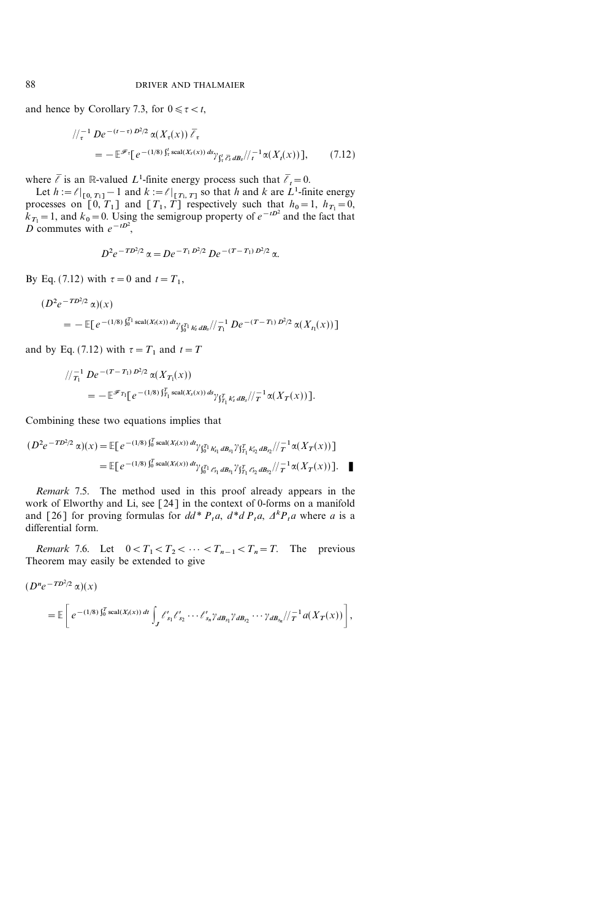and hence by Corollary 7.3, for $0 \leqslant \tau < t$,

$$//_{\tau}^{-1} De^{-(t-\tau)D^2/2}\alpha(X_\tau(x))\,\bar{\ell}_\tau = -\mathbb{E}^{\mathscr{F}_\tau}[e^{-(1/8)\int_\tau^t \mathrm{scal}(X_s(x))\,ds}\gamma_{\int_\tau^t \bar{\ell}'_s\,dB_s}//_t^{-1}\alpha(X_t(x))], \tag{7.12}$$

where $\bar{\ell}$ is an $\mathbb{R}$-valued $L^1$-finite energy process such that $\bar{\ell}_t = 0$.

Let $h := \ell|_{[0,T_1]} - 1$ and $k := \ell|_{[T_1,T]}$ so that $h$ and $k$ are $L^1$-finite energy processes on $[0, T_1]$ and $[T_1, T]$ respectively such that $h_0 = 1$, $h_{T_1} = 0$, $k_{T_1} = 1$, and $k_0 = 0$. Using the semigroup property of $e^{-tD^2}$ and the fact that $D$ commutes with $e^{-tD^2}$,

$$D^2 e^{-TD^2/2}\alpha = De^{-T_1 D^2/2} De^{-(T-T_1)D^2/2}\alpha.$$

By Eq. (7.12) with $\tau = 0$ and $t = T_1$,

$$(D^2 e^{-TD^2/2}\alpha)(x) = -\mathbb{E}[e^{-(1/8)\int_0^{T_1}\mathrm{scal}(X_t(x))\,dt}\gamma_{\int_0^{T_1} h'_s\,dB_s}//_{T_1}^{-1} De^{-(T-T_1)D^2/2}\alpha(X_{t_1}(x))]$$

and by Eq. (7.12) with $\tau = T_1$ and $t = T$

$$//_{T_1}^{-1} De^{-(T-T_1)D^2/2}\alpha(X_{T_1}(x)) = -\mathbb{E}^{\mathscr{F}_{T_1}}[e^{-(1/8)\int_{T_1}^T \mathrm{scal}(X_s(x))\,ds}\gamma_{\int_{T_1}^T k'_s\,dB_s}//_T^{-1}\alpha(X_T(x))].$$

Combining these two equations implies that

$$\begin{aligned}(D^2 e^{-TD^2/2}\alpha)(x) &= \mathbb{E}[e^{-(1/8)\int_0^T \mathrm{scal}(X_t(x))\,dt}\gamma_{\int_0^{T_1} h'_{s_1}\,dB_{s_1}}\gamma_{\int_{T_1}^T k'_{s_2}\,dB_{s_2}}//_T^{-1}\alpha(X_T(x))] \\ &= \mathbb{E}[e^{-(1/8)\int_0^T \mathrm{scal}(X_t(x))\,dt}\gamma_{\int_0^{T_1}\ell'_{s_1}\,dB_{s_1}}\gamma_{\int_{T_1}^T \ell'_{s_2}\,dB_{s_2}}//_T^{-1}\alpha(X_T(x))]. \quad \blacksquare\end{aligned}$$

*Remark* 7.5. The method used in this proof already appears in the work of Elworthy and Li, see [24] in the context of 0-forms on a manifold and [26] for proving formulas for $dd^* P_t a$, $d^*d P_t a$, $\Delta^k P_t a$ where $a$ is a differential form.

*Remark* 7.6. Let $0 < T_1 < T_2 < \cdots < T_{n-1} < T_n = T$. The previous Theorem may easily be extended to give

$$(D^n e^{-TD^2/2}\alpha)(x) = \mathbb{E}\left[e^{-(1/8)\int_0^T \mathrm{scal}(X_t(x))\,dt}\int_J \ell'_{s_1}\ell'_{s_2}\cdots\ell'_{s_n}\gamma_{dB_{s_1}}\gamma_{dB_{s_2}}\cdots\gamma_{dB_{s_n}}//_T^{-1}a(X_T(x))\right],$$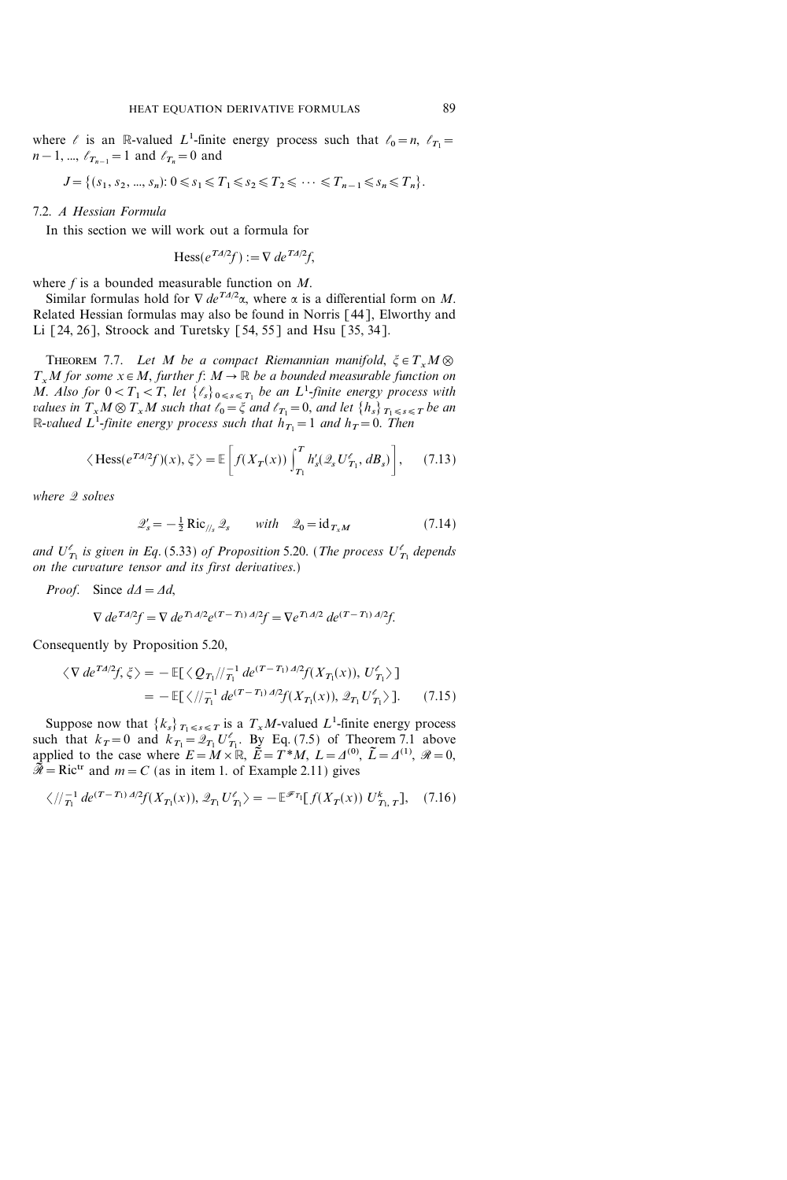where $\ell$ is an $\mathbb{R}$-valued $L^1$-finite energy process such that $\ell_0 = n$, $\ell_{T_1} = n-1, \ldots, \ell_{T_{n-1}} = 1$ and $\ell_{T_n} = 0$ and

$$J = \{(s_1, s_2, \ldots, s_n) \colon 0 \leqslant s_1 \leqslant T_1 \leqslant s_2 \leqslant T_2 \leqslant \cdots \leqslant T_{n-1} \leqslant s_n \leqslant T_n\}.$$

### 7.2. *A Hessian Formula*

In this section we will work out a formula for

$$\operatorname{Hess}(e^{T\Delta/2} f) := \nabla \, de^{T\Delta/2} f,$$

where $f$ is a bounded measurable function on $M$.

Similar formulas hold for $\nabla \, de^{T\Delta/2}\alpha$, where $\alpha$ is a differential form on $M$. Related Hessian formulas may also be found in Norris [44], Elworthy and Li [24, 26], Stroock and Turetsky [54, 55] and Hsu [35, 34].

**Theorem 7.7.** *Let $M$ be a compact Riemannian manifold, $\xi \in T_x M \otimes T_x M$ for some $x \in M$, further $f \colon M \to \mathbb{R}$ be a bounded measurable function on $M$. Also for $0 < T_1 < T$, let $\{\ell_s\}_{0 \leqslant s \leqslant T_1}$ be an $L^1$-finite energy process with values in $T_x M \otimes T_x M$ such that $\ell_0 = \xi$ and $\ell_{T_1} = 0$, and let $\{h_s\}_{T_1 \leqslant s \leqslant T}$ be an $\mathbb{R}$-valued $L^1$-finite energy process such that $h_{T_1} = 1$ and $h_T = 0$. Then*

$$\langle \operatorname{Hess}(e^{T\Delta/2} f)(x), \xi \rangle = \mathbb{E}\left[ f(X_T(x)) \int_{T_1}^{T} h'_s(\mathcal{Q}_s U^{\ell}_{T_1}, dB_s) \right], \tag{7.13}$$

*where $\mathcal{Q}$ solves*

$$\mathcal{Q}'_s = -\tfrac{1}{2} \operatorname{Ric}_{//_s} \mathcal{Q}_s \qquad \text{with} \quad \mathcal{Q}_0 = \operatorname{id}_{T_x M} \tag{7.14}$$

*and $U^{\ell}_{T_1}$ is given in Eq. (5.33) of Proposition 5.20. (The process $U^{\ell}_{T_1}$ depends on the curvature tensor and its first derivatives.)*

*Proof.* Since $d\Delta = \Delta d$,

$$\nabla \, de^{T\Delta/2} f = \nabla \, de^{T_1 \Delta/2} e^{(T-T_1)\Delta/2} f = \nabla e^{T_1 \Delta/2} \, de^{(T-T_1)\Delta/2} f.$$

Consequently by Proposition 5.20,

$$\begin{aligned}
\langle \nabla \, de^{T\Delta/2} f, \xi \rangle &= -\mathbb{E}[\langle Q_{T_1} //_{T_1}^{-1} \, de^{(T-T_1)\Delta/2} f(X_{T_1}(x)), U^{\ell}_{T_1} \rangle] \\
&= -\mathbb{E}[\langle //_{T_1}^{-1} \, de^{(T-T_1)\Delta/2} f(X_{T_1}(x)), \mathcal{Q}_{T_1} U^{\ell}_{T_1} \rangle].
\end{aligned} \tag{7.15}$$

Suppose now that $\{k_s\}_{T_1 \leqslant s \leqslant T}$ is a $T_x M$-valued $L^1$-finite energy process such that $k_T = 0$ and $k_{T_1} = \mathcal{Q}_{T_1} U^{\ell}_{T_1}$. By Eq. (7.5) of Theorem 7.1 above applied to the case where $E = M \times \mathbb{R}$, $\tilde{E} = T^*M$, $L = \Delta^{(0)}$, $\tilde{L} = \Delta^{(1)}$, $\mathcal{R} = 0$, $\tilde{\mathcal{R}} = \operatorname{Ric}^{\mathrm{tr}}$ and $m = C$ (as in item 1. of Example 2.11) gives

$$\langle //_{T_1}^{-1} \, de^{(T-T_1)\Delta/2} f(X_{T_1}(x)), \mathcal{Q}_{T_1} U^{\ell}_{T_1} \rangle = -\mathbb{E}^{\mathcal{F}_{T_1}}[f(X_T(x)) \, U^k_{T_1, T}], \tag{7.16}$$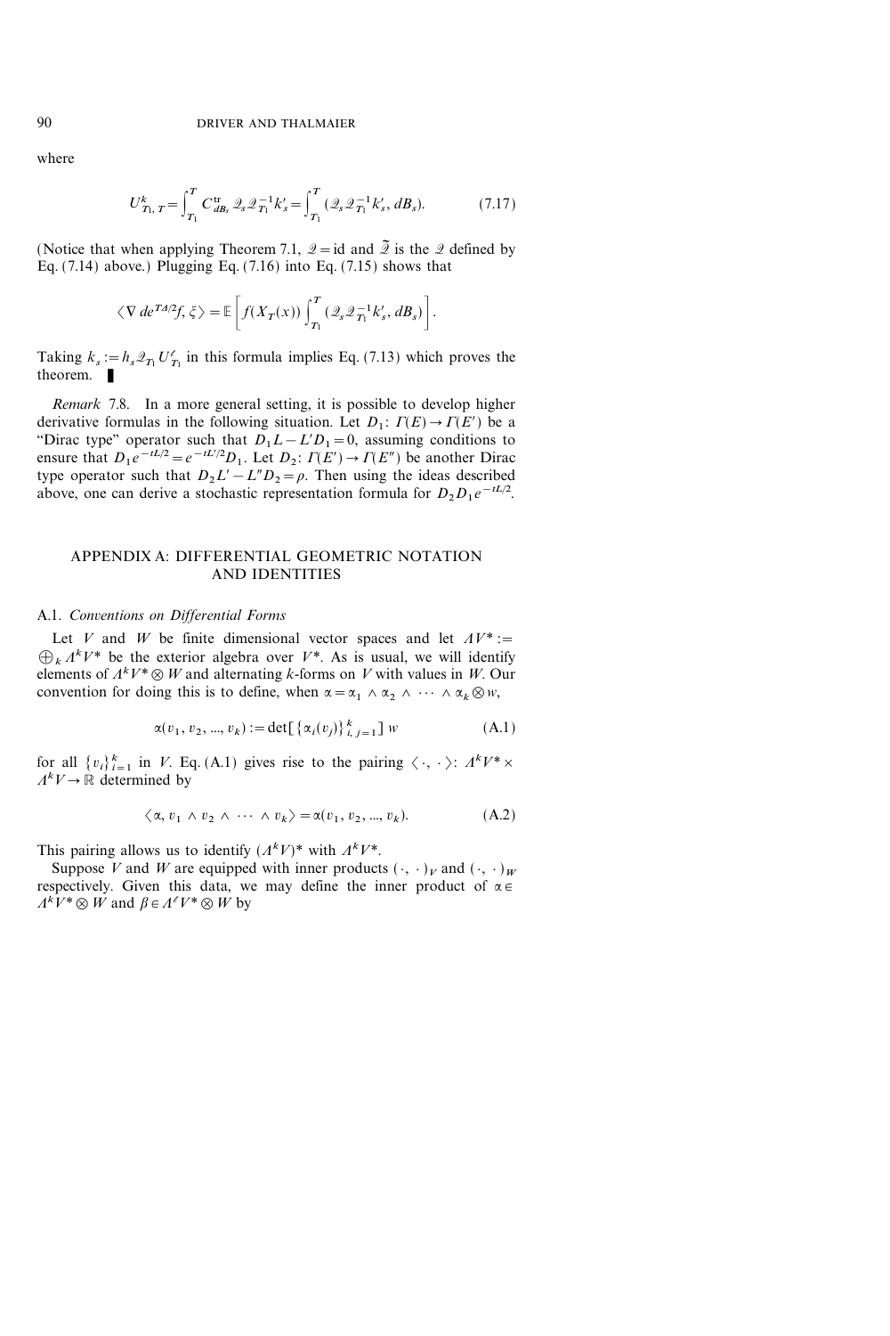where

$$U^k_{T_1, T} = \int_{T_1}^{T} C^{\mathrm{tr}}_{dB_s} \mathcal{Q}_s \mathcal{Q}_{T_1}^{-1} k'_s = \int_{T_1}^{T} (\mathcal{Q}_s \mathcal{Q}_{T_1}^{-1} k'_s, dB_s). \tag{7.17}$$

(Notice that when applying Theorem 7.1, $\mathcal{Q} = \mathrm{id}$ and $\tilde{\mathcal{Q}}$ is the $\mathcal{Q}$ defined by Eq. (7.14) above.) Plugging Eq. (7.16) into Eq. (7.15) shows that

$$\langle \nabla\, de^{T\Delta/2} f, \xi \rangle = \mathbb{E}\left[ f(X_T(x)) \int_{T_1}^{T} (\mathcal{Q}_s \mathcal{Q}_{T_1}^{-1} k'_s, dB_s) \right].$$

Taking $k_s := h_s \mathcal{Q}_{T_1} U^{\ell}_{T_1}$ in this formula implies Eq. (7.13) which proves the theorem. ∎

*Remark* 7.8. In a more general setting, it is possible to develop higher derivative formulas in the following situation. Let $D_1 \colon \Gamma(E) \to \Gamma(E')$ be a "Dirac type" operator such that $D_1 L - L' D_1 = 0$, assuming conditions to ensure that $D_1 e^{-tL/2} = e^{-tL'/2} D_1$. Let $D_2 \colon \Gamma(E') \to \Gamma(E'')$ be another Dirac type operator such that $D_2 L' - L'' D_2 = \rho$. Then using the ideas described above, one can derive a stochastic representation formula for $D_2 D_1 e^{-tL/2}$.

## APPENDIX A: DIFFERENTIAL GEOMETRIC NOTATION AND IDENTITIES

### A.1. *Conventions on Differential Forms*

Let $V$ and $W$ be finite dimensional vector spaces and let $\Lambda V^* := \bigoplus_k \Lambda^k V^*$ be the exterior algebra over $V^*$. As is usual, we will identify elements of $\Lambda^k V^* \otimes W$ and alternating $k$-forms on $V$ with values in $W$. Our convention for doing this is to define, when $\alpha = \alpha_1 \wedge \alpha_2 \wedge \cdots \wedge \alpha_k \otimes w$,

$$\alpha(v_1, v_2, ..., v_k) := \det[\{\alpha_i(v_j)\}_{i,j=1}^k]\, w \tag{A.1}$$

for all $\{v_i\}_{i=1}^k$ in $V$. Eq. (A.1) gives rise to the pairing $\langle \cdot, \cdot \rangle \colon \Lambda^k V^* \times \Lambda^k V \to \mathbb{R}$ determined by

$$\langle \alpha, v_1 \wedge v_2 \wedge \cdots \wedge v_k \rangle = \alpha(v_1, v_2, ..., v_k). \tag{A.2}$$

This pairing allows us to identify $(\Lambda^k V)^*$ with $\Lambda^k V^*$.

Suppose $V$ and $W$ are equipped with inner products $(\cdot, \cdot)_V$ and $(\cdot, \cdot)_W$ respectively. Given this data, we may define the inner product of $\alpha \in \Lambda^k V^* \otimes W$ and $\beta \in \Lambda^\ell V^* \otimes W$ by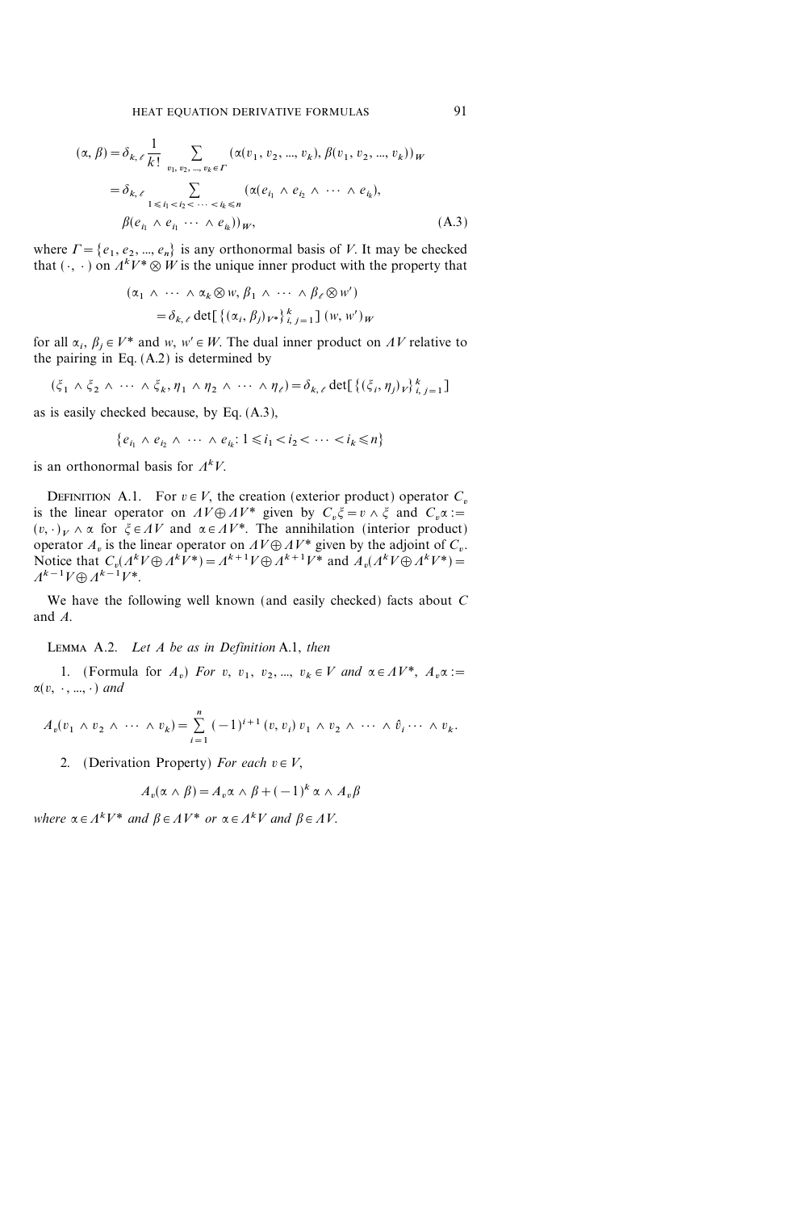$$
\begin{aligned}
(\alpha, \beta) &= \delta_{k,\ell} \frac{1}{k!} \sum_{v_1, v_2, ..., v_k \in \Gamma} (\alpha(v_1, v_2, ..., v_k), \beta(v_1, v_2, ..., v_k))_W \\
&= \delta_{k,\ell} \sum_{1 \leqslant i_1 < i_2 < \cdots < i_k \leqslant n} (\alpha(e_{i_1} \wedge e_{i_2} \wedge \cdots \wedge e_{i_k}), \\
&\qquad \beta(e_{i_1} \wedge e_{i_1} \cdots \wedge e_{i_k}))_W, \qquad \text{(A.3)}
\end{aligned}
$$

where $\Gamma = \{e_1, e_2, ..., e_n\}$ is any orthonormal basis of $V$. It may be checked that $(\cdot, \cdot)$ on $\Lambda^k V^* \otimes W$ is the unique inner product with the property that

$$
\begin{aligned}
(\alpha_1 \wedge \cdots \wedge \alpha_k \otimes w, \beta_1 \wedge \cdots \wedge \beta_\ell \otimes w') \\
= \delta_{k,\ell} \det[\{(\alpha_i, \beta_j)_{V^*}\}_{i,j=1}^k] (w, w')_W
\end{aligned}
$$

for all $\alpha_i, \beta_j \in V^*$ and $w, w' \in W$. The dual inner product on $\Lambda V$ relative to the pairing in Eq. (A.2) is determined by

$$
(\xi_1 \wedge \xi_2 \wedge \cdots \wedge \xi_k, \eta_1 \wedge \eta_2 \wedge \cdots \wedge \eta_\ell) = \delta_{k,\ell} \det[\{(\xi_i, \eta_j)_V\}_{i,j=1}^k]
$$

as is easily checked because, by Eq. (A.3),

$$
\{e_{i_1} \wedge e_{i_2} \wedge \cdots \wedge e_{i_k} : 1 \leqslant i_1 < i_2 < \cdots < i_k \leqslant n\}
$$

is an orthonormal basis for $\Lambda^k V$.

Definition A.1. For $v \in V$, the creation (exterior product) operator $C_v$ is the linear operator on $\Lambda V \oplus \Lambda V^*$ given by $C_v \xi = v \wedge \xi$ and $C_v \alpha := (v, \cdot)_V \wedge \alpha$ for $\xi \in \Lambda V$ and $\alpha \in \Lambda V^*$. The annihilation (interior product) operator $A_v$ is the linear operator on $\Lambda V \oplus \Lambda V^*$ given by the adjoint of $C_v$. Notice that $C_v(\Lambda^k V \oplus \Lambda^k V^*) = \Lambda^{k+1} V \oplus \Lambda^{k+1} V^*$ and $A_v(\Lambda^k V \oplus \Lambda^k V^*) = \Lambda^{k-1} V \oplus \Lambda^{k-1} V^*$.

We have the following well known (and easily checked) facts about $C$ and $A$.

Lemma A.2. *Let $A$ be as in Definition A.1, then*

1. (Formula for $A_v$) *For $v, v_1, v_2, ..., v_k \in V$ and $\alpha \in \Lambda V^*$, $A_v \alpha := \alpha(v, \cdot, ..., \cdot)$ and*

$$
A_v(v_1 \wedge v_2 \wedge \cdots \wedge v_k) = \sum_{i=1}^n (-1)^{i+1} (v, v_i)\, v_1 \wedge v_2 \wedge \cdots \wedge \hat{v}_i \cdots \wedge v_k.
$$

2. (Derivation Property) *For each $v \in V$,*

$$
A_v(\alpha \wedge \beta) = A_v \alpha \wedge \beta + (-1)^k \alpha \wedge A_v \beta
$$

*where $\alpha \in \Lambda^k V^*$ and $\beta \in \Lambda V^*$ or $\alpha \in \Lambda^k V$ and $\beta \in \Lambda V$.*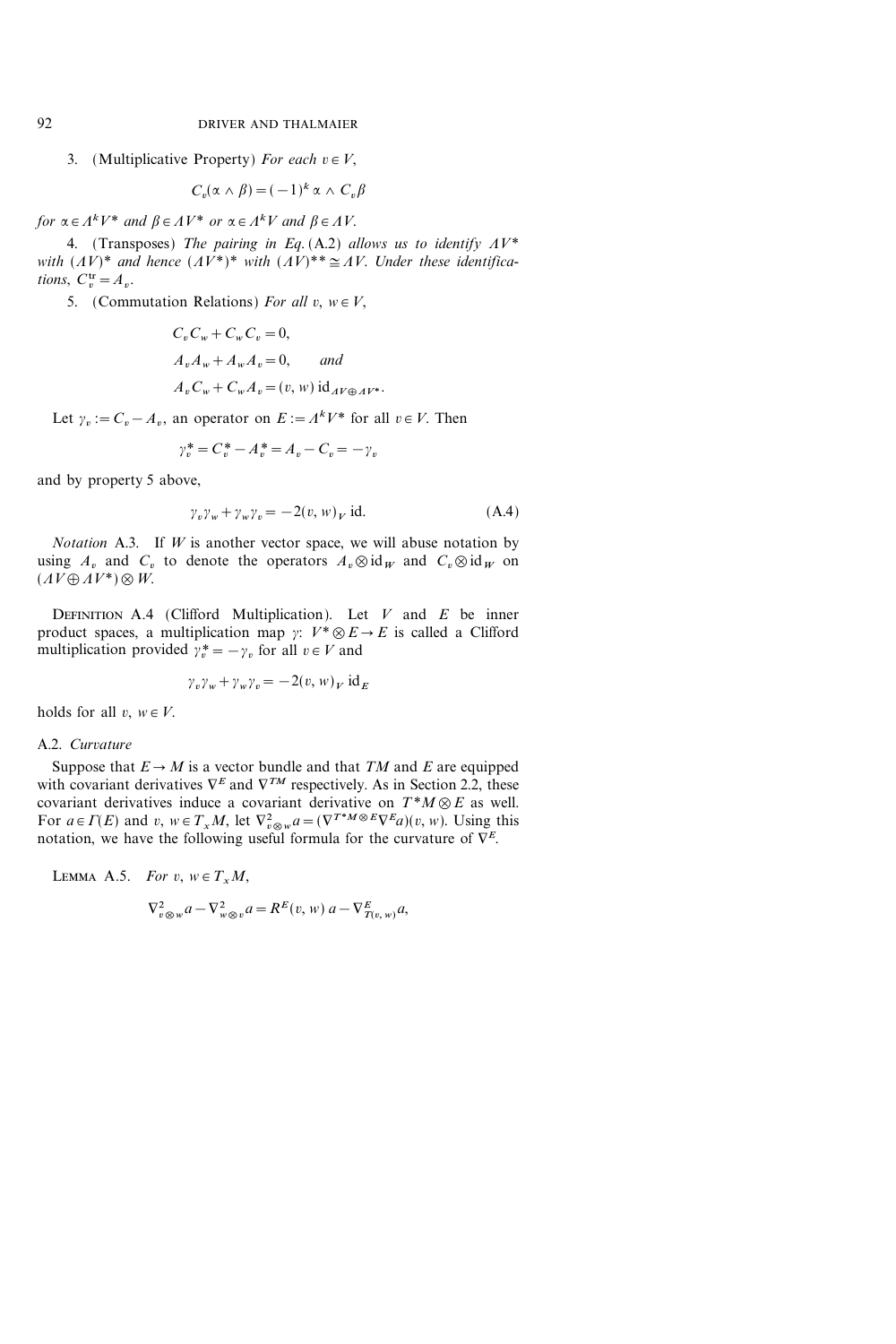3. (Multiplicative Property) *For each* $v \in V$,

$$C_v(\alpha \wedge \beta) = (-1)^k \alpha \wedge C_v \beta$$

*for* $\alpha \in \Lambda^k V^*$ *and* $\beta \in \Lambda V^*$ *or* $\alpha \in \Lambda^k V$ *and* $\beta \in \Lambda V$.

4. (Transposes) *The pairing in Eq.* (A.2) *allows us to identify* $\Lambda V^*$ *with* $(\Lambda V)^*$ *and hence* $(\Lambda V^*)^*$ *with* $(\Lambda V)^{**} \cong \Lambda V$. *Under these identifications,* $C_v^{\mathrm{tr}} = A_v$.

5. (Commutation Relations) *For all* $v, w \in V$,

$$C_v C_w + C_w C_v = 0,$$

$$A_v A_w + A_w A_v = 0, \qquad \textit{and}$$

$$A_v C_w + C_w A_v = (v, w)\, \mathrm{id}_{\Lambda V \oplus \Lambda V^*}.$$

Let $\gamma_v := C_v - A_v$, an operator on $E := \Lambda^k V^*$ for all $v \in V$. Then

$$\gamma_v^* = C_v^* - A_v^* = A_v - C_v = -\gamma_v$$

and by property 5 above,

$$\gamma_v \gamma_w + \gamma_w \gamma_v = -2(v, w)_V \,\mathrm{id}. \tag{A.4}$$

*Notation* A.3. If $W$ is another vector space, we will abuse notation by using $A_v$ and $C_v$ to denote the operators $A_v \otimes \mathrm{id}_W$ and $C_v \otimes \mathrm{id}_W$ on $(\Lambda V \oplus \Lambda V^*) \otimes W$.

Definition A.4 (Clifford Multiplication). Let $V$ and $E$ be inner product spaces, a multiplication map $\gamma$: $V^* \otimes E \to E$ is called a Clifford multiplication provided $\gamma_v^* = -\gamma_v$ for all $v \in V$ and

$$\gamma_v \gamma_w + \gamma_w \gamma_v = -2(v, w)_V \,\mathrm{id}_E$$

holds for all $v, w \in V$.

### A.2. *Curvature*

Suppose that $E \to M$ is a vector bundle and that $TM$ and $E$ are equipped with covariant derivatives $\nabla^E$ and $\nabla^{TM}$ respectively. As in Section 2.2, these covariant derivatives induce a covariant derivative on $T^*M \otimes E$ as well. For $a \in \Gamma(E)$ and $v, w \in T_x M$, let $\nabla^2_{v \otimes w} a = (\nabla^{T^*M \otimes E} \nabla^E a)(v, w)$. Using this notation, we have the following useful formula for the curvature of $\nabla^E$.

Lemma A.5. *For* $v, w \in T_x M$,

$$\nabla^2_{v \otimes w} a - \nabla^2_{w \otimes v} a = R^E(v, w)\, a - \nabla^E_{T(v, w)} a,$$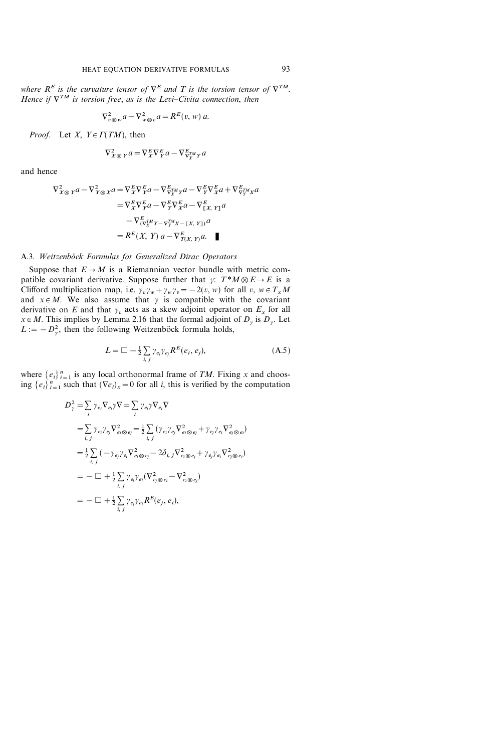where $R^E$ is the curvature tensor of $\nabla^E$ and $T$ is the torsion tensor of $\nabla^{TM}$. Hence if $\nabla^{TM}$ is torsion free, as is the Levi–Civita connection, then

$$\nabla^2_{v\otimes w} a - \nabla^2_{w\otimes v} a = R^E(v, w)\, a.$$

*Proof.* Let $X, Y \in \Gamma(TM)$, then

$$\nabla^2_{X\otimes Y} a = \nabla^E_X \nabla^E_Y a - \nabla^E_{\nabla^{TM}_X Y} a$$

and hence

$$\begin{aligned}
\nabla^2_{X\otimes Y} a - \nabla^2_{Y\otimes X} a &= \nabla^E_X \nabla^E_Y a - \nabla^E_{\nabla^{TM}_X Y} a - \nabla^E_Y \nabla^E_X a + \nabla^E_{\nabla^{TM}_Y X} a \\
&= \nabla^E_X \nabla^E_Y a - \nabla^E_Y \nabla^E_X a - \nabla^E_{[X,Y]} a \\
&\quad - \nabla^E_{(\nabla^{TM}_X Y - \nabla^{TM}_Y X - [X,Y])} a \\
&= R^E(X, Y)\, a - \nabla^E_{T(X,Y)} a. \qquad \blacksquare
\end{aligned}$$

### A.3. *Weitzenböck Formulas for Generalized Dirac Operators*

Suppose that $E \to M$ is a Riemannian vector bundle with metric compatible covariant derivative. Suppose further that $\gamma$: $T^*M \otimes E \to E$ is a Clifford multiplication map, i.e. $\gamma_v \gamma_w + \gamma_w \gamma_v = -2(v, w)$ for all $v, w \in T_x M$ and $x \in M$. We also assume that $\gamma$ is compatible with the covariant derivative on $E$ and that $\gamma_v$ acts as a skew adjoint operator on $E_x$ for all $x \in M$. This implies by Lemma 2.16 that the formal adjoint of $D_\gamma$ is $D_\gamma$. Let $L := -D^2_\gamma$, then the following Weitzenböck formula holds,

$$L = \square - \tfrac{1}{2} \sum_{i,j} \gamma_{e_i} \gamma_{e_j} R^E(e_i, e_j), \tag{A.5}$$

where $\{e_i\}_{i=1}^n$ is any local orthonormal frame of $TM$. Fixing $x$ and choosing $\{e_i\}_{i=1}^n$ such that $(\nabla e_i)_x = 0$ for all $i$, this is verified by the computation

$$\begin{aligned}
D^2_\gamma &= \sum_i \gamma_{e_i} \nabla_{e_i} \gamma \nabla = \sum_i \gamma_{e_i} \gamma \nabla_{e_i} \nabla \\
&= \sum_{i,j} \gamma_{e_i} \gamma_{e_j} \nabla^2_{e_i \otimes e_j} = \tfrac{1}{2} \sum_{i,j} (\gamma_{e_i} \gamma_{e_j} \nabla^2_{e_i \otimes e_j} + \gamma_{e_j} \gamma_{e_i} \nabla^2_{e_j \otimes e_i}) \\
&= \tfrac{1}{2} \sum_{i,j} (-\gamma_{e_j} \gamma_{e_i} \nabla^2_{e_i \otimes e_j} - 2\delta_{i,j} \nabla^2_{e_i \otimes e_j} + \gamma_{e_j} \gamma_{e_i} \nabla^2_{e_j \otimes e_i}) \\
&= -\square + \tfrac{1}{2} \sum_{i,j} \gamma_{e_j} \gamma_{e_i} (\nabla^2_{e_j \otimes e_i} - \nabla^2_{e_i \otimes e_j}) \\
&= -\square + \tfrac{1}{2} \sum_{i,j} \gamma_{e_j} \gamma_{e_i} R^E(e_j, e_i),
\end{aligned}$$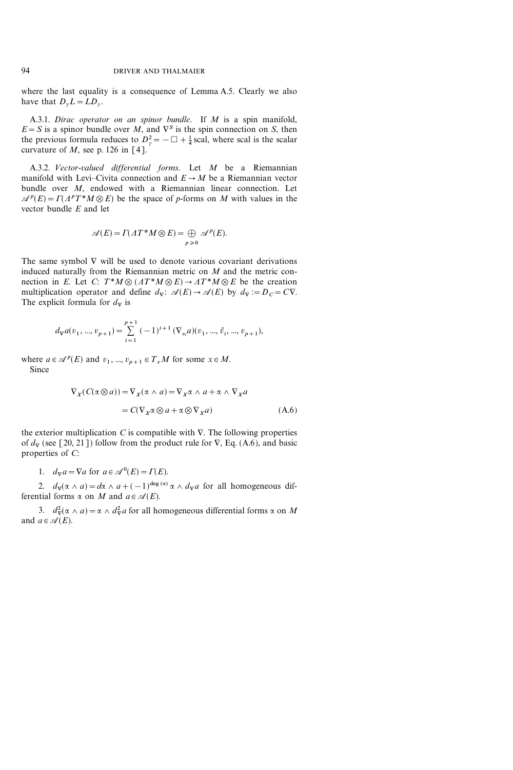where the last equality is a consequence of Lemma A.5. Clearly we also have that $D_\gamma L = L D_\gamma$.

A.3.1. *Dirac operator on an spinor bundle.* If $M$ is a spin manifold, $E = S$ is a spinor bundle over $M$, and $\nabla^S$ is the spin connection on $S$, then the previous formula reduces to $D_\gamma^2 = -\square + \frac{1}{4}\,\mathrm{scal}$, where scal is the scalar curvature of $M$, see p. 126 in [4].

A.3.2. *Vector-valued differential forms.* Let $M$ be a Riemannian manifold with Levi–Civita connection and $E \to M$ be a Riemannian vector bundle over $M$, endowed with a Riemannian linear connection. Let $\mathscr{A}^p(E) = \Gamma(\Lambda^p T^*M \otimes E)$ be the space of $p$-forms on $M$ with values in the vector bundle $E$ and let

$$\mathscr{A}(E) = \Gamma(\Lambda T^*M \otimes E) = \bigoplus_{p \geqslant 0} \mathscr{A}^p(E).$$

The same symbol $\nabla$ will be used to denote various covariant derivations induced naturally from the Riemannian metric on $M$ and the metric connection in $E$. Let $C\colon T^*M \otimes (\Lambda T^*M \otimes E) \to \Lambda T^*M \otimes E$ be the creation multiplication operator and define $d_\nabla\colon \mathscr{A}(E) \to \mathscr{A}(E)$ by $d_\nabla := D_C = C\nabla$. The explicit formula for $d_\nabla$ is

$$d_\nabla a(v_1, ..., v_{p+1}) = \sum_{i=1}^{p+1} (-1)^{i+1} (\nabla_{v_i} a)(v_1, ..., \hat{v}_i, ..., v_{p+1}),$$

where $a \in \mathscr{A}^p(E)$ and $v_1, ..., v_{p+1} \in T_x M$ for some $x \in M$.

Since

$$\begin{aligned} \nabla_X(C(\alpha \otimes a)) &= \nabla_X(\alpha \wedge a) = \nabla_X \alpha \wedge a + \alpha \wedge \nabla_X a \\ &= C(\nabla_X \alpha \otimes a + \alpha \otimes \nabla_X a) \end{aligned} \tag{A.6}$$

the exterior multiplication $C$ is compatible with $\nabla$. The following properties of $d_\nabla$ (see [20, 21]) follow from the product rule for $\nabla$, Eq. (A.6), and basic properties of $C$:

1. $d_\nabla a = \nabla a$ for $a \in \mathscr{A}^0(E) = \Gamma(E)$.

2. $d_\nabla(\alpha \wedge a) = d\alpha \wedge a + (-1)^{\deg(\alpha)} \alpha \wedge d_\nabla a$ for all homogeneous differential forms $\alpha$ on $M$ and $a \in \mathscr{A}(E)$.

3. $d_\nabla^2(\alpha \wedge a) = \alpha \wedge d_\nabla^2 a$ for all homogeneous differential forms $\alpha$ on $M$ and $a \in \mathscr{A}(E)$.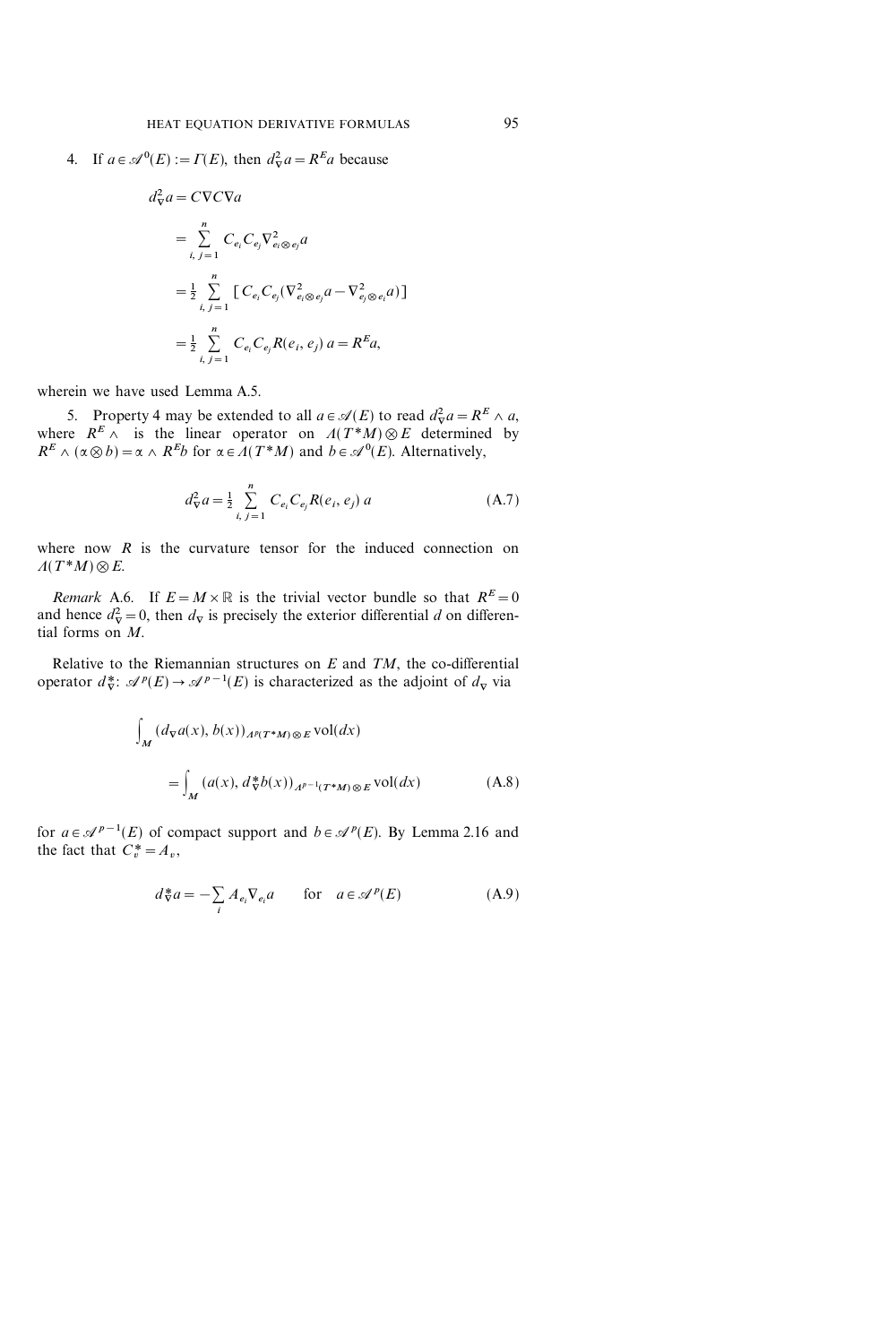4. If $a \in \mathscr{A}^0(E) := \Gamma(E)$, then $d_\nabla^2 a = R^E a$ because

$$
\begin{aligned}
d_\nabla^2 a &= C\nabla C\nabla a \\
&= \sum_{i,\, j=1}^{n} C_{e_i} C_{e_j} \nabla^2_{e_i \otimes e_j} a \\
&= \tfrac{1}{2} \sum_{i,\, j=1}^{n} \left[ C_{e_i} C_{e_j} (\nabla^2_{e_i \otimes e_j} a - \nabla^2_{e_j \otimes e_i} a) \right] \\
&= \tfrac{1}{2} \sum_{i,\, j=1}^{n} C_{e_i} C_{e_j} R(e_i, e_j)\, a = R^E a,
\end{aligned}
$$

wherein we have used Lemma A.5.

5. Property 4 may be extended to all $a \in \mathscr{A}(E)$ to read $d_\nabla^2 a = R^E \wedge a$, where $R^E \wedge$ is the linear operator on $\Lambda(T^*M) \otimes E$ determined by $R^E \wedge (\alpha \otimes b) = \alpha \wedge R^E b$ for $\alpha \in \Lambda(T^*M)$ and $b \in \mathscr{A}^0(E)$. Alternatively,

$$
d_\nabla^2 a = \tfrac{1}{2} \sum_{i,\, j=1}^{n} C_{e_i} C_{e_j} R(e_i, e_j)\, a \tag{A.7}
$$

where now $R$ is the curvature tensor for the induced connection on $\Lambda(T^*M) \otimes E$.

*Remark* A.6. If $E = M \times \mathbb{R}$ is the trivial vector bundle so that $R^E = 0$ and hence $d_\nabla^2 = 0$, then $d_\nabla$ is precisely the exterior differential $d$ on differential forms on $M$.

Relative to the Riemannian structures on $E$ and $TM$, the co-differential operator $d_\nabla^*\colon \mathscr{A}^p(E) \to \mathscr{A}^{p-1}(E)$ is characterized as the adjoint of $d_\nabla$ via

$$
\int_M (d_\nabla a(x), b(x))_{\Lambda^p(T^*M) \otimes E} \operatorname{vol}(dx) = \int_M (a(x), d_\nabla^* b(x))_{\Lambda^{p-1}(T^*M) \otimes E} \operatorname{vol}(dx) \tag{A.8}
$$

for $a \in \mathscr{A}^{p-1}(E)$ of compact support and $b \in \mathscr{A}^p(E)$. By Lemma 2.16 and the fact that $C_v^* = A_v$,

$$
d_\nabla^* a = -\sum_i A_{e_i} \nabla_{e_i} a \qquad \text{for} \quad a \in \mathscr{A}^p(E) \tag{A.9}
$$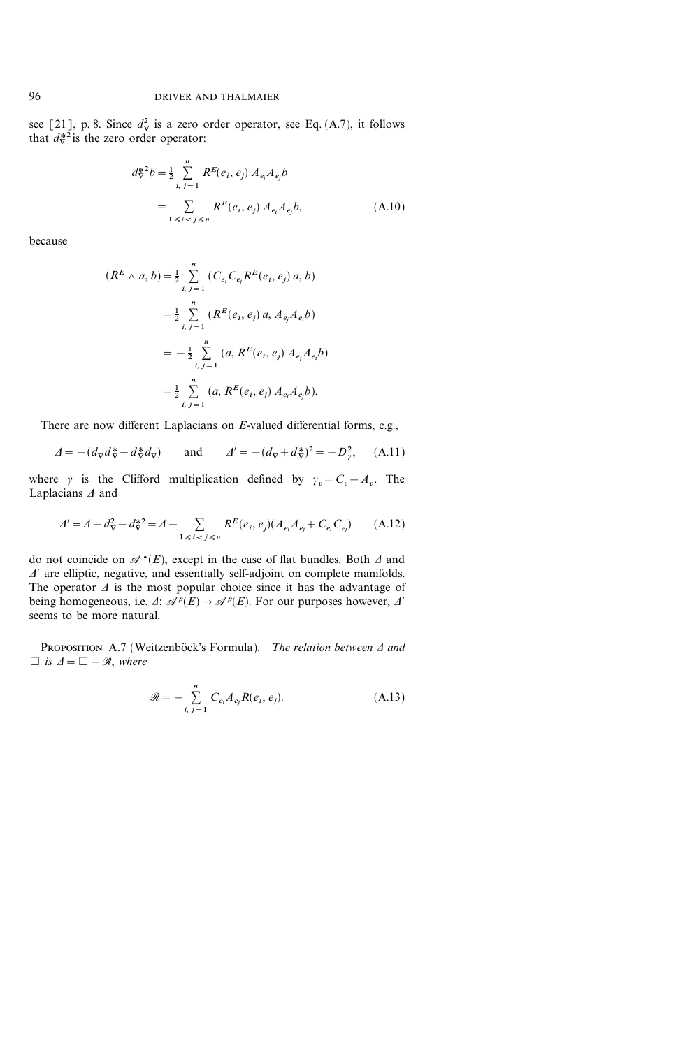see [21], p. 8. Since $d_\nabla^2$ is a zero order operator, see Eq. (A.7), it follows that $d_\nabla^{*2}$ is the zero order operator:

$$
\begin{aligned}
d_\nabla^{*2} b &= \tfrac{1}{2} \sum_{i,\, j=1}^{n} R^E(e_i, e_j)\, A_{e_i} A_{e_j} b \\
&= \sum_{1 \leqslant i < j \leqslant n} R^E(e_i, e_j)\, A_{e_i} A_{e_j} b,
\end{aligned}
\tag{A.10}
$$

because

$$
\begin{aligned}
(R^E \wedge a, b) &= \tfrac{1}{2} \sum_{i,\, j=1}^{n} (C_{e_i} C_{e_j} R^E(e_i, e_j)\, a, b) \\
&= \tfrac{1}{2} \sum_{i,\, j=1}^{n} (R^E(e_i, e_j)\, a, A_{e_j} A_{e_i} b) \\
&= -\tfrac{1}{2} \sum_{i,\, j=1}^{n} (a, R^E(e_i, e_j)\, A_{e_j} A_{e_i} b) \\
&= \tfrac{1}{2} \sum_{i,\, j=1}^{n} (a, R^E(e_i, e_j)\, A_{e_i} A_{e_j} b).
\end{aligned}
$$

There are now different Laplacians on $E$-valued differential forms, e.g.,

$$
\Delta = -(d_\nabla d_\nabla^* + d_\nabla^* d_\nabla) \qquad \text{and} \qquad \Delta' = -(d_\nabla + d_\nabla^*)^2 = -D_\gamma^2, \tag{A.11}
$$

where $\gamma$ is the Clifford multiplication defined by $\gamma_v = C_v - A_v$. The Laplacians $\Delta$ and

$$
\Delta' = \Delta - d_\nabla^2 - d_\nabla^{*2} = \Delta - \sum_{1 \leqslant i < j \leqslant n} R^E(e_i, e_j)(A_{e_i} A_{e_j} + C_{e_i} C_{e_j}) \tag{A.12}
$$

do not coincide on $\mathscr{A}^\bullet(E)$, except in the case of flat bundles. Both $\Delta$ and $\Delta'$ are elliptic, negative, and essentially self-adjoint on complete manifolds. The operator $\Delta$ is the most popular choice since it has the advantage of being homogeneous, i.e. $\Delta\colon \mathscr{A}^p(E) \to \mathscr{A}^p(E)$. For our purposes however, $\Delta'$ seems to be more natural.

**Proposition A.7** (Weitzenböck's Formula). *The relation between $\Delta$ and $\square$ is $\Delta = \square - \mathscr{R}$, where*

$$
\mathscr{R} = -\sum_{i,\, j=1}^{n} C_{e_i} A_{e_j} R(e_i, e_j). \tag{A.13}
$$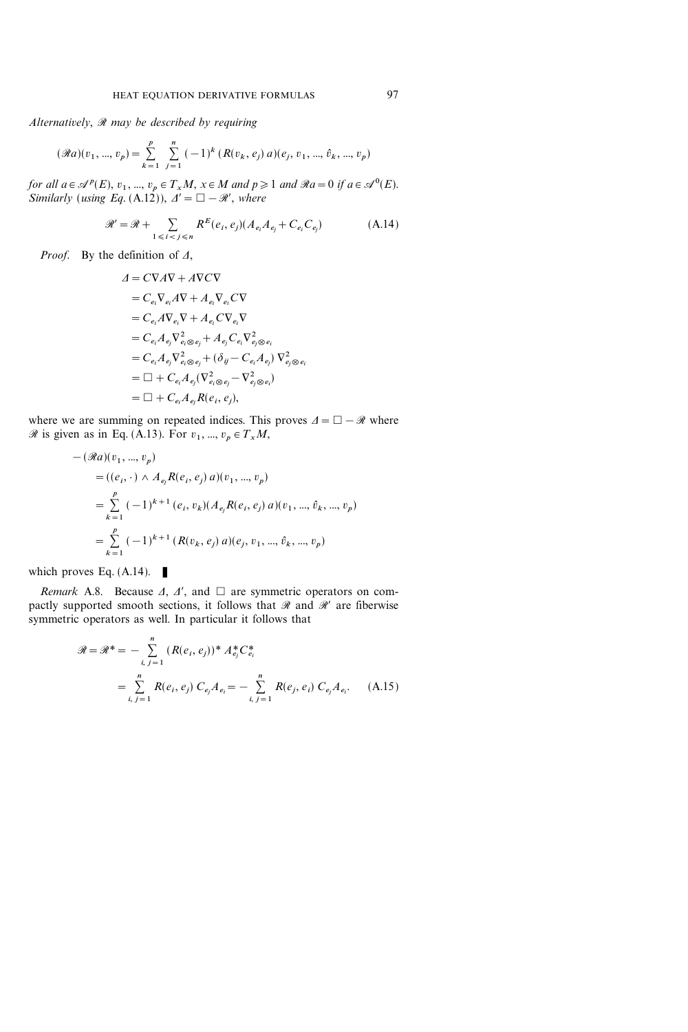*Alternatively, $\mathscr{R}$ may be described by requiring*

$$(\mathscr{R}a)(v_1, ..., v_p) = \sum_{k=1}^{p} \sum_{j=1}^{n} (-1)^k (R(v_k, e_j)\, a)(e_j, v_1, ..., \hat{v}_k, ..., v_p)$$

*for all $a \in \mathscr{A}^p(E)$, $v_1, ..., v_p \in T_x M$, $x \in M$ and $p \geqslant 1$ and $\mathscr{R}a = 0$ if $a \in \mathscr{A}^0(E)$. Similarly (using Eq. (A.12)), $\Delta' = \square - \mathscr{R}'$, where*

$$\mathscr{R}' = \mathscr{R} + \sum_{1 \leqslant i < j \leqslant n} R^E(e_i, e_j)(A_{e_i} A_{e_j} + C_{e_i} C_{e_j}) \tag{A.14}$$

*Proof.* By the definition of $\Delta$,

$$\begin{aligned}
\Delta &= C\nabla A\nabla + A\nabla C\nabla \\
&= C_{e_i} \nabla_{e_i} A\nabla + A_{e_i} \nabla_{e_i} C\nabla \\
&= C_{e_i} A\nabla_{e_i} \nabla + A_{e_i} C\nabla_{e_i} \nabla \\
&= C_{e_i} A_{e_j} \nabla^2_{e_i \otimes e_j} + A_{e_j} C_{e_i} \nabla^2_{e_j \otimes e_i} \\
&= C_{e_i} A_{e_j} \nabla^2_{e_i \otimes e_j} + (\delta_{ij} - C_{e_i} A_{e_j})\, \nabla^2_{e_j \otimes e_i} \\
&= \square + C_{e_i} A_{e_j} (\nabla^2_{e_i \otimes e_j} - \nabla^2_{e_j \otimes e_i}) \\
&= \square + C_{e_i} A_{e_j} R(e_i, e_j),
\end{aligned}$$

where we are summing on repeated indices. This proves $\Delta = \square - \mathscr{R}$ where $\mathscr{R}$ is given as in Eq. (A.13). For $v_1, ..., v_p \in T_x M$,

$$\begin{aligned}
&-(\mathscr{R}a)(v_1, ..., v_p) \\
&\quad = ((e_i, \cdot) \wedge A_{e_j} R(e_i, e_j)\, a)(v_1, ..., v_p) \\
&\quad = \sum_{k=1}^{p} (-1)^{k+1} (e_i, v_k)(A_{e_j} R(e_i, e_j)\, a)(v_1, ..., \hat{v}_k, ..., v_p) \\
&\quad = \sum_{k=1}^{p} (-1)^{k+1} (R(v_k, e_j)\, a)(e_j, v_1, ..., \hat{v}_k, ..., v_p)
\end{aligned}$$

which proves Eq. (A.14). ∎

*Remark* A.8. Because $\Delta$, $\Delta'$, and $\square$ are symmetric operators on compactly supported smooth sections, it follows that $\mathscr{R}$ and $\mathscr{R}'$ are fiberwise symmetric operators as well. In particular it follows that

$$\begin{aligned}
\mathscr{R} = \mathscr{R}^* &= -\sum_{i,j=1}^{n} (R(e_i, e_j))^* A^*_{e_j} C^*_{e_i} \\
&= \sum_{i,j=1}^{n} R(e_i, e_j)\, C_{e_j} A_{e_i} = -\sum_{i,j=1}^{n} R(e_j, e_i)\, C_{e_j} A_{e_i}.
\end{aligned} \tag{A.15}$$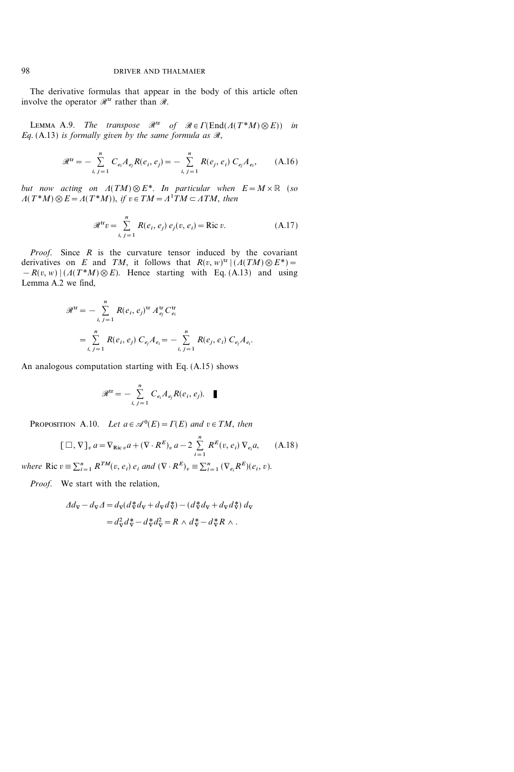The derivative formulas that appear in the body of this article often involve the operator $\mathscr{R}^{\mathrm{tr}}$ rather than $\mathscr{R}$.

Lemma A.9. *The transpose* $\mathscr{R}^{\mathrm{tr}}$ *of* $\mathscr{R} \in \Gamma(\mathrm{End}(\Lambda(T^*M) \otimes E))$ *in Eq.* (A.13) *is formally given by the same formula as* $\mathscr{R}$,

$$\mathscr{R}^{\mathrm{tr}} = -\sum_{i,\,j=1}^{n} C_{e_i} A_{e_j} R(e_i, e_j) = -\sum_{i,\,j=1}^{n} R(e_j, e_i)\, C_{e_j} A_{e_i}, \tag{A.16}$$

*but now acting on* $\Lambda(TM) \otimes E^*$. *In particular when* $E = M \times \mathbb{R}$ (*so* $\Lambda(T^*M) \otimes E = \Lambda(T^*M)$), *if* $v \in TM = \Lambda^1 TM \subset \Lambda TM$, *then*

$$\mathscr{R}^{\mathrm{tr}} v = \sum_{i,\,j=1}^{n} R(e_i, e_j)\, e_j(v, e_i) = \mathrm{Ric}\, v. \tag{A.17}$$

*Proof.* Since $R$ is the curvature tensor induced by the covariant derivatives on $E$ and $TM$, it follows that $R(v, w)^{\mathrm{tr}} \mid (\Lambda(TM) \otimes E^*) = -R(v, w) \mid (\Lambda(T^*M) \otimes E)$. Hence starting with Eq. (A.13) and using Lemma A.2 we find,

$$\begin{aligned}
\mathscr{R}^{\mathrm{tr}} &= -\sum_{i,\,j=1}^{n} R(e_i, e_j)^{\mathrm{tr}}\, A_{e_j}^{\mathrm{tr}} C_{e_i}^{\mathrm{tr}} \\
&= \sum_{i,\,j=1}^{n} R(e_i, e_j)\, C_{e_j} A_{e_i} = -\sum_{i,\,j=1}^{n} R(e_j, e_i)\, C_{e_j} A_{e_i}.
\end{aligned}$$

An analogous computation starting with Eq. (A.15) shows

$$\mathscr{R}^{\mathrm{tr}} = -\sum_{i,\,j=1}^{n} C_{e_i} A_{e_j} R(e_i, e_j). \quad \blacksquare$$

Proposition A.10. *Let* $a \in \mathscr{A}^0(E) = \Gamma(E)$ *and* $v \in TM$, *then*

$$[\square, \nabla]_v\, a = \nabla_{\mathrm{Ric}\, v} a + (\nabla \cdot R^E)_v\, a - 2 \sum_{i=1}^{n} R^E(v, e_i)\, \nabla_{e_i} a, \tag{A.18}$$

*where* $\mathrm{Ric}\, v \equiv \sum_{i=1}^n R^{TM}(v, e_i)\, e_i$ *and* $(\nabla \cdot R^E)_v \equiv \sum_{i=1}^n (\nabla_{e_i} R^E)(e_i, v)$.

*Proof.* We start with the relation,

$$\begin{aligned}
\Delta d_\nabla - d_\nabla \Delta &= d_\nabla (d_\nabla^* d_\nabla + d_\nabla d_\nabla^*) - (d_\nabla^* d_\nabla + d_\nabla d_\nabla^*)\, d_\nabla \\
&= d_\nabla^2 d_\nabla^* - d_\nabla^* d_\nabla^2 = R \wedge d_\nabla^* - d_\nabla^* R \wedge.
\end{aligned}$$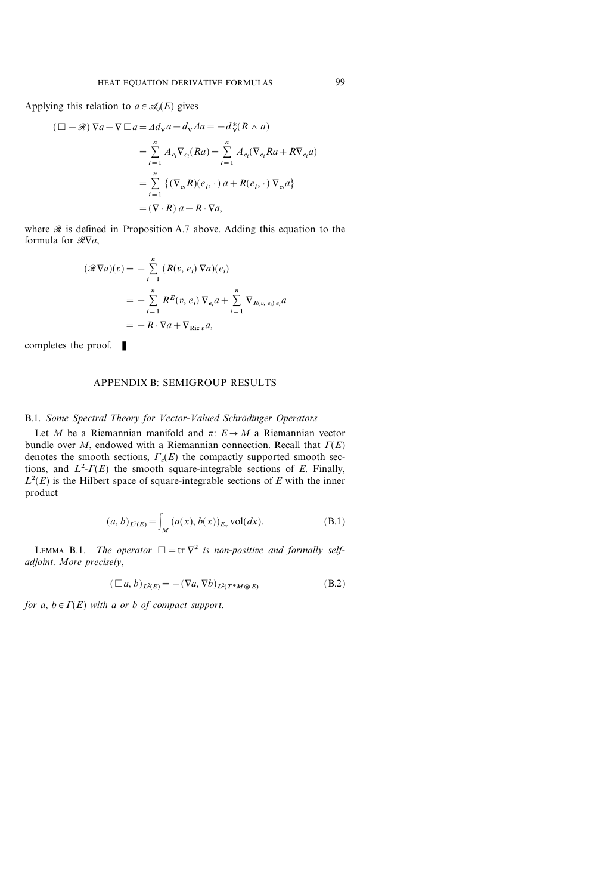Applying this relation to $a \in \mathscr{A}_0(E)$ gives

$$
\begin{aligned}
(\square - \mathscr{R})\nabla a - \nabla \square a &= \Delta d_\nabla a - d_\nabla \Delta a = -d_\nabla^*(R \wedge a) \\
&= \sum_{i=1}^n A_{e_i} \nabla_{e_i}(Ra) = \sum_{i=1}^n A_{e_i}(\nabla_{e_i} Ra + R\nabla_{e_i} a) \\
&= \sum_{i=1}^n \{(\nabla_{e_i} R)(e_i, \cdot)\, a + R(e_i, \cdot)\, \nabla_{e_i} a\} \\
&= (\nabla \cdot R)\, a - R \cdot \nabla a,
\end{aligned}
$$

where $\mathscr{R}$ is defined in Proposition A.7 above. Adding this equation to the formula for $\mathscr{R}\nabla a$,

$$
\begin{aligned}
(\mathscr{R}\nabla a)(v) &= -\sum_{i=1}^n (R(v, e_i)\, \nabla a)(e_i) \\
&= -\sum_{i=1}^n R^E(v, e_i)\, \nabla_{e_i} a + \sum_{i=1}^n \nabla_{R(v, e_i)\, e_i} a \\
&= -R \cdot \nabla a + \nabla_{\operatorname{Ric} v} a,
\end{aligned}
$$

completes the proof. ∎

## APPENDIX B: SEMIGROUP RESULTS

### B.1. *Some Spectral Theory for Vector-Valued Schrödinger Operators*

Let $M$ be a Riemannian manifold and $\pi: E \to M$ a Riemannian vector bundle over $M$, endowed with a Riemannian connection. Recall that $\Gamma(E)$ denotes the smooth sections, $\Gamma_c(E)$ the compactly supported smooth sections, and $L^2$-$\Gamma(E)$ the smooth square-integrable sections of $E$. Finally, $L^2(E)$ is the Hilbert space of square-integrable sections of $E$ with the inner product

$$
(a, b)_{L^2(E)} = \int_M (a(x), b(x))_{E_x} \operatorname{vol}(dx). \tag{B.1}
$$

LEMMA B.1. *The operator $\square = \operatorname{tr} \nabla^2$ is non-positive and formally self-adjoint. More precisely,*

$$
(\square a, b)_{L^2(E)} = -(\nabla a, \nabla b)_{L^2(T^*M \otimes E)} \tag{B.2}
$$

*for $a, b \in \Gamma(E)$ with $a$ or $b$ of compact support.*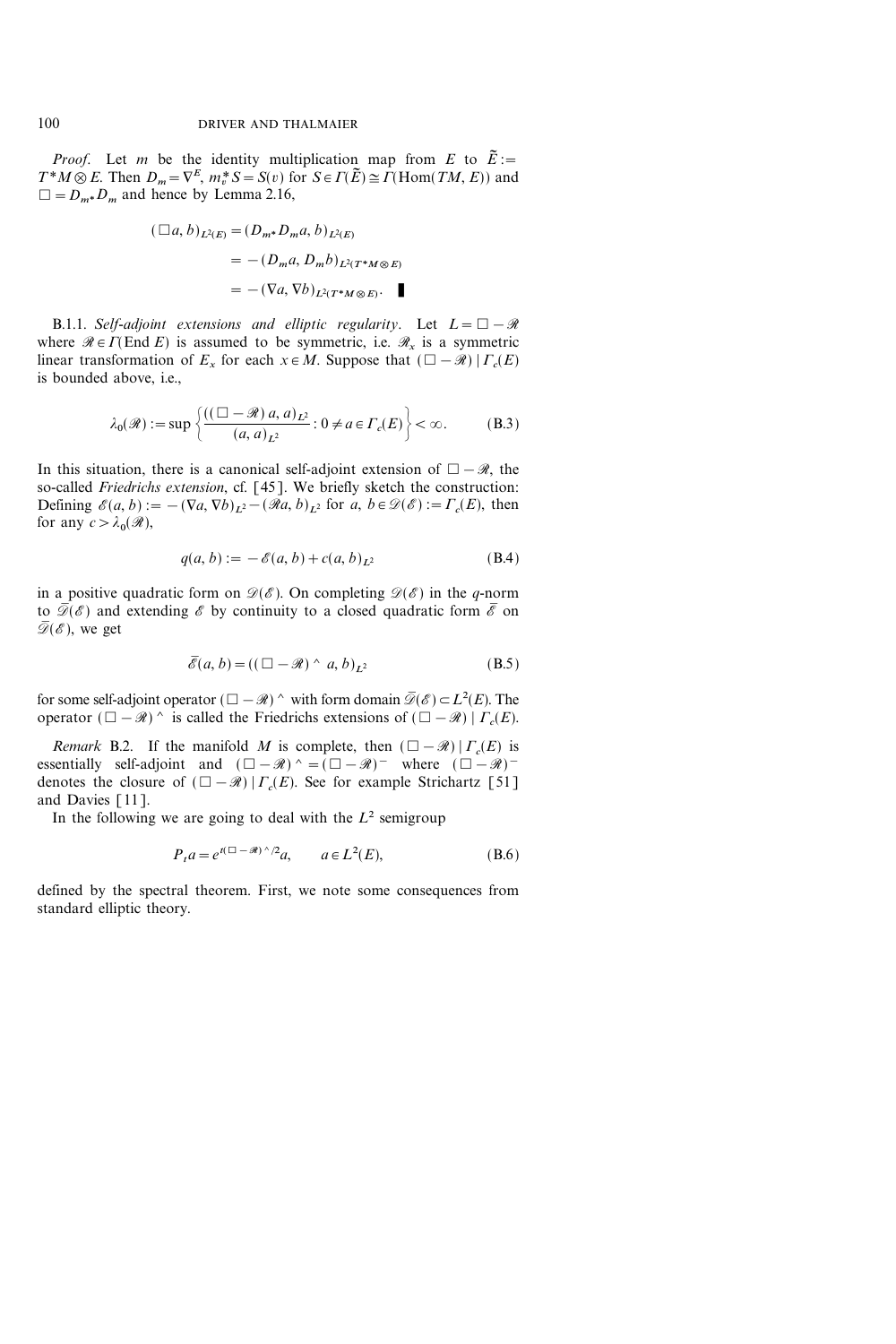*Proof.* Let $m$ be the identity multiplication map from $E$ to $\tilde{E} := T^*M \otimes E$. Then $D_m = \nabla^E$, $m_v^* S = S(v)$ for $S \in \Gamma(\tilde{E}) \cong \Gamma(\mathrm{Hom}(TM, E))$ and $\square = D_{m^*} D_m$ and hence by Lemma 2.16,

$$
\begin{aligned}
(\square a, b)_{L^2(E)} &= (D_{m^*} D_m a, b)_{L^2(E)} \\
&= -(D_m a, D_m b)_{L^2(T^*M \otimes E)} \\
&= -(\nabla a, \nabla b)_{L^2(T^*M \otimes E)}. \quad \blacksquare
\end{aligned}
$$

B.1.1. *Self-adjoint extensions and elliptic regularity*. Let $L = \square - \mathscr{R}$ where $\mathscr{R} \in \Gamma(\mathrm{End}\, E)$ is assumed to be symmetric, i.e. $\mathscr{R}_x$ is a symmetric linear transformation of $E_x$ for each $x \in M$. Suppose that $(\square - \mathscr{R}) \mid \Gamma_c(E)$ is bounded above, i.e.,

$$
\lambda_0(\mathscr{R}) := \sup \left\{ \frac{((\square - \mathscr{R})\, a, a)_{L^2}}{(a, a)_{L^2}} : 0 \neq a \in \Gamma_c(E) \right\} < \infty. \tag{B.3}
$$

In this situation, there is a canonical self-adjoint extension of $\square - \mathscr{R}$, the so-called *Friedrichs extension*, cf. [45]. We briefly sketch the construction: Defining $\mathscr{E}(a, b) := -(\nabla a, \nabla b)_{L^2} - (\mathscr{R} a, b)_{L^2}$ for $a, b \in \mathscr{D}(\mathscr{E}) := \Gamma_c(E)$, then for any $c > \lambda_0(\mathscr{R})$,

$$
q(a, b) := -\mathscr{E}(a, b) + c(a, b)_{L^2} \tag{B.4}
$$

in a positive quadratic form on $\mathscr{D}(\mathscr{E})$. On completing $\mathscr{D}(\mathscr{E})$ in the $q$-norm to $\bar{\mathscr{D}}(\mathscr{E})$ and extending $\mathscr{E}$ by continuity to a closed quadratic form $\bar{\mathscr{E}}$ on $\bar{\mathscr{D}}(\mathscr{E})$, we get

$$
\bar{\mathscr{E}}(a, b) = ((\square - \mathscr{R})^\wedge\, a, b)_{L^2} \tag{B.5}
$$

for some self-adjoint operator $(\square - \mathscr{R})^\wedge$ with form domain $\bar{\mathscr{D}}(\mathscr{E}) \subset L^2(E)$. The operator $(\square - \mathscr{R})^\wedge$ is called the Friedrichs extensions of $(\square - \mathscr{R}) \mid \Gamma_c(E)$.

*Remark* B.2. If the manifold $M$ is complete, then $(\square - \mathscr{R}) \mid \Gamma_c(E)$ is essentially self-adjoint and $(\square - \mathscr{R})^\wedge = (\square - \mathscr{R})^-$ where $(\square - \mathscr{R})^-$ denotes the closure of $(\square - \mathscr{R}) \mid \Gamma_c(E)$. See for example Strichartz [51] and Davies [11].

In the following we are going to deal with the $L^2$ semigroup

$$
P_t a = e^{t(\square - \mathscr{R})^\wedge/2} a, \qquad a \in L^2(E), \tag{B.6}
$$

defined by the spectral theorem. First, we note some consequences from standard elliptic theory.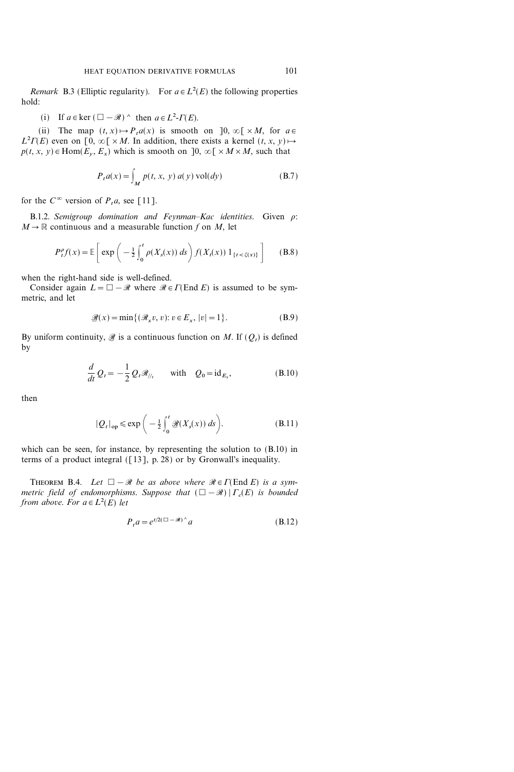*Remark* B.3 (Elliptic regularity). For $a \in L^2(E)$ the following properties hold:

(i) If $a \in \ker(\square - \mathscr{R})^\wedge$ then $a \in L^2\text{-}\Gamma(E)$.

(ii) The map $(t, x) \mapsto P_t a(x)$ is smooth on $]0, \infty[ \times M$, for $a \in L^2\Gamma(E)$ even on $[0, \infty[ \times M$. In addition, there exists a kernel $(t, x, y) \mapsto p(t, x, y) \in \operatorname{Hom}(E_y, E_x)$ which is smooth on $]0, \infty[ \times M \times M$, such that

$$P_t a(x) = \int_M p(t, x, y)\, a(y) \operatorname{vol}(dy) \tag{B.7}$$

for the $C^\infty$ version of $P_t a$, see [11].

B.1.2. *Semigroup domination and Feynman–Kac identities.* Given $\rho$: $M \to \mathbb{R}$ continuous and a measurable function $f$ on $M$, let

$$P_t^\rho f(x) = \mathbb{E}\left[\exp\left(-\tfrac{1}{2}\int_0^t \rho(X_s(x))\, ds\right) f(X_t(x))\, 1_{\{t < \zeta(x)\}}\right] \tag{B.8}$$

when the right-hand side is well-defined.

Consider again $L = \square - \mathscr{R}$ where $\mathscr{R} \in \Gamma(\operatorname{End} E)$ is assumed to be symmetric, and let

$$\underline{\mathscr{R}}(x) = \min\{(\mathscr{R}_x v, v) : v \in E_x, |v| = 1\}. \tag{B.9}$$

By uniform continuity, $\underline{\mathscr{R}}$ is a continuous function on $M$. If $(Q_t)$ is defined by

$$\frac{d}{dt} Q_t = -\frac{1}{2} Q_t \mathscr{R}_{//_t} \qquad \text{with} \quad Q_0 = \mathrm{id}_{E_x}, \tag{B.10}$$

then

$$|Q_t|_{\mathrm{op}} \leqslant \exp\left(-\tfrac{1}{2}\int_0^t \underline{\mathscr{R}}(X_s(x))\, ds\right). \tag{B.11}$$

which can be seen, for instance, by representing the solution to (B.10) in terms of a product integral ([13], p. 28) or by Gronwall's inequality.

THEOREM B.4. *Let $\square - \mathscr{R}$ be as above where $\mathscr{R} \in \Gamma(\operatorname{End} E)$ is a symmetric field of endomorphisms. Suppose that $(\square - \mathscr{R}) \mid \Gamma_c(E)$ is bounded from above. For $a \in L^2(E)$ let*

$$P_t a = e^{t/2(\square - \mathscr{R})^\wedge} a \tag{B.12}$$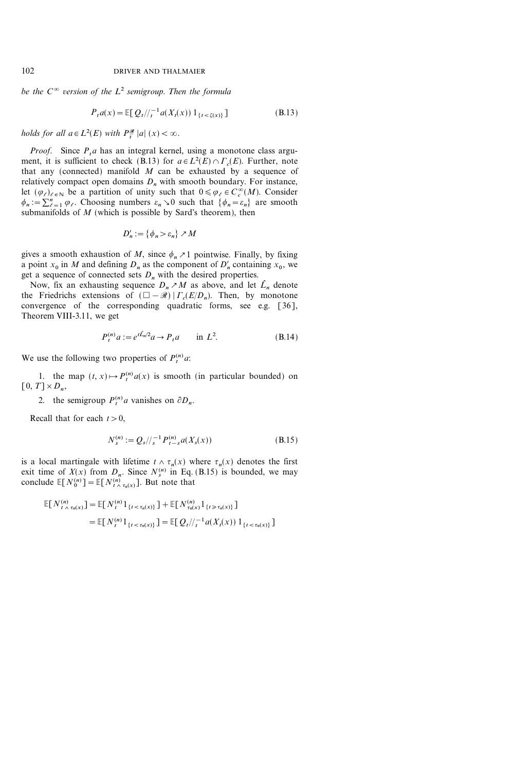*be the $C^\infty$ version of the $L^2$ semigroup. Then the formula*

$$P_t a(x) = \mathbb{E}[\, Q_t //_t^{-1} a(X_t(x))\, 1_{\{t < \zeta(x)\}}] \tag{B.13}$$

*holds for all $a \in L^2(E)$ with $P_t^{\mathcal{R}} |a|(x) < \infty$.*

*Proof.* Since $P_t a$ has an integral kernel, using a monotone class argument, it is sufficient to check (B.13) for $a \in L^2(E) \cap \Gamma_c(E)$. Further, note that any (connected) manifold $M$ can be exhausted by a sequence of relatively compact open domains $D_n$ with smooth boundary. For instance, let $(\varphi_\ell)_{\ell \in \mathbb{N}}$ be a partition of unity such that $0 \leqslant \varphi_\ell \in C_c^\infty(M)$. Consider $\phi_n := \sum_{\ell=1}^n \varphi_\ell$. Choosing numbers $\varepsilon_n \searrow 0$ such that $\{\phi_n = \varepsilon_n\}$ are smooth submanifolds of $M$ (which is possible by Sard's theorem), then

$$D'_n := \{\phi_n > \varepsilon_n\} \nearrow M$$

gives a smooth exhaustion of $M$, since $\phi_n \nearrow 1$ pointwise. Finally, by fixing a point $x_0$ in $M$ and defining $D_n$ as the component of $D'_n$ containing $x_0$, we get a sequence of connected sets $D_n$ with the desired properties.

Now, fix an exhausting sequence $D_n \nearrow M$ as above, and let $\hat{L}_n$ denote the Friedrichs extensions of $(\square - \mathcal{R}) \mid \Gamma_c(E/D_n)$. Then, by monotone convergence of the corresponding quadratic forms, see e.g. [36], Theorem VIII-3.11, we get

$$P_t^{(n)} a := e^{t\hat{L}_n/2} a \to P_t a \qquad \text{in } L^2. \tag{B.14}$$

We use the following two properties of $P_t^{(n)} a$:

1. the map $(t, x) \mapsto P_t^{(n)} a(x)$ is smooth (in particular bounded) on $[0, T] \times D_n$,
2. the semigroup $P_t^{(n)} a$ vanishes on $\partial D_n$.

Recall that for each $t > 0$,

$$N_s^{(n)} := Q_s //_s^{-1} P_{t-s}^{(n)} a(X_s(x)) \tag{B.15}$$

is a local martingale with lifetime $t \wedge \tau_n(x)$ where $\tau_n(x)$ denotes the first exit time of $X(x)$ from $D_n$. Since $N_s^{(n)}$ in Eq. (B.15) is bounded, we may conclude $\mathbb{E}[N_0^{(n)}] = \mathbb{E}[N_{t \wedge \tau_n(x)}^{(n)}]$. But note that

$$\begin{aligned}
\mathbb{E}[N_{t \wedge \tau_n(x)}^{(n)}] &= \mathbb{E}[N_t^{(n)} 1_{\{t < \tau_n(x)\}}] + \mathbb{E}[N_{\tau_n(x)}^{(n)} 1_{\{t \geqslant \tau_n(x)\}}] \\
&= \mathbb{E}[N_t^{(n)} 1_{\{t < \tau_n(x)\}}] = \mathbb{E}[\, Q_t //_t^{-1} a(X_t(x))\, 1_{\{t < \tau_n(x)\}}]
\end{aligned}$$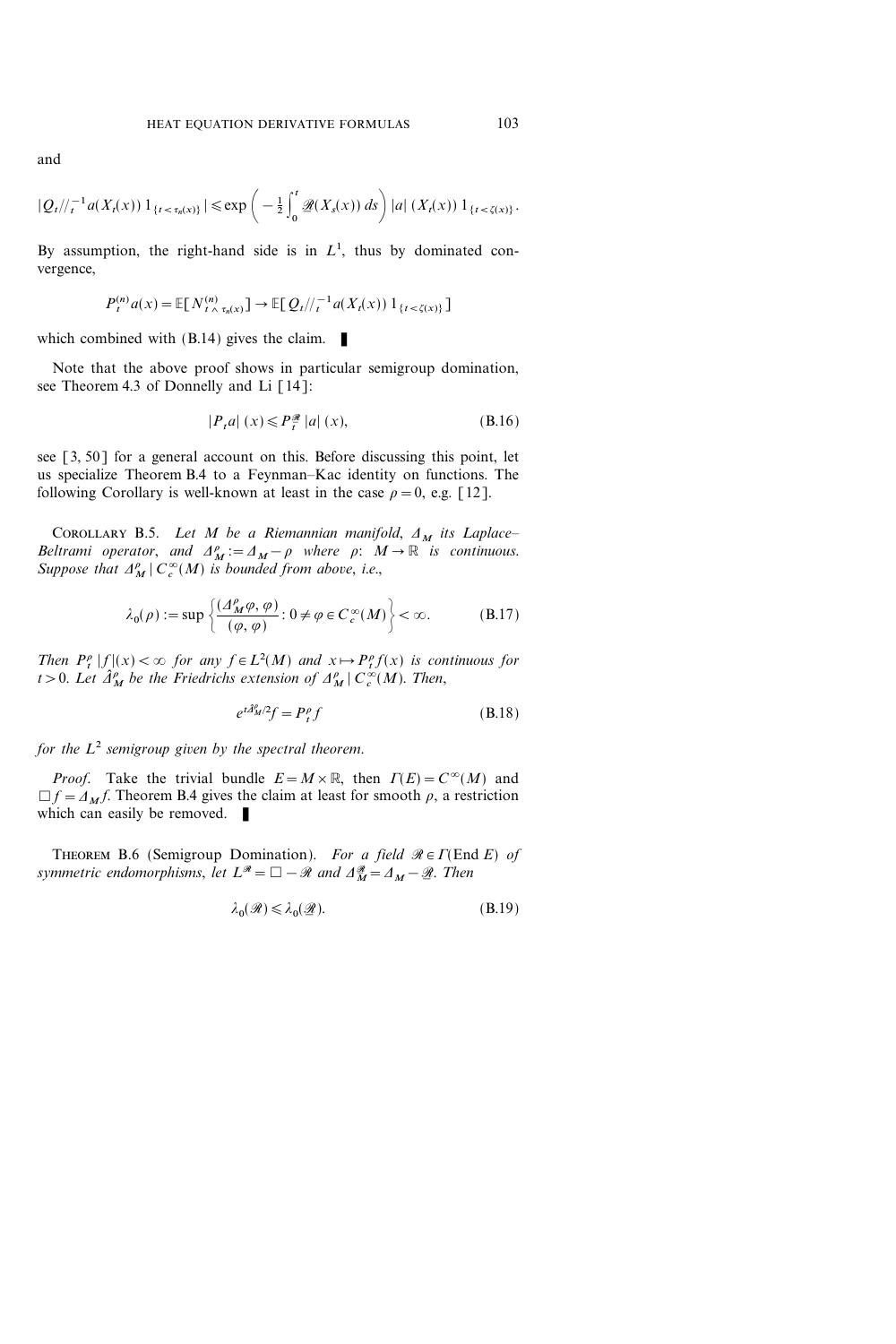and

$$|Q_t //_t^{-1} a(X_t(x)) \, 1_{\{t < \tau_n(x)\}}| \leqslant \exp\left( -\tfrac{1}{2} \int_0^t \mathscr{R}(X_s(x)) \, ds \right) |a| \, (X_t(x)) \, 1_{\{t < \zeta(x)\}}.$$

By assumption, the right-hand side is in $L^1$, thus by dominated convergence,

$$P_t^{(n)} a(x) = \mathbb{E}[N^{(n)}_{t \wedge \tau_n(x)}] \to \mathbb{E}[Q_t //_t^{-1} a(X_t(x)) \, 1_{\{t < \zeta(x)\}}]$$

which combined with (B.14) gives the claim. ∎

Note that the above proof shows in particular semigroup domination, see Theorem 4.3 of Donnelly and Li [14]:

$$|P_t a| \, (x) \leqslant P_t^{\mathscr{R}} \, |a| \, (x), \tag{B.16}$$

see [3, 50] for a general account on this. Before discussing this point, let us specialize Theorem B.4 to a Feynman–Kac identity on functions. The following Corollary is well-known at least in the case $\rho = 0$, e.g. [12].

COROLLARY B.5. *Let $M$ be a Riemannian manifold, $\Delta_M$ its Laplace–Beltrami operator, and $\Delta_M^\rho := \Delta_M - \rho$ where $\rho \colon M \to \mathbb{R}$ is continuous. Suppose that $\Delta_M^\rho \mid C_c^\infty(M)$ is bounded from above, i.e.,*

$$\lambda_0(\rho) := \sup \left\{ \frac{(\Delta_M^\rho \varphi, \varphi)}{(\varphi, \varphi)} : 0 \neq \varphi \in C_c^\infty(M) \right\} < \infty. \tag{B.17}$$

*Then $P_t^\rho \, |f|(x) < \infty$ for any $f \in L^2(M)$ and $x \mapsto P_t^\rho f(x)$ is continuous for $t > 0$. Let $\hat{\Delta}_M^\rho$ be the Friedrichs extension of $\Delta_M^\rho \mid C_c^\infty(M)$. Then,*

$$e^{t \hat{\Delta}_M^\rho / 2} f = P_t^\rho f \tag{B.18}$$

*for the $L^2$ semigroup given by the spectral theorem.*

*Proof.* Take the trivial bundle $E = M \times \mathbb{R}$, then $\Gamma(E) = C^\infty(M)$ and $\Box f = \Delta_M f$. Theorem B.4 gives the claim at least for smooth $\rho$, a restriction which can easily be removed. ∎

THEOREM B.6 (Semigroup Domination). *For a field $\mathscr{R} \in \Gamma(\operatorname{End} E)$ of symmetric endomorphisms, let $L^{\mathscr{R}} = \Box - \mathscr{R}$ and $\Delta_M^{\underline{\mathscr{R}}} = \Delta_M - \underline{\mathscr{R}}$. Then*

$$\lambda_0(\mathscr{R}) \leqslant \lambda_0(\underline{\mathscr{R}}). \tag{B.19}$$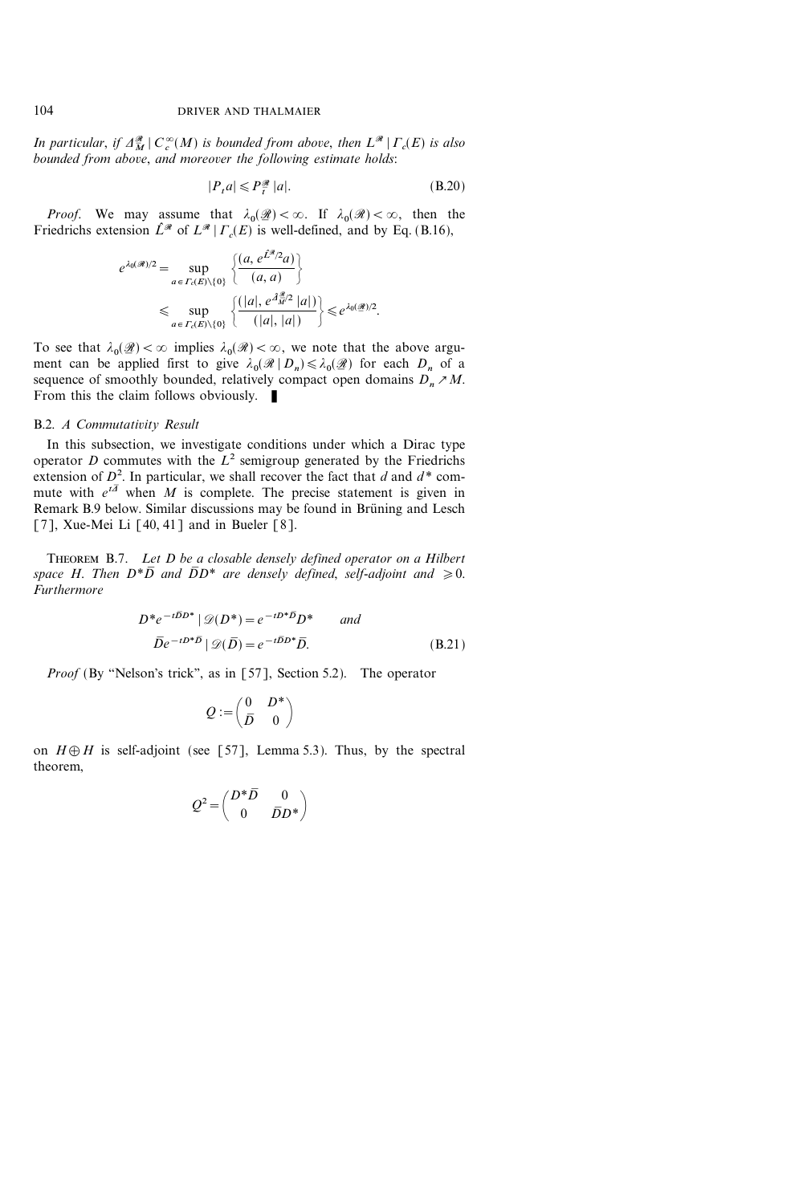*In particular, if $\Delta^{\mathscr{R}}_M \mid C^\infty_c(M)$ is bounded from above, then $L^{\mathscr{R}} \mid \Gamma_c(E)$ is also bounded from above, and moreover the following estimate holds*:

$$|P_t a| \leqslant P^{\mathscr{R}}_t |a|. \tag{B.20}$$

*Proof.* We may assume that $\lambda_0(\mathscr{Q}) < \infty$. If $\lambda_0(\mathscr{R}) < \infty$, then the Friedrichs extension $\hat{L}^{\mathscr{R}}$ of $L^{\mathscr{R}} \mid \Gamma_c(E)$ is well-defined, and by Eq. (B.16),

$$\begin{aligned} e^{\lambda_0(\mathscr{R})/2} &= \sup_{a \in \Gamma_c(E)\setminus\{0\}} \left\{ \frac{(a, e^{\hat{L}^{\mathscr{R}}/2} a)}{(a, a)} \right\} \\ &\leqslant \sup_{a \in \Gamma_c(E)\setminus\{0\}} \left\{ \frac{(|a|, e^{\hat{\Delta}^{\mathscr{R}}_M/2} |a|)}{(|a|, |a|)} \right\} \leqslant e^{\lambda_0(\mathscr{R})/2}. \end{aligned}$$

To see that $\lambda_0(\mathscr{Q}) < \infty$ implies $\lambda_0(\mathscr{R}) < \infty$, we note that the above argument can be applied first to give $\lambda_0(\mathscr{R} \mid D_n) \leqslant \lambda_0(\mathscr{Q})$ for each $D_n$ of a sequence of smoothly bounded, relatively compact open domains $D_n \nearrow M$. From this the claim follows obviously. ∎

### B.2. A Commutativity Result

In this subsection, we investigate conditions under which a Dirac type operator $D$ commutes with the $L^2$ semigroup generated by the Friedrichs extension of $D^2$. In particular, we shall recover the fact that $d$ and $d^*$ commute with $e^{t\bar{\Delta}}$ when $M$ is complete. The precise statement is given in Remark B.9 below. Similar discussions may be found in Brüning and Lesch [7], Xue-Mei Li [40, 41] and in Bueler [8].

THEOREM B.7. *Let $D$ be a closable densely defined operator on a Hilbert space $H$. Then $D^*\bar{D}$ and $\bar{D}D^*$ are densely defined, self-adjoint and $\geqslant 0$. Furthermore*

$$\begin{aligned} D^* e^{-t\bar{D}D^*} \mid \mathscr{D}(D^*) &= e^{-tD^*\bar{D}} D^* \qquad \textit{and} \\ \bar{D} e^{-tD^*\bar{D}} \mid \mathscr{D}(\bar{D}) &= e^{-t\bar{D}D^*} \bar{D}. \end{aligned} \tag{B.21}$$

*Proof* (By "Nelson's trick", as in [57], Section 5.2). The operator

$$Q := \begin{pmatrix} 0 & D^* \\ \bar{D} & 0 \end{pmatrix}$$

on $H \oplus H$ is self-adjoint (see [57], Lemma 5.3). Thus, by the spectral theorem,

$$Q^2 = \begin{pmatrix} D^*\bar{D} & 0 \\ 0 & \bar{D}D^* \end{pmatrix}$$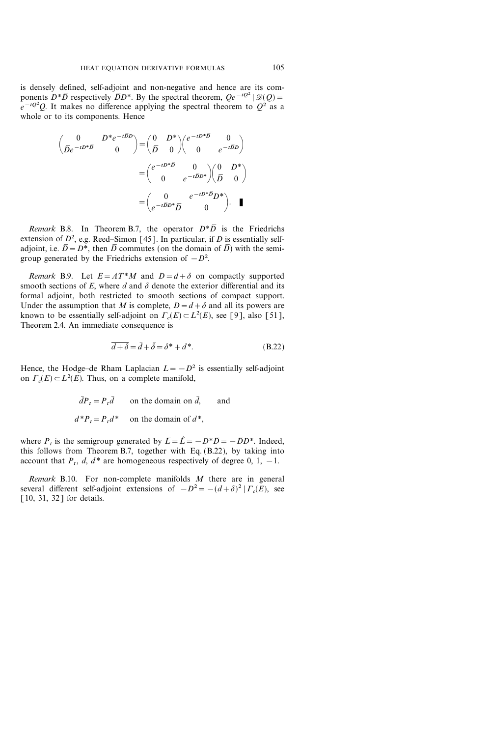is densely defined, self-adjoint and non-negative and hence are its components $D^*\bar{D}$ respectively $\bar{D}D^*$. By the spectral theorem, $Qe^{-tQ^2} \mid \mathscr{D}(Q) = e^{-tQ^2}Q$. It makes no difference applying the spectral theorem to $Q^2$ as a whole or to its components. Hence

$$
\begin{aligned}
\begin{pmatrix} 0 & D^* e^{-t\bar{D}D} \\ \bar{D}e^{-tD^*\bar{D}} & 0 \end{pmatrix} &= \begin{pmatrix} 0 & D^* \\ \bar{D} & 0 \end{pmatrix} \begin{pmatrix} e^{-tD^*\bar{D}} & 0 \\ 0 & e^{-t\bar{D}D} \end{pmatrix} \\
&= \begin{pmatrix} e^{-tD^*\bar{D}} & 0 \\ 0 & e^{-t\bar{D}D^*} \end{pmatrix} \begin{pmatrix} 0 & D^* \\ \bar{D} & 0 \end{pmatrix} \\
&= \begin{pmatrix} 0 & e^{-tD^*\bar{D}}D^* \\ e^{-t\bar{D}D^*}\bar{D} & 0 \end{pmatrix}. \quad \blacksquare
\end{aligned}
$$

*Remark* B.8. In Theorem B.7, the operator $D^*\bar{D}$ is the Friedrichs extension of $D^2$, e.g. Reed–Simon [45]. In particular, if $D$ is essentially self-adjoint, i.e. $\bar{D} = D^*$, then $\bar{D}$ commutes (on the domain of $\bar{D}$) with the semigroup generated by the Friedrichs extension of $-D^2$.

*Remark* B.9. Let $E = \Lambda T^*M$ and $D = d + \delta$ on compactly supported smooth sections of $E$, where $d$ and $\delta$ denote the exterior differential and its formal adjoint, both restricted to smooth sections of compact support. Under the assumption that $M$ is complete, $D = d + \delta$ and all its powers are known to be essentially self-adjoint on $\Gamma_c(E) \subset L^2(E)$, see [9], also [51], Theorem 2.4. An immediate consequence is

$$
\overline{d + \delta} = \bar{d} + \bar{\delta} = \delta^* + d^*. \tag{B.22}
$$

Hence, the Hodge–de Rham Laplacian $L = -D^2$ is essentially self-adjoint on $\Gamma_c(E) \subset L^2(E)$. Thus, on a complete manifold,

$$
\bar{d}P_t = P_t\bar{d} \qquad \text{on the domain on } \bar{d}, \qquad \text{and}
$$

$$
d^*P_t = P_t d^* \qquad \text{on the domain of } d^*,
$$

where $P_t$ is the semigroup generated by $\bar{L} = \hat{L} = -D^*\bar{D} = -\bar{D}D^*$. Indeed, this follows from Theorem B.7, together with Eq. (B.22), by taking into account that $P_t$, $d$, $d^*$ are homogeneous respectively of degree 0, 1, $-1$.

*Remark* B.10. For non-complete manifolds $M$ there are in general several different self-adjoint extensions of $-D^2 = -(d+\delta)^2 \mid \Gamma_c(E)$, see [10, 31, 32] for details.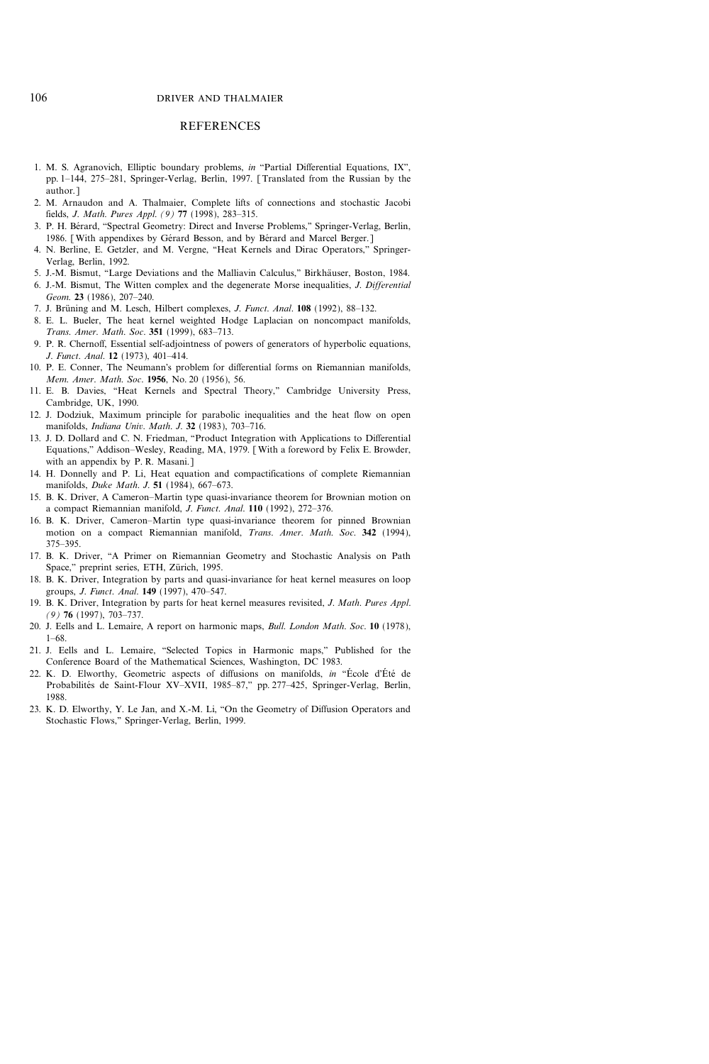## REFERENCES

1. M. S. Agranovich, Elliptic boundary problems, *in* "Partial Differential Equations, IX", pp. 1–144, 275–281, Springer-Verlag, Berlin, 1997. [Translated from the Russian by the author.]
2. M. Arnaudon and A. Thalmaier, Complete lifts of connections and stochastic Jacobi fields, *J. Math. Pures Appl. (9)* **77** (1998), 283–315.
3. P. H. Bérard, "Spectral Geometry: Direct and Inverse Problems," Springer-Verlag, Berlin, 1986. [With appendixes by Gérard Besson, and by Bérard and Marcel Berger.]
4. N. Berline, E. Getzler, and M. Vergne, "Heat Kernels and Dirac Operators," Springer-Verlag, Berlin, 1992.
5. J.-M. Bismut, "Large Deviations and the Malliavin Calculus," Birkhäuser, Boston, 1984.
6. J.-M. Bismut, The Witten complex and the degenerate Morse inequalities, *J. Differential Geom.* **23** (1986), 207–240.
7. J. Brüning and M. Lesch, Hilbert complexes, *J. Funct. Anal.* **108** (1992), 88–132.
8. E. L. Bueler, The heat kernel weighted Hodge Laplacian on noncompact manifolds, *Trans. Amer. Math. Soc.* **351** (1999), 683–713.
9. P. R. Chernoff, Essential self-adjointness of powers of generators of hyperbolic equations, *J. Funct. Anal.* **12** (1973), 401–414.
10. P. E. Conner, The Neumann's problem for differential forms on Riemannian manifolds, *Mem. Amer. Math. Soc.* **1956**, No. 20 (1956), 56.
11. E. B. Davies, "Heat Kernels and Spectral Theory," Cambridge University Press, Cambridge, UK, 1990.
12. J. Dodziuk, Maximum principle for parabolic inequalities and the heat flow on open manifolds, *Indiana Univ. Math. J.* **32** (1983), 703–716.
13. J. D. Dollard and C. N. Friedman, "Product Integration with Applications to Differential Equations," Addison–Wesley, Reading, MA, 1979. [With a foreword by Felix E. Browder, with an appendix by P. R. Masani.]
14. H. Donnelly and P. Li, Heat equation and compactifications of complete Riemannian manifolds, *Duke Math. J.* **51** (1984), 667–673.
15. B. K. Driver, A Cameron–Martin type quasi-invariance theorem for Brownian motion on a compact Riemannian manifold, *J. Funct. Anal.* **110** (1992), 272–376.
16. B. K. Driver, Cameron–Martin type quasi-invariance theorem for pinned Brownian motion on a compact Riemannian manifold, *Trans. Amer. Math. Soc.* **342** (1994), 375–395.
17. B. K. Driver, "A Primer on Riemannian Geometry and Stochastic Analysis on Path Space," preprint series, ETH, Zürich, 1995.
18. B. K. Driver, Integration by parts and quasi-invariance for heat kernel measures on loop groups, *J. Funct. Anal.* **149** (1997), 470–547.
19. B. K. Driver, Integration by parts for heat kernel measures revisited, *J. Math. Pures Appl. (9)* **76** (1997), 703–737.
20. J. Eells and L. Lemaire, A report on harmonic maps, *Bull. London Math. Soc.* **10** (1978), 1–68.
21. J. Eells and L. Lemaire, "Selected Topics in Harmonic maps," Published for the Conference Board of the Mathematical Sciences, Washington, DC 1983.
22. K. D. Elworthy, Geometric aspects of diffusions on manifolds, *in* "École d'Été de Probabilités de Saint-Flour XV–XVII, 1985–87," pp. 277–425, Springer-Verlag, Berlin, 1988.
23. K. D. Elworthy, Y. Le Jan, and X.-M. Li, "On the Geometry of Diffusion Operators and Stochastic Flows," Springer-Verlag, Berlin, 1999.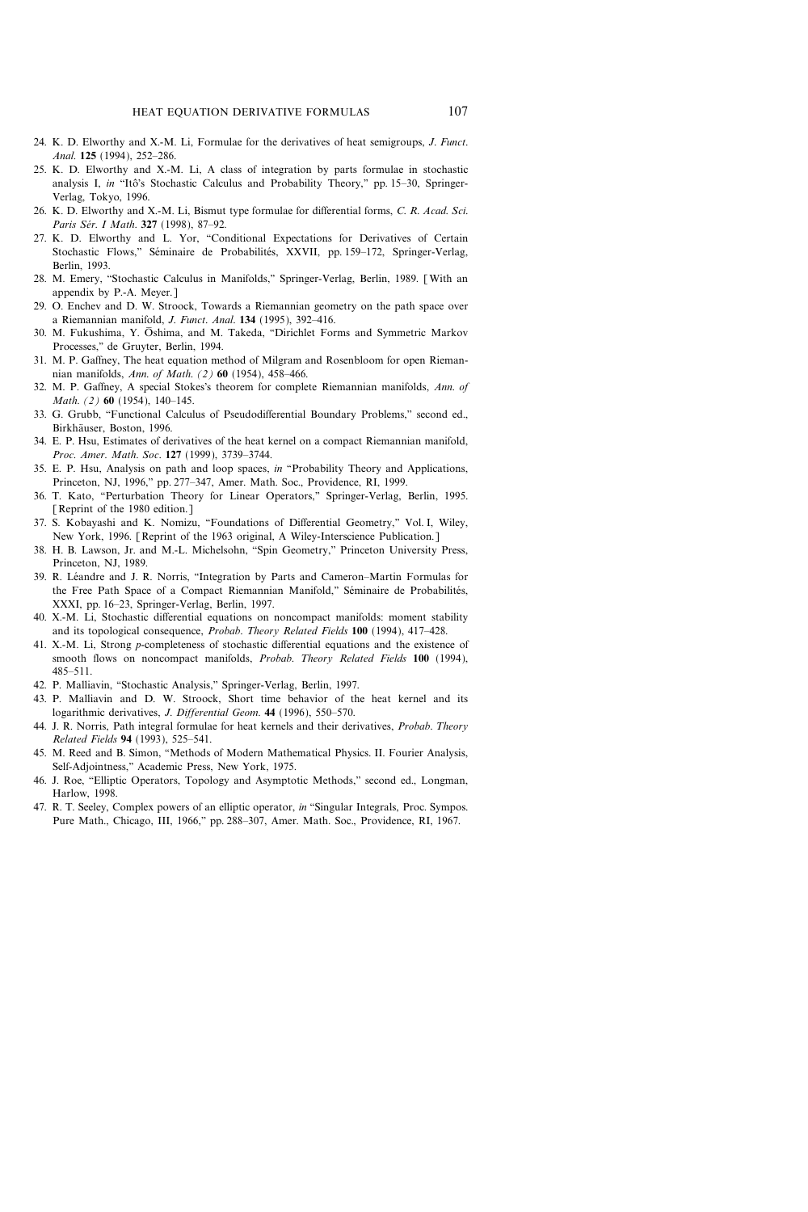24. K. D. Elworthy and X.-M. Li, Formulae for the derivatives of heat semigroups, *J. Funct. Anal.* **125** (1994), 252–286.
25. K. D. Elworthy and X.-M. Li, A class of integration by parts formulae in stochastic analysis I, *in* "Itô's Stochastic Calculus and Probability Theory," pp. 15–30, Springer-Verlag, Tokyo, 1996.
26. K. D. Elworthy and X.-M. Li, Bismut type formulae for differential forms, *C. R. Acad. Sci. Paris Sér. I Math.* **327** (1998), 87–92.
27. K. D. Elworthy and L. Yor, "Conditional Expectations for Derivatives of Certain Stochastic Flows," Séminaire de Probabilités, XXVII, pp. 159–172, Springer-Verlag, Berlin, 1993.
28. M. Emery, "Stochastic Calculus in Manifolds," Springer-Verlag, Berlin, 1989. [With an appendix by P.-A. Meyer.]
29. O. Enchev and D. W. Stroock, Towards a Riemannian geometry on the path space over a Riemannian manifold, *J. Funct. Anal.* **134** (1995), 392–416.
30. M. Fukushima, Y. Ōshima, and M. Takeda, "Dirichlet Forms and Symmetric Markov Processes," de Gruyter, Berlin, 1994.
31. M. P. Gaffney, The heat equation method of Milgram and Rosenbloom for open Riemannian manifolds, *Ann. of Math. (2)* **60** (1954), 458–466.
32. M. P. Gaffney, A special Stokes's theorem for complete Riemannian manifolds, *Ann. of Math. (2)* **60** (1954), 140–145.
33. G. Grubb, "Functional Calculus of Pseudodifferential Boundary Problems," second ed., Birkhäuser, Boston, 1996.
34. E. P. Hsu, Estimates of derivatives of the heat kernel on a compact Riemannian manifold, *Proc. Amer. Math. Soc.* **127** (1999), 3739–3744.
35. E. P. Hsu, Analysis on path and loop spaces, *in* "Probability Theory and Applications, Princeton, NJ, 1996," pp. 277–347, Amer. Math. Soc., Providence, RI, 1999.
36. T. Kato, "Perturbation Theory for Linear Operators," Springer-Verlag, Berlin, 1995. [Reprint of the 1980 edition.]
37. S. Kobayashi and K. Nomizu, "Foundations of Differential Geometry," Vol. I, Wiley, New York, 1996. [Reprint of the 1963 original, A Wiley-Interscience Publication.]
38. H. B. Lawson, Jr. and M.-L. Michelsohn, "Spin Geometry," Princeton University Press, Princeton, NJ, 1989.
39. R. Léandre and J. R. Norris, "Integration by Parts and Cameron–Martin Formulas for the Free Path Space of a Compact Riemannian Manifold," Séminaire de Probabilités, XXXI, pp. 16–23, Springer-Verlag, Berlin, 1997.
40. X.-M. Li, Stochastic differential equations on noncompact manifolds: moment stability and its topological consequence, *Probab. Theory Related Fields* **100** (1994), 417–428.
41. X.-M. Li, Strong *p*-completeness of stochastic differential equations and the existence of smooth flows on noncompact manifolds, *Probab. Theory Related Fields* **100** (1994), 485–511.
42. P. Malliavin, "Stochastic Analysis," Springer-Verlag, Berlin, 1997.
43. P. Malliavin and D. W. Stroock, Short time behavior of the heat kernel and its logarithmic derivatives, *J. Differential Geom.* **44** (1996), 550–570.
44. J. R. Norris, Path integral formulae for heat kernels and their derivatives, *Probab. Theory Related Fields* **94** (1993), 525–541.
45. M. Reed and B. Simon, "Methods of Modern Mathematical Physics. II. Fourier Analysis, Self-Adjointness," Academic Press, New York, 1975.
46. J. Roe, "Elliptic Operators, Topology and Asymptotic Methods," second ed., Longman, Harlow, 1998.
47. R. T. Seeley, Complex powers of an elliptic operator, *in* "Singular Integrals, Proc. Sympos. Pure Math., Chicago, III, 1966," pp. 288–307, Amer. Math. Soc., Providence, RI, 1967.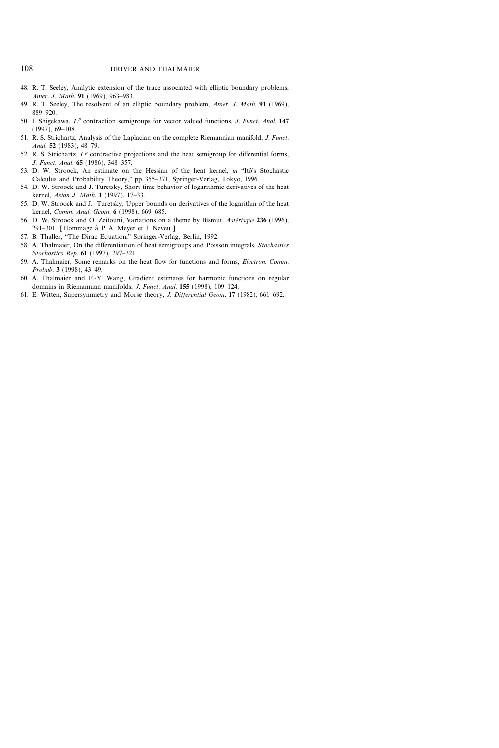48. R. T. Seeley, Analytic extension of the trace associated with elliptic boundary problems, *Amer. J. Math.* **91** (1969), 963–983.
49. R. T. Seeley, The resolvent of an elliptic boundary problem, *Amer. J. Math.* **91** (1969), 889–920.
50. I. Shigekawa, $L^p$ contraction semigroups for vector valued functions, *J. Funct. Anal.* **147** (1997), 69–108.
51. R. S. Strichartz, Analysis of the Laplacian on the complete Riemannian manifold, *J. Funct. Anal.* **52** (1983), 48–79.
52. R. S. Strichartz, $L^p$ contractive projections and the heat semigroup for differential forms, *J. Funct. Anal.* **65** (1986), 348–357.
53. D. W. Stroock, An estimate on the Hessian of the heat kernel, *in* "Itô's Stochastic Calculus and Probability Theory," pp. 355–371, Springer-Verlag, Tokyo, 1996.
54. D. W. Stroock and J. Turetsky, Short time behavior of logarithmic derivatives of the heat kernel, *Asian J. Math.* **1** (1997), 17–33.
55. D. W. Stroock and J. Turetsky, Upper bounds on derivatives of the logarithm of the heat kernel, *Comm. Anal. Geom.* **6** (1998), 669–685.
56. D. W. Stroock and O. Zeitouni, Variations on a theme by Bismut, *Astérisque* **236** (1996), 291–301. [Hommage à P. A. Meyer et J. Neveu.]
57. B. Thaller, "The Dirac Equation," Springer-Verlag, Berlin, 1992.
58. A. Thalmaier, On the differentiation of heat semigroups and Poisson integrals, *Stochastics Stochastics Rep.* **61** (1997), 297–321.
59. A. Thalmaier, Some remarks on the heat flow for functions and forms, *Electron. Comm. Probab.* **3** (1998), 43–49.
60. A. Thalmaier and F.-Y. Wang, Gradient estimates for harmonic functions on regular domains in Riemannian manifolds, *J. Funct. Anal.* **155** (1998), 109–124.
61. E. Witten, Supersymmetry and Morse theory, *J. Differential Geom.* **17** (1982), 661–692.